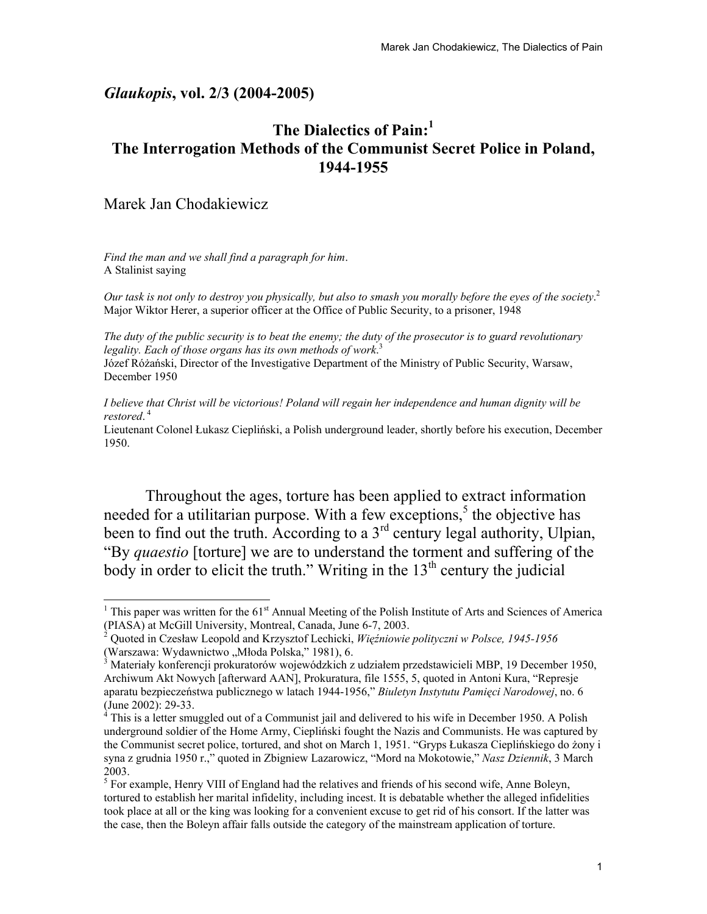## *Glaukopis*, vol. 2/3 (2004-2005)

# The Dialectics of Pain:[1] The Interrogation Methods of the Communist Secret Police in Poland, 1944-1955

Marek Jan Chodakiewicz

*Find the man and we shall find a paragraph for him*.
A Stalinist saying

*Our task is not only to destroy you physically, but also to smash you morally before the eyes of the society*.[2]
Major Wiktor Herer, a superior officer at the Office of Public Security, to a prisoner, 1948

*The duty of the public security is to beat the enemy; the duty of the prosecutor is to guard revolutionary legality. Each of those organs has its own methods of work*.[3]
Józef Różański, Director of the Investigative Department of the Ministry of Public Security, Warsaw, December 1950

*I believe that Christ will be victorious! Poland will regain her independence and human dignity will be restored*.[4]
Lieutenant Colonel Łukasz Ciepliński, a Polish underground leader, shortly before his execution, December 1950.

Throughout the ages, torture has been applied to extract information needed for a utilitarian purpose. With a few exceptions,[5] the objective has been to find out the truth. According to a 3rd century legal authority, Ulpian, "By *quaestio* [torture] we are to understand the torment and suffering of the body in order to elicit the truth." Writing in the 13th century the judicial

---

[1] This paper was written for the 61st Annual Meeting of the Polish Institute of Arts and Sciences of America (PIASA) at McGill University, Montreal, Canada, June 6-7, 2003.

[2] Quoted in Czesław Leopold and Krzysztof Lechicki, *Więźniowie polityczni w Polsce, 1945-1956* (Warszawa: Wydawnictwo „Młoda Polska," 1981), 6.

[3] Materiały konferencji prokuratorów wojewódzkich z udziałem przedstawicieli MBP, 19 December 1950, Archiwum Akt Nowych [afterward AAN], Prokuratura, file 1555, 5, quoted in Antoni Kura, "Represje aparatu bezpieczeństwa publicznego w latach 1944-1956," *Biuletyn Instytutu Pamięci Narodowej*, no. 6 (June 2002): 29-33.

[4] This is a letter smuggled out of a Communist jail and delivered to his wife in December 1950. A Polish underground soldier of the Home Army, Ciepliński fought the Nazis and Communists. He was captured by the Communist secret police, tortured, and shot on March 1, 1951. "Gryps Łukasza Cieplińskiego do żony i syna z grudnia 1950 r.," quoted in Zbigniew Lazarowicz, "Mord na Mokotowie," *Nasz Dziennik*, 3 March 2003.

[5] For example, Henry VIII of England had the relatives and friends of his second wife, Anne Boleyn, tortured to establish her marital infidelity, including incest. It is debatable whether the alleged infidelities took place at all or the king was looking for a convenient excuse to get rid of his consort. If the latter was the case, then the Boleyn affair falls outside the category of the mainstream application of torture.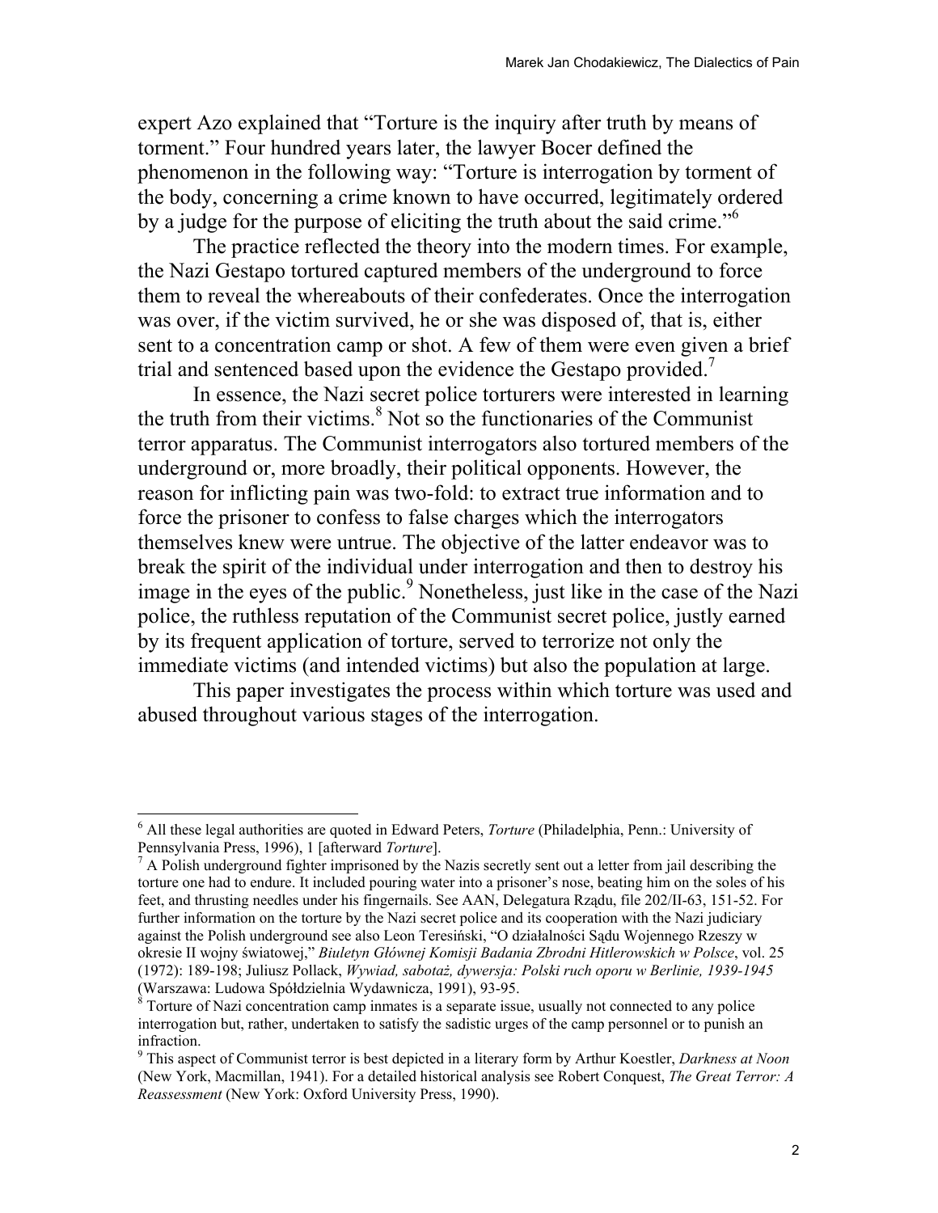expert Azo explained that "Torture is the inquiry after truth by means of torment." Four hundred years later, the lawyer Bocer defined the phenomenon in the following way: "Torture is interrogation by torment of the body, concerning a crime known to have occurred, legitimately ordered by a judge for the purpose of eliciting the truth about the said crime."[6]

The practice reflected the theory into the modern times. For example, the Nazi Gestapo tortured captured members of the underground to force them to reveal the whereabouts of their confederates. Once the interrogation was over, if the victim survived, he or she was disposed of, that is, either sent to a concentration camp or shot. A few of them were even given a brief trial and sentenced based upon the evidence the Gestapo provided.[7]

In essence, the Nazi secret police torturers were interested in learning the truth from their victims.[8] Not so the functionaries of the Communist terror apparatus. The Communist interrogators also tortured members of the underground or, more broadly, their political opponents. However, the reason for inflicting pain was two-fold: to extract true information and to force the prisoner to confess to false charges which the interrogators themselves knew were untrue. The objective of the latter endeavor was to break the spirit of the individual under interrogation and then to destroy his image in the eyes of the public.[9] Nonetheless, just like in the case of the Nazi police, the ruthless reputation of the Communist secret police, justly earned by its frequent application of torture, served to terrorize not only the immediate victims (and intended victims) but also the population at large.

This paper investigates the process within which torture was used and abused throughout various stages of the interrogation.

---

[6] All these legal authorities are quoted in Edward Peters, *Torture* (Philadelphia, Penn.: University of Pennsylvania Press, 1996), 1 [afterward *Torture*].

[7] A Polish underground fighter imprisoned by the Nazis secretly sent out a letter from jail describing the torture one had to endure. It included pouring water into a prisoner's nose, beating him on the soles of his feet, and thrusting needles under his fingernails. See AAN, Delegatura Rządu, file 202/II-63, 151-52. For further information on the torture by the Nazi secret police and its cooperation with the Nazi judiciary against the Polish underground see also Leon Teresiński, "O działalności Sądu Wojennego Rzeszy w okresie II wojny światowej," *Biuletyn Głównej Komisji Badania Zbrodni Hitlerowskich w Polsce*, vol. 25 (1972): 189-198; Juliusz Pollack, *Wywiad, sabotaż, dywersja: Polski ruch oporu w Berlinie, 1939-1945* (Warszawa: Ludowa Spółdzielnia Wydawnicza, 1991), 93-95.

[8] Torture of Nazi concentration camp inmates is a separate issue, usually not connected to any police interrogation but, rather, undertaken to satisfy the sadistic urges of the camp personnel or to punish an infraction.

[9] This aspect of Communist terror is best depicted in a literary form by Arthur Koestler, *Darkness at Noon* (New York, Macmillan, 1941). For a detailed historical analysis see Robert Conquest, *The Great Terror: A Reassessment* (New York: Oxford University Press, 1990).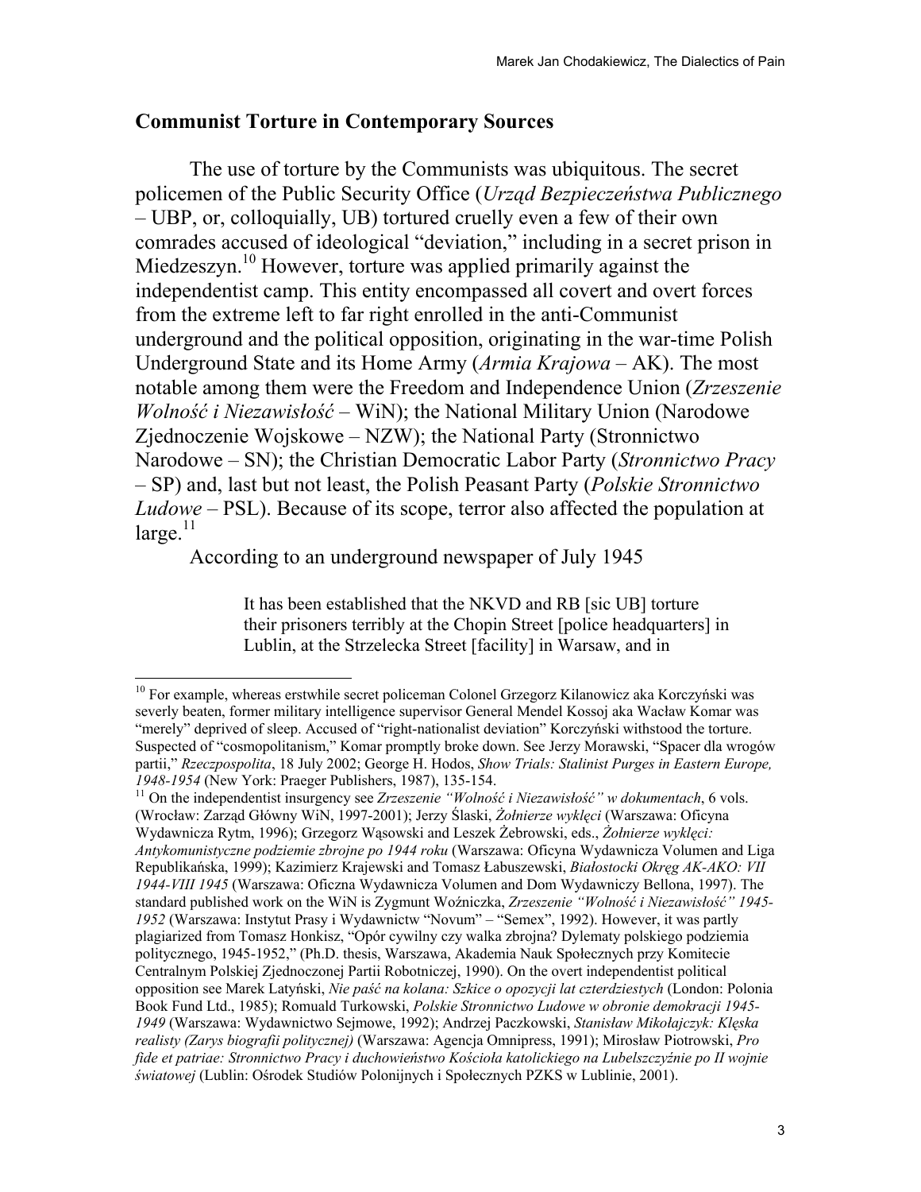## Communist Torture in Contemporary Sources

The use of torture by the Communists was ubiquitous. The secret policemen of the Public Security Office (*Urząd Bezpieczeństwa Publicznego* – UBP, or, colloquially, UB) tortured cruelly even a few of their own comrades accused of ideological "deviation," including in a secret prison in Miedzeszyn.[10] However, torture was applied primarily against the independentist camp. This entity encompassed all covert and overt forces from the extreme left to far right enrolled in the anti-Communist underground and the political opposition, originating in the war-time Polish Underground State and its Home Army (*Armia Krajowa* – AK). The most notable among them were the Freedom and Independence Union (*Zrzeszenie Wolność i Niezawisłość* – WiN); the National Military Union (Narodowe Zjednoczenie Wojskowe – NZW); the National Party (Stronnictwo Narodowe – SN); the Christian Democratic Labor Party (*Stronnictwo Pracy* – SP) and, last but not least, the Polish Peasant Party (*Polskie Stronnictwo Ludowe* – PSL). Because of its scope, terror also affected the population at large.[11]

According to an underground newspaper of July 1945

> It has been established that the NKVD and RB [sic UB] torture their prisoners terribly at the Chopin Street [police headquarters] in Lublin, at the Strzelecka Street [facility] in Warsaw, and in

---

[10] For example, whereas erstwhile secret policeman Colonel Grzegorz Kilanowicz aka Korczyński was severly beaten, former military intelligence supervisor General Mendel Kossoj aka Wacław Komar was "merely" deprived of sleep. Accused of "right-nationalist deviation" Korczyński withstood the torture. Suspected of "cosmopolitanism," Komar promptly broke down. See Jerzy Morawski, "Spacer dla wrogów partii," *Rzeczpospolita*, 18 July 2002; George H. Hodos, *Show Trials: Stalinist Purges in Eastern Europe, 1948-1954* (New York: Praeger Publishers, 1987), 135-154.

[11] On the independentist insurgency see *Zrzeszenie "Wolność i Niezawisłość" w dokumentach*, 6 vols. (Wrocław: Zarząd Główny WiN, 1997-2001); Jerzy Ślaski, *Żołnierze wyklęci* (Warszawa: Oficyna Wydawnicza Rytm, 1996); Grzegorz Wąsowski and Leszek Żebrowski, eds., *Żołnierze wyklęci: Antykomunistyczne podziemie zbrojne po 1944 roku* (Warszawa: Oficyna Wydawnicza Volumen and Liga Republikańska, 1999); Kazimierz Krajewski and Tomasz Łabuszewski, *Białostocki Okręg AK-AKO: VII 1944-VIII 1945* (Warszawa: Oficzna Wydawnicza Volumen and Dom Wydawniczy Bellona, 1997). The standard published work on the WiN is Zygmunt Woźniczka, *Zrzeszenie "Wolność i Niezawisłość" 1945-1952* (Warszawa: Instytut Prasy i Wydawnictw "Novum" – "Semex", 1992). However, it was partly plagiarized from Tomasz Honkisz, "Opór cywilny czy walka zbrojna? Dylematy polskiego podziemia politycznego, 1945-1952," (Ph.D. thesis, Warszawa, Akademia Nauk Społecznych przy Komitecie Centralnym Polskiej Zjednoczonej Partii Robotniczej, 1990). On the overt independentist political opposition see Marek Latyński, *Nie paść na kolana: Szkice o opozycji lat czterdziestych* (London: Polonia Book Fund Ltd., 1985); Romuald Turkowski, *Polskie Stronnictwo Ludowe w obronie demokracji 1945-1949* (Warszawa: Wydawnictwo Sejmowe, 1992); Andrzej Paczkowski, *Stanisław Mikołajczyk: Klęska realisty (Zarys biografii politycznej)* (Warszawa: Agencja Omnipress, 1991); Mirosław Piotrowski, *Pro fide et patriae: Stronnictwo Pracy i duchowieństwo Kościoła katolickiego na Lubelszczyźnie po II wojnie światowej* (Lublin: Ośrodek Studiów Polonijnych i Społecznych PZKS w Lublinie, 2001).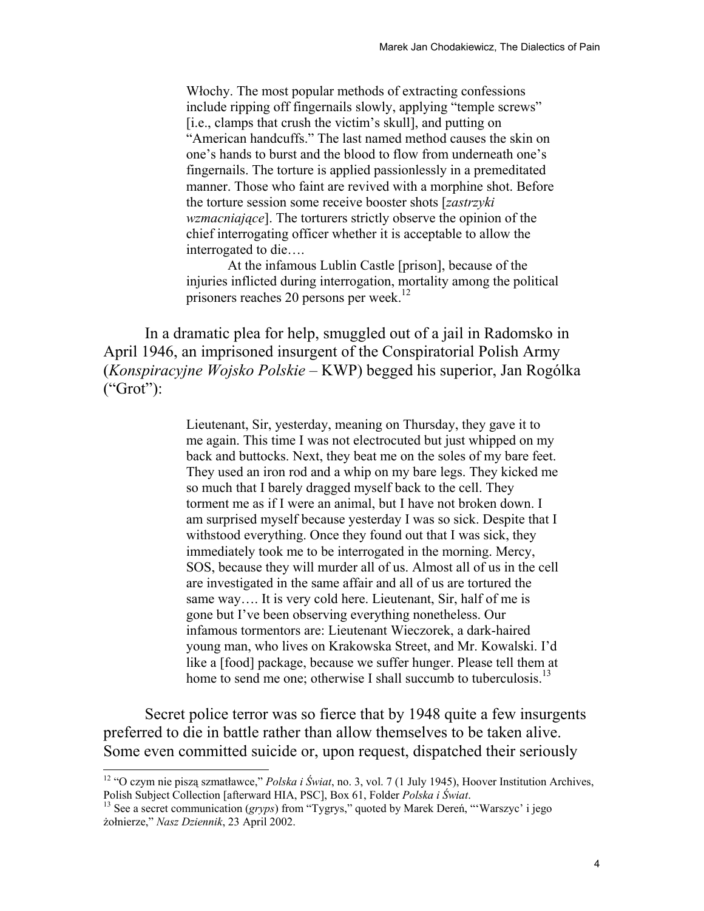> Włochy. The most popular methods of extracting confessions include ripping off fingernails slowly, applying "temple screws" [i.e., clamps that crush the victim's skull], and putting on "American handcuffs." The last named method causes the skin on one's hands to burst and the blood to flow from underneath one's fingernails. The torture is applied passionlessly in a premeditated manner. Those who faint are revived with a morphine shot. Before the torture session some receive booster shots [*zastrzyki wzmacniające*]. The torturers strictly observe the opinion of the chief interrogating officer whether it is acceptable to allow the interrogated to die….
>
> At the infamous Lublin Castle [prison], because of the injuries inflicted during interrogation, mortality among the political prisoners reaches 20 persons per week.[12]

In a dramatic plea for help, smuggled out of a jail in Radomsko in April 1946, an imprisoned insurgent of the Conspiratorial Polish Army (*Konspiracyjne Wojsko Polskie* – KWP) begged his superior, Jan Rogólka ("Grot"):

> Lieutenant, Sir, yesterday, meaning on Thursday, they gave it to me again. This time I was not electrocuted but just whipped on my back and buttocks. Next, they beat me on the soles of my bare feet. They used an iron rod and a whip on my bare legs. They kicked me so much that I barely dragged myself back to the cell. They torment me as if I were an animal, but I have not broken down. I am surprised myself because yesterday I was so sick. Despite that I withstood everything. Once they found out that I was sick, they immediately took me to be interrogated in the morning. Mercy, SOS, because they will murder all of us. Almost all of us in the cell are investigated in the same affair and all of us are tortured the same way…. It is very cold here. Lieutenant, Sir, half of me is gone but I've been observing everything nonetheless. Our infamous tormentors are: Lieutenant Wieczorek, a dark-haired young man, who lives on Krakowska Street, and Mr. Kowalski. I'd like a [food] package, because we suffer hunger. Please tell them at home to send me one; otherwise I shall succumb to tuberculosis.[13]

Secret police terror was so fierce that by 1948 quite a few insurgents preferred to die in battle rather than allow themselves to be taken alive. Some even committed suicide or, upon request, dispatched their seriously

---

[12] "O czym nie piszą szmatławce," *Polska i Świat*, no. 3, vol. 7 (1 July 1945), Hoover Institution Archives, Polish Subject Collection [afterward HIA, PSC], Box 61, Folder *Polska i Świat*.

[13] See a secret communication (*gryps*) from "Tygrys," quoted by Marek Dereń, "'Warszyc' i jego żołnierze," *Nasz Dziennik*, 23 April 2002.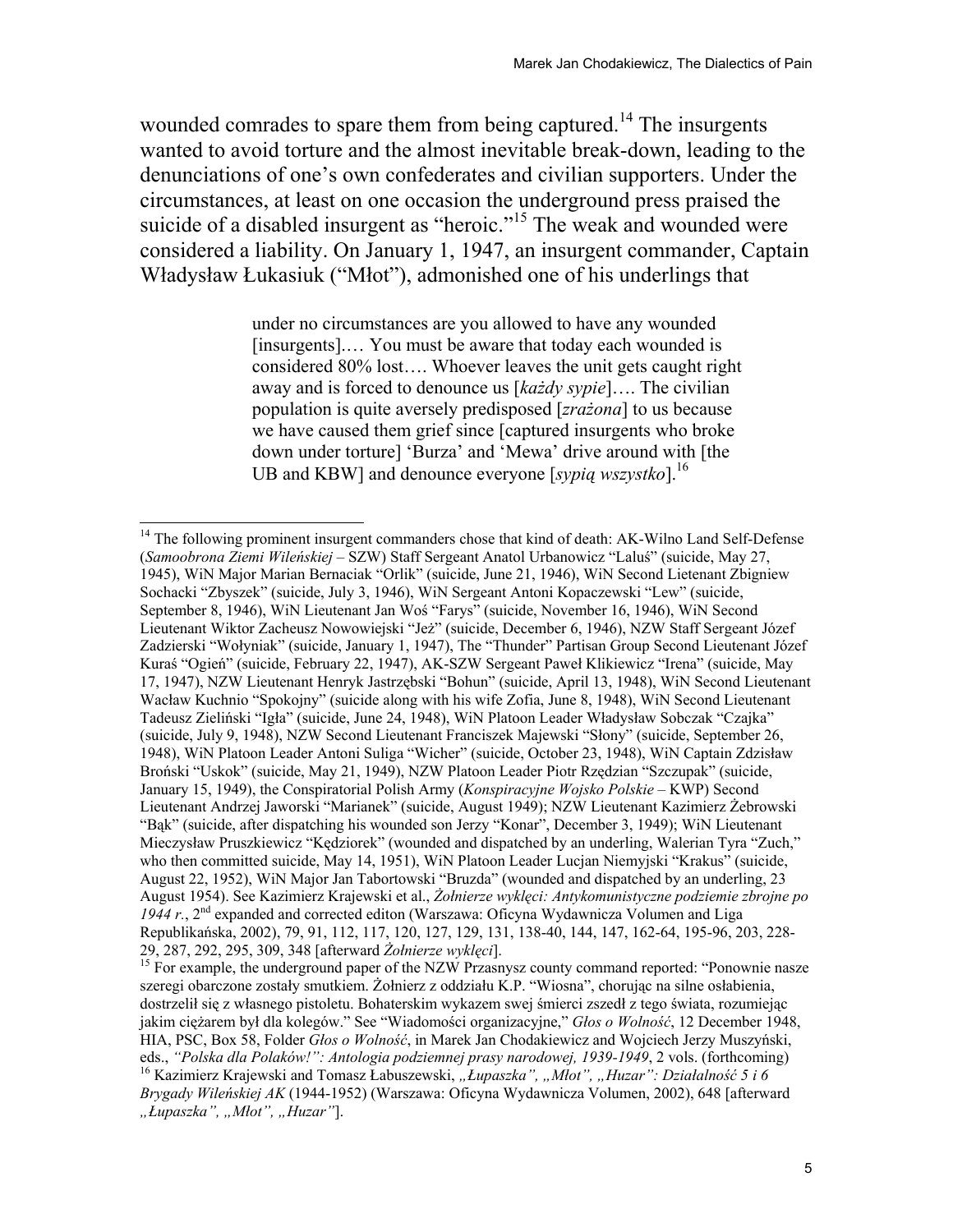wounded comrades to spare them from being captured.[14] The insurgents wanted to avoid torture and the almost inevitable break-down, leading to the denunciations of one's own confederates and civilian supporters. Under the circumstances, at least on one occasion the underground press praised the suicide of a disabled insurgent as "heroic."[15] The weak and wounded were considered a liability. On January 1, 1947, an insurgent commander, Captain Władysław Łukasiuk ("Młot"), admonished one of his underlings that

> under no circumstances are you allowed to have any wounded [insurgents].… You must be aware that today each wounded is considered 80% lost…. Whoever leaves the unit gets caught right away and is forced to denounce us [*każdy sypie*]…. The civilian population is quite aversely predisposed [*zrażona*] to us because we have caused them grief since [captured insurgents who broke down under torture] 'Burza' and 'Mewa' drive around with [the UB and KBW] and denounce everyone [*sypią wszystko*].[16]

---

[14] The following prominent insurgent commanders chose that kind of death: AK-Wilno Land Self-Defense (*Samoobrona Ziemi Wileńskiej* – SZW) Staff Sergeant Anatol Urbanowicz "Laluś" (suicide, May 27, 1945), WiN Major Marian Bernaciak "Orlik" (suicide, June 21, 1946), WiN Second Lietenant Zbigniew Sochacki "Zbyszek" (suicide, July 3, 1946), WiN Sergeant Antoni Kopaczewski "Lew" (suicide, September 8, 1946), WiN Lieutenant Jan Woś "Farys" (suicide, November 16, 1946), WiN Second Lieutenant Wiktor Zacheusz Nowowiejski "Jeż" (suicide, December 6, 1946), NZW Staff Sergeant Józef Zadzierski "Wołyniak" (suicide, January 1, 1947), The "Thunder" Partisan Group Second Lieutenant Józef Kuraś "Ogień" (suicide, February 22, 1947), AK-SZW Sergeant Paweł Klikiewicz "Irena" (suicide, May 17, 1947), NZW Lieutenant Henryk Jastrzębski "Bohun" (suicide, April 13, 1948), WiN Second Lieutenant Wacław Kuchnio "Spokojny" (suicide along with his wife Zofia, June 8, 1948), WiN Second Lieutenant Tadeusz Zieliński "Igła" (suicide, June 24, 1948), WiN Platoon Leader Władysław Sobczak "Czajka" (suicide, July 9, 1948), NZW Second Lieutenant Franciszek Majewski "Słony" (suicide, September 26, 1948), WiN Platoon Leader Antoni Suliga "Wicher" (suicide, October 23, 1948), WiN Captain Zdzisław Broński "Uskok" (suicide, May 21, 1949), NZW Platoon Leader Piotr Rzędzian "Szczupak" (suicide, January 15, 1949), the Conspiratorial Polish Army (*Konspiracyjne Wojsko Polskie* – KWP) Second Lieutenant Andrzej Jaworski "Marianek" (suicide, August 1949); NZW Lieutenant Kazimierz Żebrowski "Bąk" (suicide, after dispatching his wounded son Jerzy "Konar", December 3, 1949); WiN Lieutenant Mieczysław Pruszkiewicz "Kędziorek" (wounded and dispatched by an underling, Walerian Tyra "Zuch," who then committed suicide, May 14, 1951), WiN Platoon Leader Lucjan Niemyjski "Krakus" (suicide, August 22, 1952), WiN Major Jan Tabortowski "Bruzda" (wounded and dispatched by an underling, 23 August 1954). See Kazimierz Krajewski et al., *Żołnierze wyklęci: Antykomunistyczne podziemie zbrojne po 1944 r.*, 2nd expanded and corrected editon (Warszawa: Oficyna Wydawnicza Volumen and Liga Republikańska, 2002), 79, 91, 112, 117, 120, 127, 129, 131, 138-40, 144, 147, 162-64, 195-96, 203, 228-29, 287, 292, 295, 309, 348 [afterward *Żołnierze wyklęci*].

[15] For example, the underground paper of the NZW Przasnysz county command reported: "Ponownie nasze szeregi obarczone zostały smutkiem. Żołnierz z oddziału K.P. "Wiosna", chorując na silne osłabienia, dostrzelił się z własnego pistoletu. Bohaterskim wykazem swej śmierci zszedł z tego świata, rozumiejąc jakim ciężarem był dla kolegów." See "Wiadomości organizacyjne," *Głos o Wolność*, 12 December 1948, HIA, PSC, Box 58, Folder *Głos o Wolność*, in Marek Jan Chodakiewicz and Wojciech Jerzy Muszyński, eds., *"Polska dla Polaków!": Antologia podziemnej prasy narodowej, 1939-1949*, 2 vols. (forthcoming)

[16] Kazimierz Krajewski and Tomasz Łabuszewski, *„Łupaszka", „Młot", „Huzar": Działalność 5 i 6 Brygady Wileńskiej AK* (1944-1952) (Warszawa: Oficyna Wydawnicza Volumen, 2002), 648 [afterward *„Łupaszka", „Młot", „Huzar"*].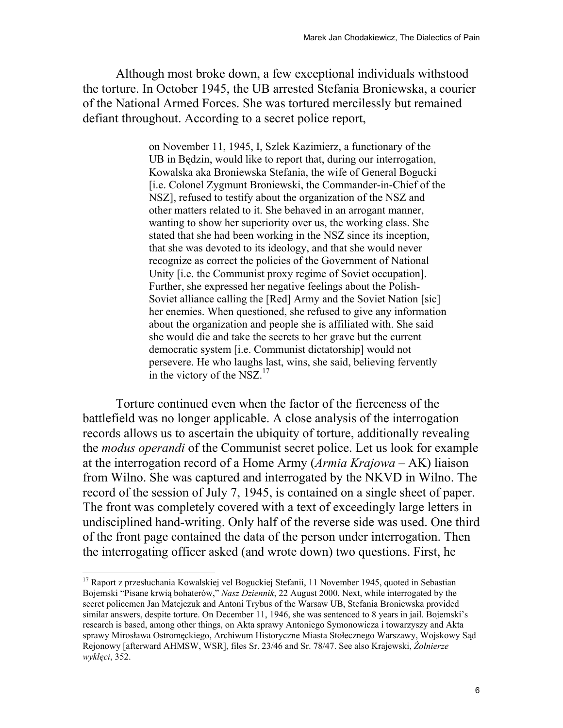Although most broke down, a few exceptional individuals withstood the torture. In October 1945, the UB arrested Stefania Broniewska, a courier of the National Armed Forces. She was tortured mercilessly but remained defiant throughout. According to a secret police report,

> on November 11, 1945, I, Szlek Kazimierz, a functionary of the UB in Będzin, would like to report that, during our interrogation, Kowalska aka Broniewska Stefania, the wife of General Bogucki [i.e. Colonel Zygmunt Broniewski, the Commander-in-Chief of the NSZ], refused to testify about the organization of the NSZ and other matters related to it. She behaved in an arrogant manner, wanting to show her superiority over us, the working class. She stated that she had been working in the NSZ since its inception, that she was devoted to its ideology, and that she would never recognize as correct the policies of the Government of National Unity [i.e. the Communist proxy regime of Soviet occupation]. Further, she expressed her negative feelings about the Polish-Soviet alliance calling the [Red] Army and the Soviet Nation [sic] her enemies. When questioned, she refused to give any information about the organization and people she is affiliated with. She said she would die and take the secrets to her grave but the current democratic system [i.e. Communist dictatorship] would not persevere. He who laughs last, wins, she said, believing fervently in the victory of the NSZ.[17]

Torture continued even when the factor of the fierceness of the battlefield was no longer applicable. A close analysis of the interrogation records allows us to ascertain the ubiquity of torture, additionally revealing the *modus operandi* of the Communist secret police. Let us look for example at the interrogation record of a Home Army (*Armia Krajowa* – AK) liaison from Wilno. She was captured and interrogated by the NKVD in Wilno. The record of the session of July 7, 1945, is contained on a single sheet of paper. The front was completely covered with a text of exceedingly large letters in undisciplined hand-writing. Only half of the reverse side was used. One third of the front page contained the data of the person under interrogation. Then the interrogating officer asked (and wrote down) two questions. First, he

---

[17] Raport z przesłuchania Kowalskiej vel Boguckiej Stefanii, 11 November 1945, quoted in Sebastian Bojemski "Pisane krwią bohaterów," *Nasz Dziennik*, 22 August 2000. Next, while interrogated by the secret policemen Jan Matejczuk and Antoni Trybus of the Warsaw UB, Stefania Broniewska provided similar answers, despite torture. On December 11, 1946, she was sentenced to 8 years in jail. Bojemski's research is based, among other things, on Akta sprawy Antoniego Symonowicza i towarzyszy and Akta sprawy Mirosława Ostromęckiego, Archiwum Historyczne Miasta Stołecznego Warszawy, Wojskowy Sąd Rejonowy [afterward AHMSW, WSR], files Sr. 23/46 and Sr. 78/47. See also Krajewski, *Żołnierze wyklęci*, 352.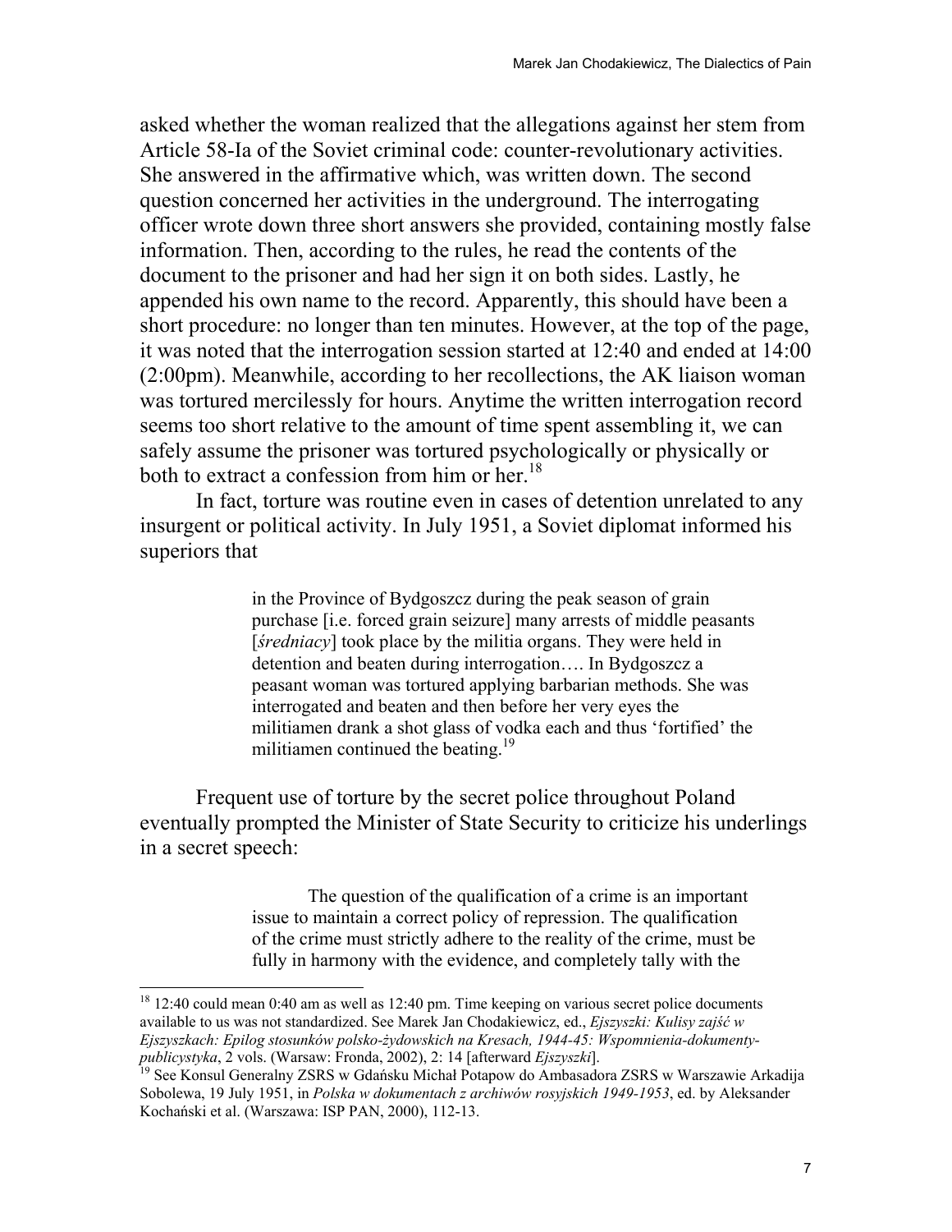asked whether the woman realized that the allegations against her stem from Article 58-Ia of the Soviet criminal code: counter-revolutionary activities. She answered in the affirmative which, was written down. The second question concerned her activities in the underground. The interrogating officer wrote down three short answers she provided, containing mostly false information. Then, according to the rules, he read the contents of the document to the prisoner and had her sign it on both sides. Lastly, he appended his own name to the record. Apparently, this should have been a short procedure: no longer than ten minutes. However, at the top of the page, it was noted that the interrogation session started at 12:40 and ended at 14:00 (2:00pm). Meanwhile, according to her recollections, the AK liaison woman was tortured mercilessly for hours. Anytime the written interrogation record seems too short relative to the amount of time spent assembling it, we can safely assume the prisoner was tortured psychologically or physically or both to extract a confession from him or her.[18]

In fact, torture was routine even in cases of detention unrelated to any insurgent or political activity. In July 1951, a Soviet diplomat informed his superiors that

> in the Province of Bydgoszcz during the peak season of grain purchase [i.e. forced grain seizure] many arrests of middle peasants [*średniacy*] took place by the militia organs. They were held in detention and beaten during interrogation…. In Bydgoszcz a peasant woman was tortured applying barbarian methods. She was interrogated and beaten and then before her very eyes the militiamen drank a shot glass of vodka each and thus 'fortified' the militiamen continued the beating.[19]

Frequent use of torture by the secret police throughout Poland eventually prompted the Minister of State Security to criticize his underlings in a secret speech:

> The question of the qualification of a crime is an important issue to maintain a correct policy of repression. The qualification of the crime must strictly adhere to the reality of the crime, must be fully in harmony with the evidence, and completely tally with the

---

[18] 12:40 could mean 0:40 am as well as 12:40 pm. Time keeping on various secret police documents available to us was not standardized. See Marek Jan Chodakiewicz, ed., *Ejszyszki: Kulisy zajść w Ejszyszkach: Epilog stosunków polsko-żydowskich na Kresach, 1944-45: Wspomnienia-dokumenty-publicystyka*, 2 vols. (Warsaw: Fronda, 2002), 2: 14 [afterward *Ejszyszki*].

[19] See Konsul Generalny ZSRS w Gdańsku Michał Potapow do Ambasadora ZSRS w Warszawie Arkadija Sobolewa, 19 July 1951, in *Polska w dokumentach z archiwów rosyjskich 1949-1953*, ed. by Aleksander Kochański et al. (Warszawa: ISP PAN, 2000), 112-13.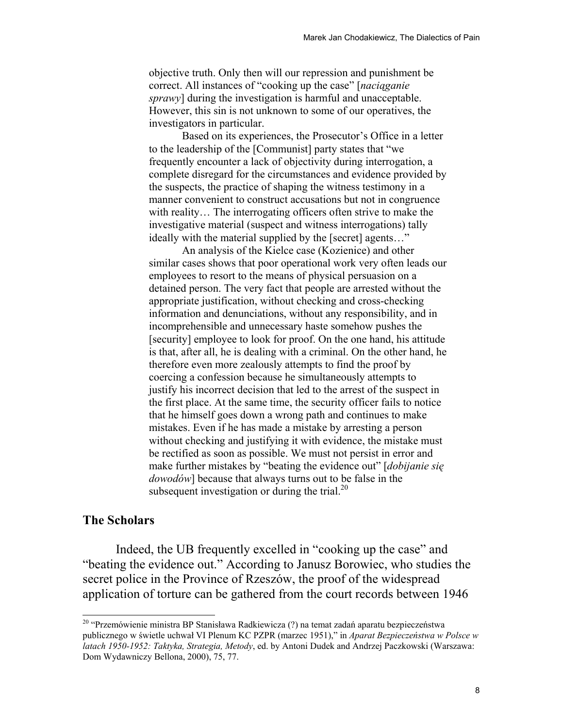> objective truth. Only then will our repression and punishment be correct. All instances of "cooking up the case" [*naciąganie sprawy*] during the investigation is harmful and unacceptable. However, this sin is not unknown to some of our operatives, the investigators in particular.
>
> Based on its experiences, the Prosecutor's Office in a letter to the leadership of the [Communist] party states that "we frequently encounter a lack of objectivity during interrogation, a complete disregard for the circumstances and evidence provided by the suspects, the practice of shaping the witness testimony in a manner convenient to construct accusations but not in congruence with reality… The interrogating officers often strive to make the investigative material (suspect and witness interrogations) tally ideally with the material supplied by the [secret] agents…"
>
> An analysis of the Kielce case (Kozienice) and other similar cases shows that poor operational work very often leads our employees to resort to the means of physical persuasion on a detained person. The very fact that people are arrested without the appropriate justification, without checking and cross-checking information and denunciations, without any responsibility, and in incomprehensible and unnecessary haste somehow pushes the [security] employee to look for proof. On the one hand, his attitude is that, after all, he is dealing with a criminal. On the other hand, he therefore even more zealously attempts to find the proof by coercing a confession because he simultaneously attempts to justify his incorrect decision that led to the arrest of the suspect in the first place. At the same time, the security officer fails to notice that he himself goes down a wrong path and continues to make mistakes. Even if he has made a mistake by arresting a person without checking and justifying it with evidence, the mistake must be rectified as soon as possible. We must not persist in error and make further mistakes by "beating the evidence out" [*dobijanie się dowodów*] because that always turns out to be false in the subsequent investigation or during the trial.[20]

## The Scholars

Indeed, the UB frequently excelled in "cooking up the case" and "beating the evidence out." According to Janusz Borowiec, who studies the secret police in the Province of Rzeszów, the proof of the widespread application of torture can be gathered from the court records between 1946

---

[20] "Przemówienie ministra BP Stanisława Radkiewicza (?) na temat zadań aparatu bezpieczeństwa publicznego w świetle uchwał VI Plenum KC PZPR (marzec 1951)," in *Aparat Bezpieczeństwa w Polsce w latach 1950-1952: Taktyka, Strategia, Metody*, ed. by Antoni Dudek and Andrzej Paczkowski (Warszawa: Dom Wydawniczy Bellona, 2000), 75, 77.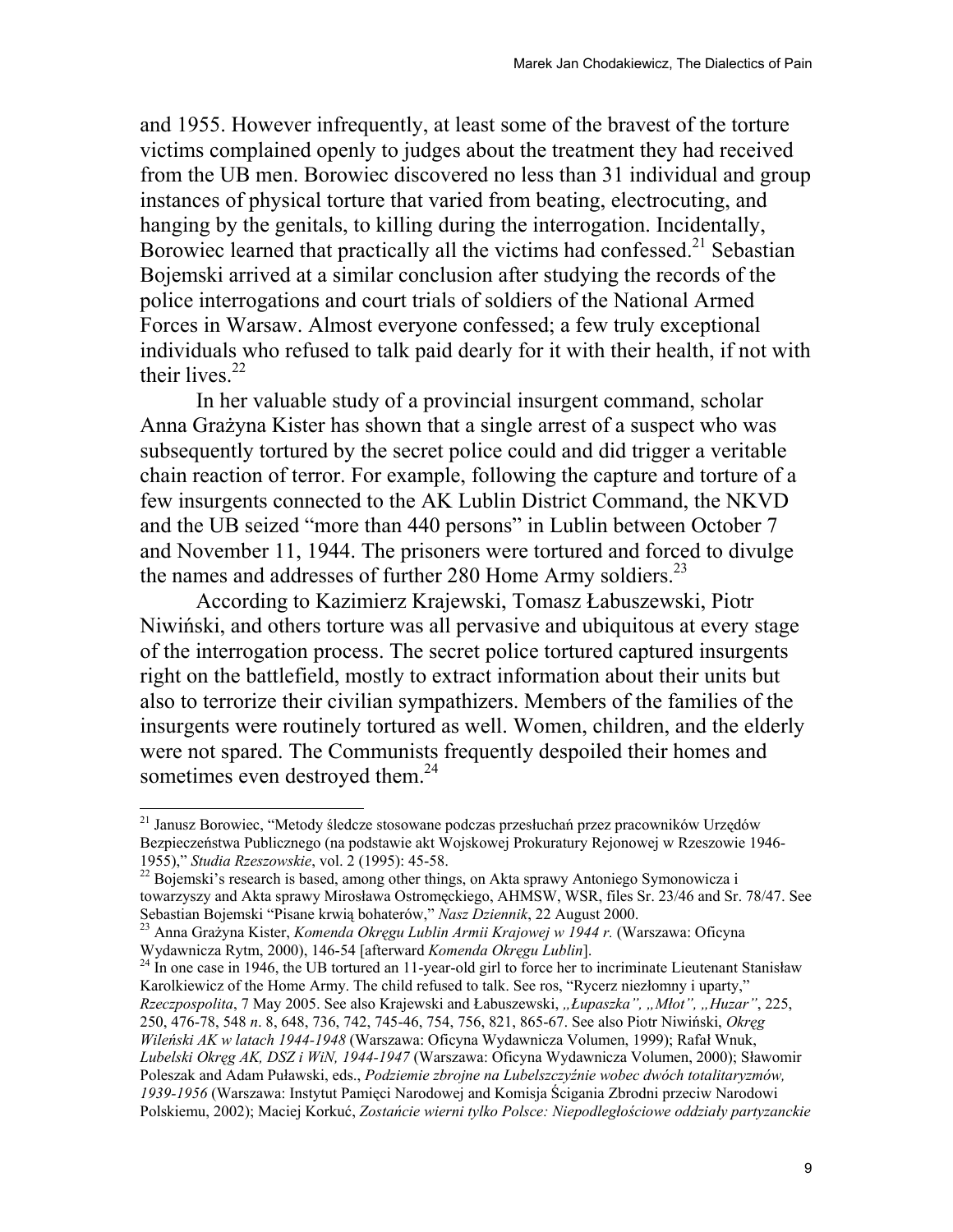and 1955. However infrequently, at least some of the bravest of the torture victims complained openly to judges about the treatment they had received from the UB men. Borowiec discovered no less than 31 individual and group instances of physical torture that varied from beating, electrocuting, and hanging by the genitals, to killing during the interrogation. Incidentally, Borowiec learned that practically all the victims had confessed.[21] Sebastian Bojemski arrived at a similar conclusion after studying the records of the police interrogations and court trials of soldiers of the National Armed Forces in Warsaw. Almost everyone confessed; a few truly exceptional individuals who refused to talk paid dearly for it with their health, if not with their lives.[22]

In her valuable study of a provincial insurgent command, scholar Anna Grażyna Kister has shown that a single arrest of a suspect who was subsequently tortured by the secret police could and did trigger a veritable chain reaction of terror. For example, following the capture and torture of a few insurgents connected to the AK Lublin District Command, the NKVD and the UB seized "more than 440 persons" in Lublin between October 7 and November 11, 1944. The prisoners were tortured and forced to divulge the names and addresses of further 280 Home Army soldiers.[23]

According to Kazimierz Krajewski, Tomasz Łabuszewski, Piotr Niwiński, and others torture was all pervasive and ubiquitous at every stage of the interrogation process. The secret police tortured captured insurgents right on the battlefield, mostly to extract information about their units but also to terrorize their civilian sympathizers. Members of the families of the insurgents were routinely tortured as well. Women, children, and the elderly were not spared. The Communists frequently despoiled their homes and sometimes even destroyed them.[24]

---

[21] Janusz Borowiec, "Metody śledcze stosowane podczas przesłuchań przez pracowników Urzędów Bezpieczeństwa Publicznego (na podstawie akt Wojskowej Prokuratury Rejonowej w Rzeszowie 1946-1955)," *Studia Rzeszowskie*, vol. 2 (1995): 45-58.

[22] Bojemski's research is based, among other things, on Akta sprawy Antoniego Symonowicza i towarzyszy and Akta sprawy Mirosława Ostromęckiego, AHMSW, WSR, files Sr. 23/46 and Sr. 78/47. See Sebastian Bojemski "Pisane krwią bohaterów," *Nasz Dziennik*, 22 August 2000.

[23] Anna Grażyna Kister, *Komenda Okręgu Lublin Armii Krajowej w 1944 r.* (Warszawa: Oficyna Wydawnicza Rytm, 2000), 146-54 [afterward *Komenda Okręgu Lublin*].

[24] In one case in 1946, the UB tortured an 11-year-old girl to force her to incriminate Lieutenant Stanisław Karolkiewicz of the Home Army. The child refused to talk. See ros, "Rycerz niezłomny i uparty," *Rzeczpospolita*, 7 May 2005. See also Krajewski and Łabuszewski, *„Łupaszka", „Młot", „Huzar"*, 225, 250, 476-78, 548 *n*. 8, 648, 736, 742, 745-46, 754, 756, 821, 865-67. See also Piotr Niwiński, *Okręg Wileński AK w latach 1944-1948* (Warszawa: Oficyna Wydawnicza Volumen, 1999); Rafał Wnuk, *Lubelski Okręg AK, DSZ i WiN, 1944-1947* (Warszawa: Oficyna Wydawnicza Volumen, 2000); Sławomir Poleszak and Adam Puławski, eds., *Podziemie zbrojne na Lubelszczyźnie wobec dwóch totalitaryzmów, 1939-1956* (Warszawa: Instytut Pamięci Narodowej and Komisja Ścigania Zbrodni przeciw Narodowi Polskiemu, 2002); Maciej Korkuć, *Zostańcie wierni tylko Polsce: Niepodległościowe oddziały partyzanckie*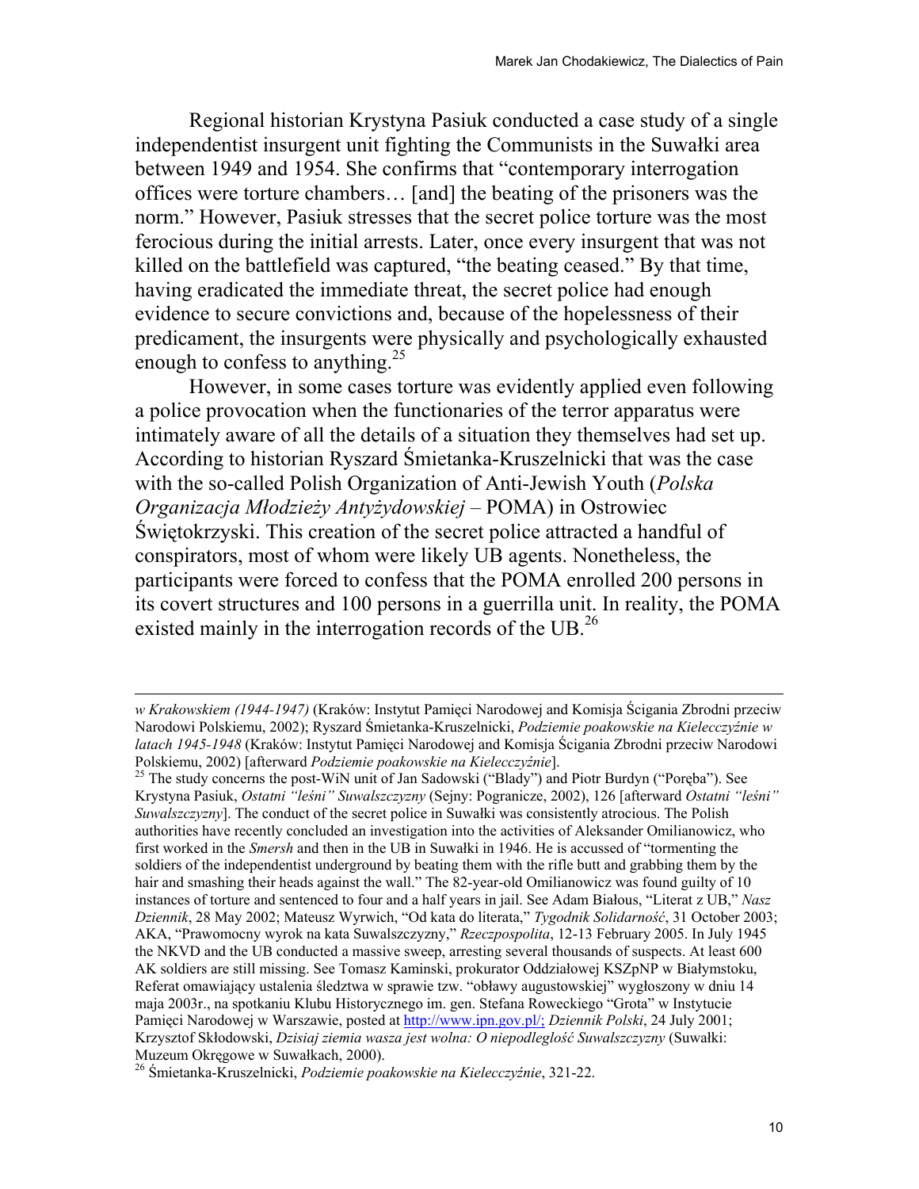Regional historian Krystyna Pasiuk conducted a case study of a single independentist insurgent unit fighting the Communists in the Suwałki area between 1949 and 1954. She confirms that "contemporary interrogation offices were torture chambers… [and] the beating of the prisoners was the norm." However, Pasiuk stresses that the secret police torture was the most ferocious during the initial arrests. Later, once every insurgent that was not killed on the battlefield was captured, "the beating ceased." By that time, having eradicated the immediate threat, the secret police had enough evidence to secure convictions and, because of the hopelessness of their predicament, the insurgents were physically and psychologically exhausted enough to confess to anything.[25]

However, in some cases torture was evidently applied even following a police provocation when the functionaries of the terror apparatus were intimately aware of all the details of a situation they themselves had set up. According to historian Ryszard Śmietanka-Kruszelnicki that was the case with the so-called Polish Organization of Anti-Jewish Youth (*Polska Organizacja Młodzieży Antyżydowskiej* – POMA) in Ostrowiec Świętokrzyski. This creation of the secret police attracted a handful of conspirators, most of whom were likely UB agents. Nonetheless, the participants were forced to confess that the POMA enrolled 200 persons in its covert structures and 100 persons in a guerrilla unit. In reality, the POMA existed mainly in the interrogation records of the UB.[26]

---

*w Krakowskiem (1944-1947)* (Kraków: Instytut Pamięci Narodowej and Komisja Ścigania Zbrodni przeciw Narodowi Polskiemu, 2002); Ryszard Śmietanka-Kruszelnicki, *Podziemie poakowskie na Kielecczyźnie w latach 1945-1948* (Kraków: Instytut Pamięci Narodowej and Komisja Ścigania Zbrodni przeciw Narodowi Polskiemu, 2002) [afterward *Podziemie poakowskie na Kielecczyźnie*].

[25] The study concerns the post-WiN unit of Jan Sadowski ("Blady") and Piotr Burdyn ("Poręba"). See Krystyna Pasiuk, *Ostatni "leśni" Suwalszczyzny* (Sejny: Pogranicze, 2002), 126 [afterward *Ostatni "leśni" Suwalszczyzny*]. The conduct of the secret police in Suwałki was consistently atrocious. The Polish authorities have recently concluded an investigation into the activities of Aleksander Omilianowicz, who first worked in the *Smersh* and then in the UB in Suwałki in 1946. He is accussed of "tormenting the soldiers of the independentist underground by beating them with the rifle butt and grabbing them by the hair and smashing their heads against the wall." The 82-year-old Omilianowicz was found guilty of 10 instances of torture and sentenced to four and a half years in jail. See Adam Białous, "Literat z UB," *Nasz Dziennik*, 28 May 2002; Mateusz Wyrwich, "Od kata do literata," *Tygodnik Solidarność*, 31 October 2003; AKA, "Prawomocny wyrok na kata Suwalszczyzny," *Rzeczpospolita*, 12-13 February 2005. In July 1945 the NKVD and the UB conducted a massive sweep, arresting several thousands of suspects. At least 600 AK soldiers are still missing. See Tomasz Kaminski, prokurator Oddziałowej KSZpNP w Białymstoku, Referat omawiający ustalenia śledztwa w sprawie tzw. "obławy augustowskiej" wygłoszony w dniu 14 maja 2003r., na spotkaniu Klubu Historycznego im. gen. Stefana Roweckiego "Grota" w Instytucie Pamięci Narodowej w Warszawie, posted at http://www.ipn.gov.pl/; *Dziennik Polski*, 24 July 2001; Krzysztof Skłodowski, *Dzisiaj ziemia wasza jest wolna: O niepodległość Suwalszczyzny* (Suwałki: Muzeum Okręgowe w Suwałkach, 2000).

[26] Śmietanka-Kruszelnicki, *Podziemie poakowskie na Kielecczyźnie*, 321-22.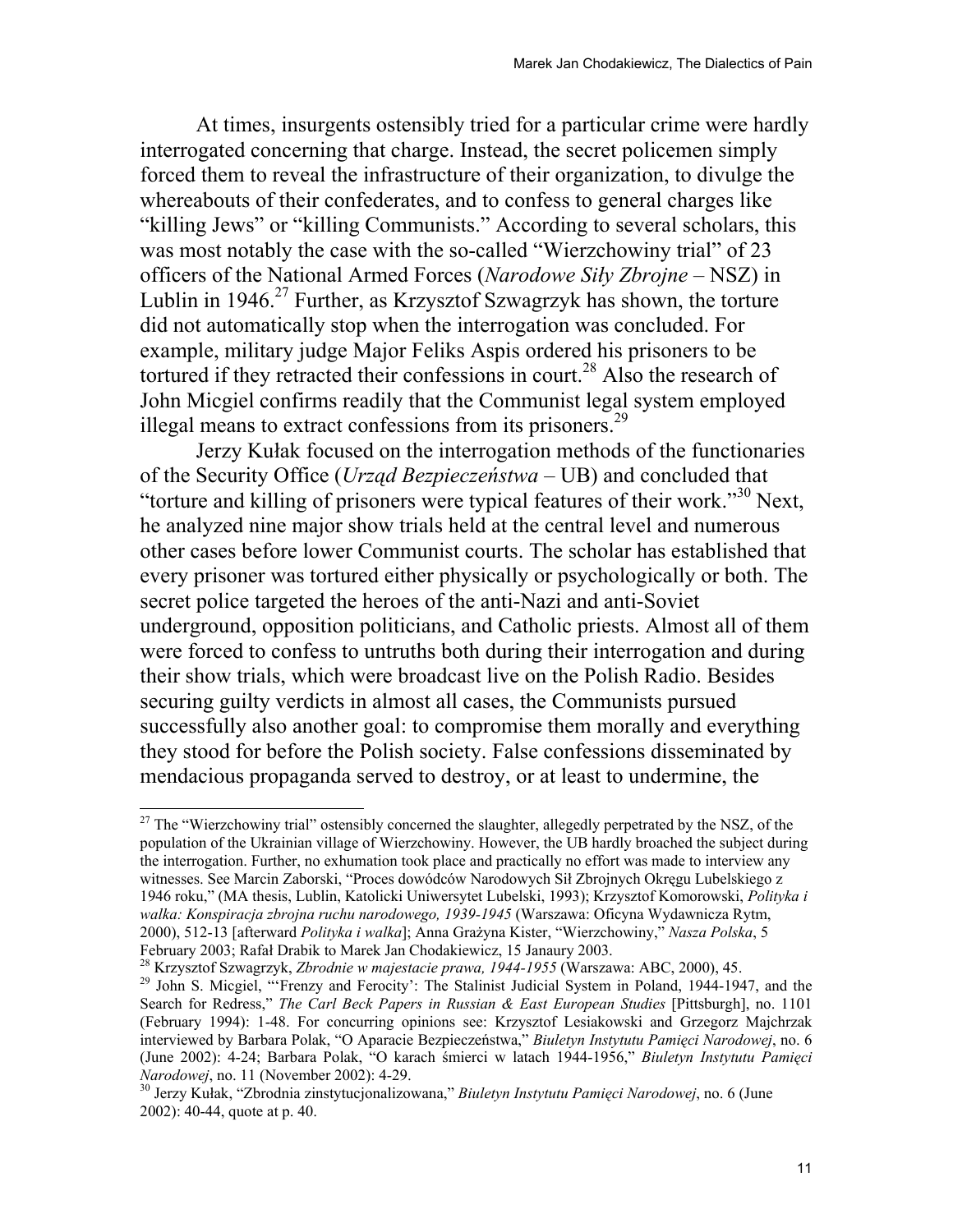At times, insurgents ostensibly tried for a particular crime were hardly interrogated concerning that charge. Instead, the secret policemen simply forced them to reveal the infrastructure of their organization, to divulge the whereabouts of their confederates, and to confess to general charges like "killing Jews" or "killing Communists." According to several scholars, this was most notably the case with the so-called "Wierzchowiny trial" of 23 officers of the National Armed Forces (*Narodowe Siły Zbrojne* – NSZ) in Lublin in 1946.[27] Further, as Krzysztof Szwagrzyk has shown, the torture did not automatically stop when the interrogation was concluded. For example, military judge Major Feliks Aspis ordered his prisoners to be tortured if they retracted their confessions in court.[28] Also the research of John Micgiel confirms readily that the Communist legal system employed illegal means to extract confessions from its prisoners.[29]

Jerzy Kułak focused on the interrogation methods of the functionaries of the Security Office (*Urząd Bezpieczeństwa* – UB) and concluded that "torture and killing of prisoners were typical features of their work."[30] Next, he analyzed nine major show trials held at the central level and numerous other cases before lower Communist courts. The scholar has established that every prisoner was tortured either physically or psychologically or both. The secret police targeted the heroes of the anti-Nazi and anti-Soviet underground, opposition politicians, and Catholic priests. Almost all of them were forced to confess to untruths both during their interrogation and during their show trials, which were broadcast live on the Polish Radio. Besides securing guilty verdicts in almost all cases, the Communists pursued successfully also another goal: to compromise them morally and everything they stood for before the Polish society. False confessions disseminated by mendacious propaganda served to destroy, or at least to undermine, the

---

[27] The "Wierzchowiny trial" ostensibly concerned the slaughter, allegedly perpetrated by the NSZ, of the population of the Ukrainian village of Wierzchowiny. However, the UB hardly broached the subject during the interrogation. Further, no exhumation took place and practically no effort was made to interview any witnesses. See Marcin Zaborski, "Proces dowódców Narodowych Sił Zbrojnych Okręgu Lubelskiego z 1946 roku," (MA thesis, Lublin, Katolicki Uniwersytet Lubelski, 1993); Krzysztof Komorowski, *Polityka i walka: Konspiracja zbrojna ruchu narodowego, 1939-1945* (Warszawa: Oficyna Wydawnicza Rytm, 2000), 512-13 [afterward *Polityka i walka*]; Anna Grażyna Kister, "Wierzchowiny," *Nasza Polska*, 5 February 2003; Rafał Drabik to Marek Jan Chodakiewicz, 15 Janaury 2003.

[28] Krzysztof Szwagrzyk, *Zbrodnie w majestacie prawa, 1944-1955* (Warszawa: ABC, 2000), 45.

[29] John S. Micgiel, "'Frenzy and Ferocity': The Stalinist Judicial System in Poland, 1944-1947, and the Search for Redress," *The Carl Beck Papers in Russian & East European Studies* [Pittsburgh], no. 1101 (February 1994): 1-48. For concurring opinions see: Krzysztof Lesiakowski and Grzegorz Majchrzak interviewed by Barbara Polak, "O Aparacie Bezpieczeństwa," *Biuletyn Instytutu Pamięci Narodowej*, no. 6 (June 2002): 4-24; Barbara Polak, "O karach śmierci w latach 1944-1956," *Biuletyn Instytutu Pamięci Narodowej*, no. 11 (November 2002): 4-29.

[30] Jerzy Kułak, "Zbrodnia zinstytucjonalizowana," *Biuletyn Instytutu Pamięci Narodowej*, no. 6 (June 2002): 40-44, quote at p. 40.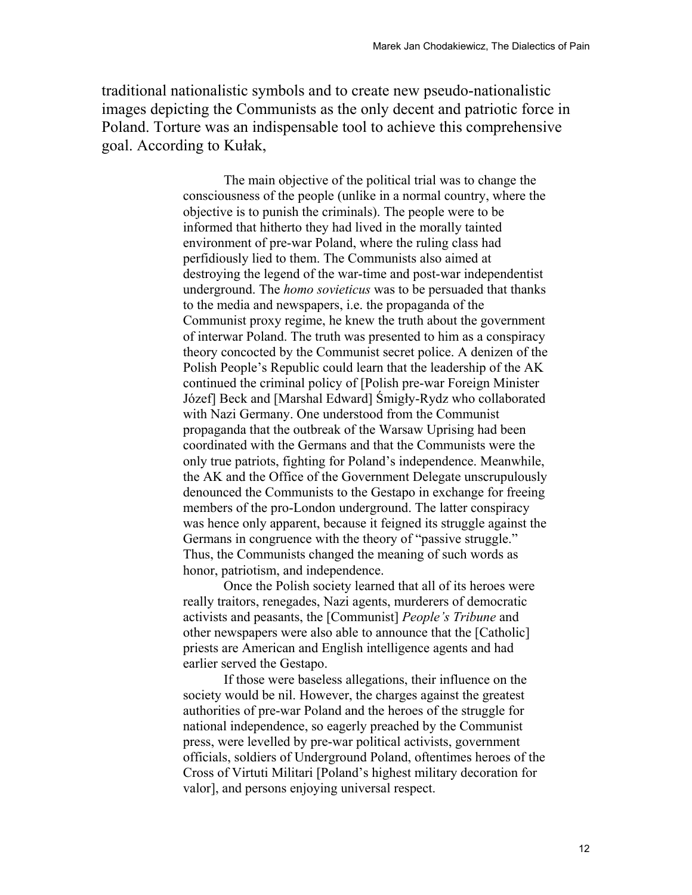traditional nationalistic symbols and to create new pseudo-nationalistic images depicting the Communists as the only decent and patriotic force in Poland. Torture was an indispensable tool to achieve this comprehensive goal. According to Kułak,

> The main objective of the political trial was to change the consciousness of the people (unlike in a normal country, where the objective is to punish the criminals). The people were to be informed that hitherto they had lived in the morally tainted environment of pre-war Poland, where the ruling class had perfidiously lied to them. The Communists also aimed at destroying the legend of the war-time and post-war independentist underground. The *homo sovieticus* was to be persuaded that thanks to the media and newspapers, i.e. the propaganda of the Communist proxy regime, he knew the truth about the government of interwar Poland. The truth was presented to him as a conspiracy theory concocted by the Communist secret police. A denizen of the Polish People's Republic could learn that the leadership of the AK continued the criminal policy of [Polish pre-war Foreign Minister Józef] Beck and [Marshal Edward] Śmigły-Rydz who collaborated with Nazi Germany. One understood from the Communist propaganda that the outbreak of the Warsaw Uprising had been coordinated with the Germans and that the Communists were the only true patriots, fighting for Poland's independence. Meanwhile, the AK and the Office of the Government Delegate unscrupulously denounced the Communists to the Gestapo in exchange for freeing members of the pro-London underground. The latter conspiracy was hence only apparent, because it feigned its struggle against the Germans in congruence with the theory of "passive struggle." Thus, the Communists changed the meaning of such words as honor, patriotism, and independence.
>
> Once the Polish society learned that all of its heroes were really traitors, renegades, Nazi agents, murderers of democratic activists and peasants, the [Communist] *People's Tribune* and other newspapers were also able to announce that the [Catholic] priests are American and English intelligence agents and had earlier served the Gestapo.
>
> If those were baseless allegations, their influence on the society would be nil. However, the charges against the greatest authorities of pre-war Poland and the heroes of the struggle for national independence, so eagerly preached by the Communist press, were levelled by pre-war political activists, government officials, soldiers of Underground Poland, oftentimes heroes of the Cross of Virtuti Militari [Poland's highest military decoration for valor], and persons enjoying universal respect.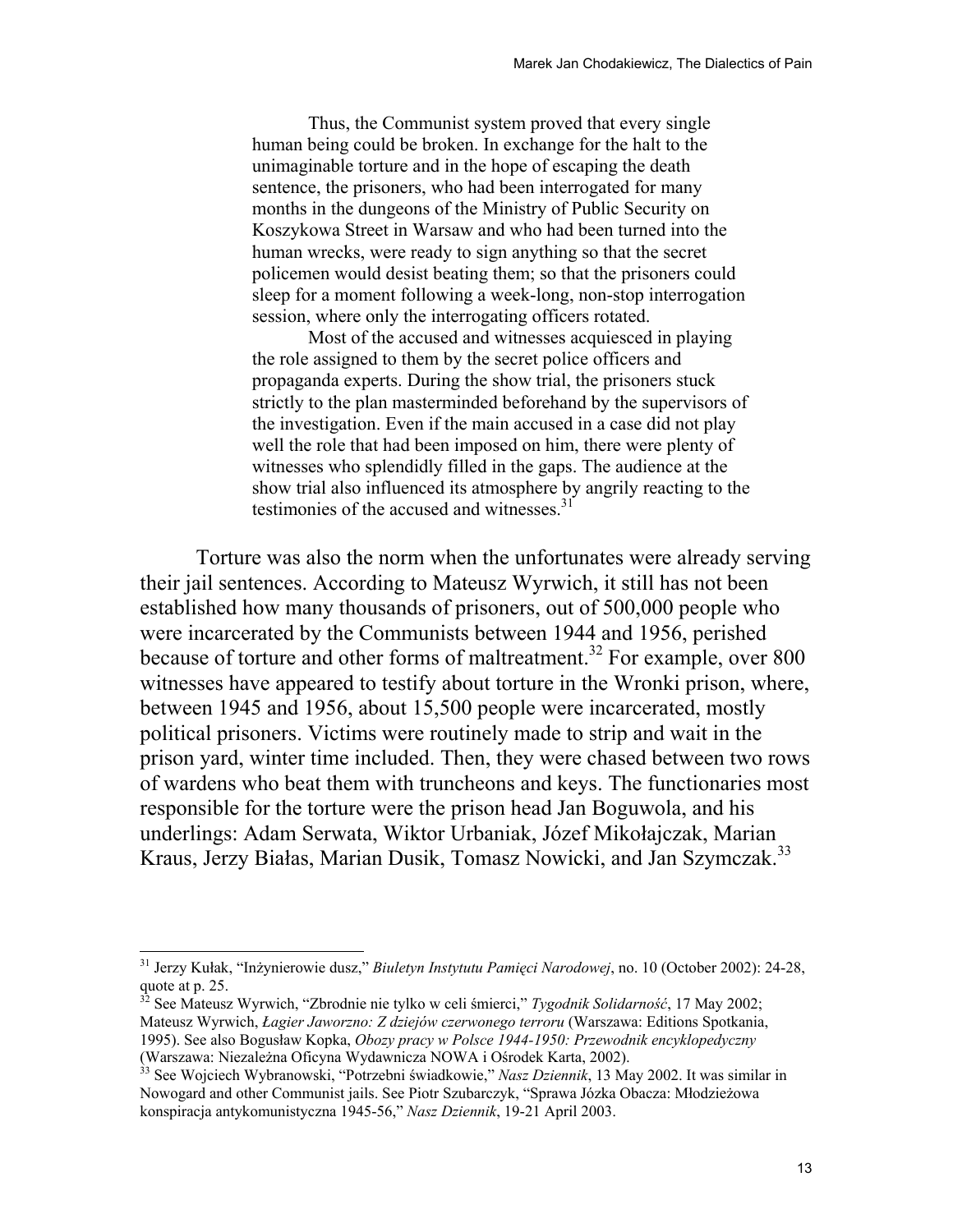> Thus, the Communist system proved that every single human being could be broken. In exchange for the halt to the unimaginable torture and in the hope of escaping the death sentence, the prisoners, who had been interrogated for many months in the dungeons of the Ministry of Public Security on Koszykowa Street in Warsaw and who had been turned into the human wrecks, were ready to sign anything so that the secret policemen would desist beating them; so that the prisoners could sleep for a moment following a week-long, non-stop interrogation session, where only the interrogating officers rotated.
>
> Most of the accused and witnesses acquiesced in playing the role assigned to them by the secret police officers and propaganda experts. During the show trial, the prisoners stuck strictly to the plan masterminded beforehand by the supervisors of the investigation. Even if the main accused in a case did not play well the role that had been imposed on him, there were plenty of witnesses who splendidly filled in the gaps. The audience at the show trial also influenced its atmosphere by angrily reacting to the testimonies of the accused and witnesses.[31]

Torture was also the norm when the unfortunates were already serving their jail sentences. According to Mateusz Wyrwich, it still has not been established how many thousands of prisoners, out of 500,000 people who were incarcerated by the Communists between 1944 and 1956, perished because of torture and other forms of maltreatment.[32] For example, over 800 witnesses have appeared to testify about torture in the Wronki prison, where, between 1945 and 1956, about 15,500 people were incarcerated, mostly political prisoners. Victims were routinely made to strip and wait in the prison yard, winter time included. Then, they were chased between two rows of wardens who beat them with truncheons and keys. The functionaries most responsible for the torture were the prison head Jan Boguwola, and his underlings: Adam Serwata, Wiktor Urbaniak, Józef Mikołajczak, Marian Kraus, Jerzy Białas, Marian Dusik, Tomasz Nowicki, and Jan Szymczak.[33]

---

[31] Jerzy Kułak, "Inżynierowie dusz," *Biuletyn Instytutu Pamięci Narodowej*, no. 10 (October 2002): 24-28, quote at p. 25.

[32] See Mateusz Wyrwich, "Zbrodnie nie tylko w celi śmierci," *Tygodnik Solidarność*, 17 May 2002; Mateusz Wyrwich, *Łagier Jaworzno: Z dziejów czerwonego terroru* (Warszawa: Editions Spotkania, 1995). See also Bogusław Kopka, *Obozy pracy w Polsce 1944-1950: Przewodnik encyklopedyczny* (Warszawa: Niezależna Oficyna Wydawnicza NOWA i Ośrodek Karta, 2002).

[33] See Wojciech Wybranowski, "Potrzebni świadkowie," *Nasz Dziennik*, 13 May 2002. It was similar in Nowogard and other Communist jails. See Piotr Szubarczyk, "Sprawa Józka Obacza: Młodzieżowa konspiracja antykomunistyczna 1945-56," *Nasz Dziennik*, 19-21 April 2003.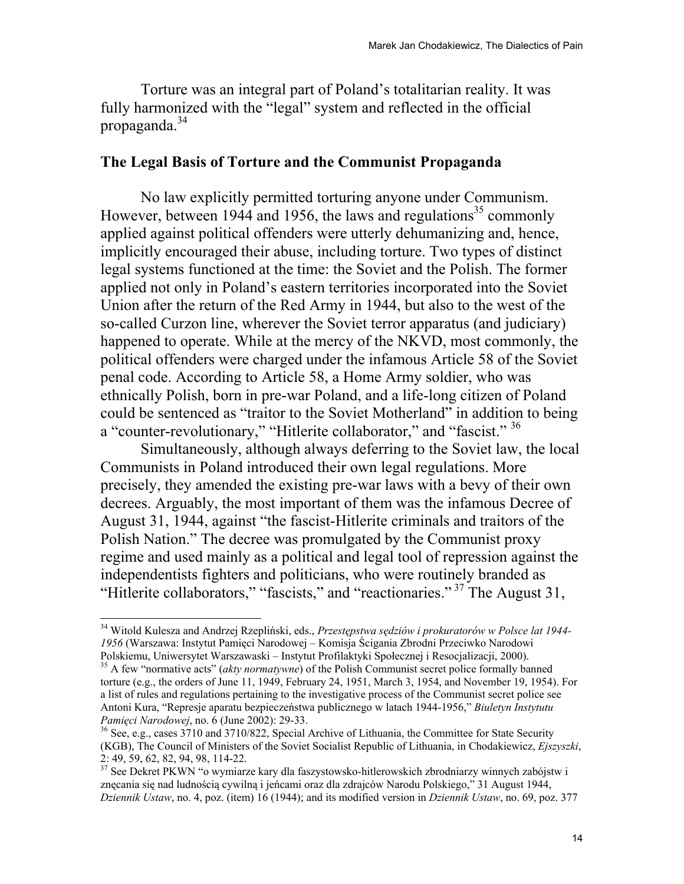Torture was an integral part of Poland's totalitarian reality. It was fully harmonized with the "legal" system and reflected in the official propaganda.[34]

## The Legal Basis of Torture and the Communist Propaganda

No law explicitly permitted torturing anyone under Communism. However, between 1944 and 1956, the laws and regulations[35] commonly applied against political offenders were utterly dehumanizing and, hence, implicitly encouraged their abuse, including torture. Two types of distinct legal systems functioned at the time: the Soviet and the Polish. The former applied not only in Poland's eastern territories incorporated into the Soviet Union after the return of the Red Army in 1944, but also to the west of the so-called Curzon line, wherever the Soviet terror apparatus (and judiciary) happened to operate. While at the mercy of the NKVD, most commonly, the political offenders were charged under the infamous Article 58 of the Soviet penal code. According to Article 58, a Home Army soldier, who was ethnically Polish, born in pre-war Poland, and a life-long citizen of Poland could be sentenced as "traitor to the Soviet Motherland" in addition to being a "counter-revolutionary," "Hitlerite collaborator," and "fascist." [36]

Simultaneously, although always deferring to the Soviet law, the local Communists in Poland introduced their own legal regulations. More precisely, they amended the existing pre-war laws with a bevy of their own decrees. Arguably, the most important of them was the infamous Decree of August 31, 1944, against "the fascist-Hitlerite criminals and traitors of the Polish Nation." The decree was promulgated by the Communist proxy regime and used mainly as a political and legal tool of repression against the independentists fighters and politicians, who were routinely branded as "Hitlerite collaborators," "fascists," and "reactionaries." [37] The August 31,

---

[34] Witold Kulesza and Andrzej Rzepliński, eds., *Przestępstwa sędziów i prokuratorów w Polsce lat 1944-1956* (Warszawa: Instytut Pamięci Narodowej – Komisja Ścigania Zbrodni Przeciwko Narodowi Polskiemu, Uniwersytet Warszawski – Instytut Profilaktyki Społecznej i Resocjalizacji, 2000).

[35] A few "normative acts" (*akty normatywne*) of the Polish Communist secret police formally banned torture (e.g., the orders of June 11, 1949, February 24, 1951, March 3, 1954, and November 19, 1954). For a list of rules and regulations pertaining to the investigative process of the Communist secret police see Antoni Kura, "Represje aparatu bezpieczeństwa publicznego w latach 1944-1956," *Biuletyn Instytutu Pamięci Narodowej*, no. 6 (June 2002): 29-33.

[36] See, e.g., cases 3710 and 3710/822, Special Archive of Lithuania, the Committee for State Security (KGB), The Council of Ministers of the Soviet Socialist Republic of Lithuania, in Chodakiewicz, *Ejszyszki*, 2: 49, 59, 62, 82, 94, 98, 114-22.

[37] See Dekret PKWN "o wymiarze kary dla faszystowsko-hitlerowskich zbrodniarzy winnych zabójstw i znęcania się nad ludnością cywilną i jeńcami oraz dla zdrajców Narodu Polskiego," 31 August 1944, *Dziennik Ustaw*, no. 4, poz. (item) 16 (1944); and its modified version in *Dziennik Ustaw*, no. 69, poz. 377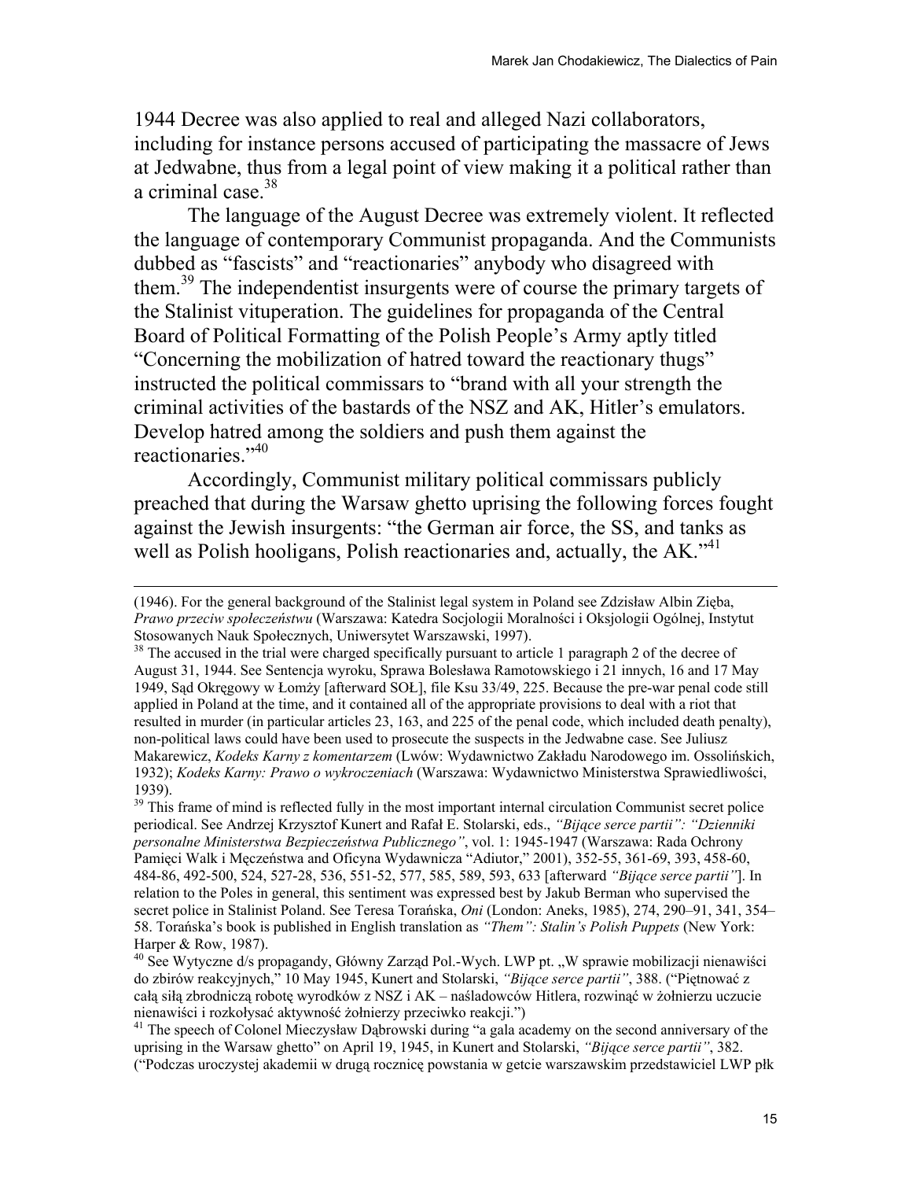1944 Decree was also applied to real and alleged Nazi collaborators, including for instance persons accused of participating the massacre of Jews at Jedwabne, thus from a legal point of view making it a political rather than a criminal case.[38]

The language of the August Decree was extremely violent. It reflected the language of contemporary Communist propaganda. And the Communists dubbed as "fascists" and "reactionaries" anybody who disagreed with them.[39] The independentist insurgents were of course the primary targets of the Stalinist vituperation. The guidelines for propaganda of the Central Board of Political Formatting of the Polish People's Army aptly titled "Concerning the mobilization of hatred toward the reactionary thugs" instructed the political commissars to "brand with all your strength the criminal activities of the bastards of the NSZ and AK, Hitler's emulators. Develop hatred among the soldiers and push them against the reactionaries."[40]

Accordingly, Communist military political commissars publicly preached that during the Warsaw ghetto uprising the following forces fought against the Jewish insurgents: "the German air force, the SS, and tanks as well as Polish hooligans, Polish reactionaries and, actually, the AK."[41]

---

(1946). For the general background of the Stalinist legal system in Poland see Zdzisław Albin Zięba, *Prawo przeciw społeczeństwu* (Warszawa: Katedra Socjologii Moralności i Oksjologii Ogólnej, Instytut Stosowanych Nauk Społecznych, Uniwersytet Warszawski, 1997).

[38] The accused in the trial were charged specifically pursuant to article 1 paragraph 2 of the decree of August 31, 1944. See Sentencja wyroku, Sprawa Bolesława Ramotowskiego i 21 innych, 16 and 17 May 1949, Sąd Okręgowy w Łomży [afterward SOŁ], file Ksu 33/49, 225. Because the pre-war penal code still applied in Poland at the time, and it contained all of the appropriate provisions to deal with a riot that resulted in murder (in particular articles 23, 163, and 225 of the penal code, which included death penalty), non-political laws could have been used to prosecute the suspects in the Jedwabne case. See Juliusz Makarewicz, *Kodeks Karny z komentarzem* (Lwów: Wydawnictwo Zakładu Narodowego im. Ossolińskich, 1932); *Kodeks Karny: Prawo o wykroczeniach* (Warszawa: Wydawnictwo Ministerstwa Sprawiedliwości, 1939).

[39] This frame of mind is reflected fully in the most important internal circulation Communist secret police periodical. See Andrzej Krzysztof Kunert and Rafał E. Stolarski, eds., *"Bijące serce partii": "Dzienniki personalne Ministerstwa Bezpieczeństwa Publicznego"*, vol. 1: 1945-1947 (Warszawa: Rada Ochrony Pamięci Walk i Męczeństwa and Oficyna Wydawnicza "Adiutor," 2001), 352-55, 361-69, 393, 458-60, 484-86, 492-500, 524, 527-28, 536, 551-52, 577, 585, 589, 593, 633 [afterward *"Bijące serce partii"*]. In relation to the Poles in general, this sentiment was expressed best by Jakub Berman who supervised the secret police in Stalinist Poland. See Teresa Torańska, *Oni* (London: Aneks, 1985), 274, 290–91, 341, 354–58. Torańska's book is published in English translation as *"Them": Stalin's Polish Puppets* (New York: Harper & Row, 1987).

[40] See Wytyczne d/s propagandy, Główny Zarząd Pol.-Wych. LWP pt. „W sprawie mobilizacji nienawiści do zbirów reakcyjnych," 10 May 1945, Kunert and Stolarski, *"Bijące serce partii"*, 388. ("Piętnować z całą siłą zbrodniczą robotę wyrodków z NSZ i AK – naśladowców Hitlera, rozwinąć w żołnierzu uczucie nienawiści i rozkołysać aktywność żołnierzy przeciwko reakcji.")

[41] The speech of Colonel Mieczysław Dąbrowski during "a gala academy on the second anniversary of the uprising in the Warsaw ghetto" on April 19, 1945, in Kunert and Stolarski, *"Bijące serce partii"*, 382. ("Podczas uroczystej akademii w drugą rocznicę powstania w getcie warszawskim przedstawiciel LWP płk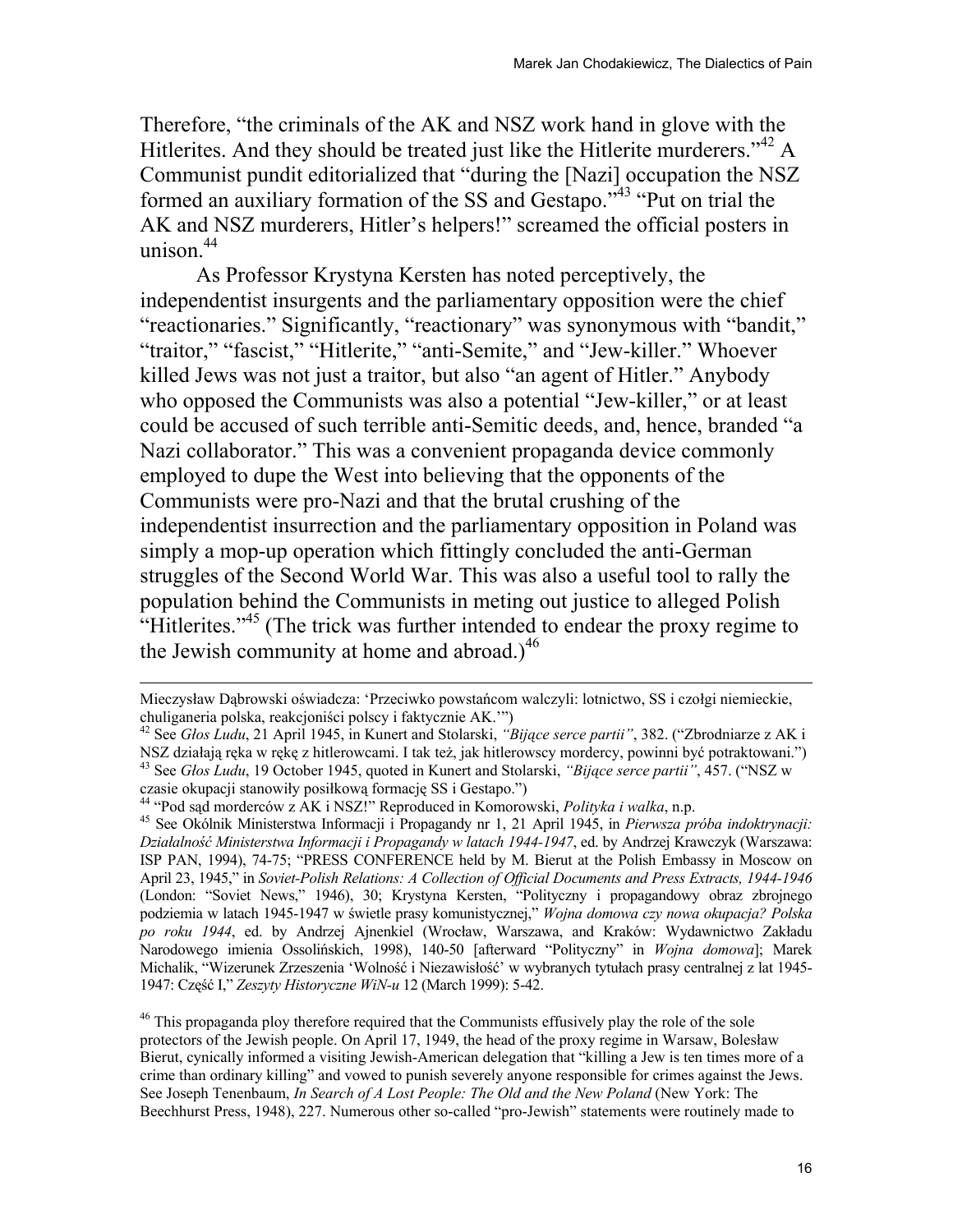Therefore, "the criminals of the AK and NSZ work hand in glove with the Hitlerites. And they should be treated just like the Hitlerite murderers."[42] A Communist pundit editorialized that "during the [Nazi] occupation the NSZ formed an auxiliary formation of the SS and Gestapo."[43] "Put on trial the AK and NSZ murderers, Hitler's helpers!" screamed the official posters in unison.[44]

As Professor Krystyna Kersten has noted perceptively, the independentist insurgents and the parliamentary opposition were the chief "reactionaries." Significantly, "reactionary" was synonymous with "bandit," "traitor," "fascist," "Hitlerite," "anti-Semite," and "Jew-killer." Whoever killed Jews was not just a traitor, but also "an agent of Hitler." Anybody who opposed the Communists was also a potential "Jew-killer," or at least could be accused of such terrible anti-Semitic deeds, and, hence, branded "a Nazi collaborator." This was a convenient propaganda device commonly employed to dupe the West into believing that the opponents of the Communists were pro-Nazi and that the brutal crushing of the independentist insurrection and the parliamentary opposition in Poland was simply a mop-up operation which fittingly concluded the anti-German struggles of the Second World War. This was also a useful tool to rally the population behind the Communists in meting out justice to alleged Polish "Hitlerites."[45] (The trick was further intended to endear the proxy regime to the Jewish community at home and abroad.)[46]

---

Mieczysław Dąbrowski oświadcza: 'Przeciwko powstańcom walczyli: lotnictwo, SS i czołgi niemieckie, chuliganeria polska, reakcjoniści polscy i faktycznie AK.'")

[42] See *Głos Ludu*, 21 April 1945, in Kunert and Stolarski, *"Bijące serce partii"*, 382. ("Zbrodniarze z AK i NSZ działają ręka w rękę z hitlerowcami. I tak też, jak hitlerowscy mordercy, powinni być potraktowani.")

[43] See *Głos Ludu*, 19 October 1945, quoted in Kunert and Stolarski, *"Bijące serce partii"*, 457. ("NSZ w czasie okupacji stanowiły posiłkową formację SS i Gestapo.")

[44] "Pod sąd morderców z AK i NSZ!" Reproduced in Komorowski, *Polityka i walka*, n.p.

[45] See Okólnik Ministerstwa Informacji i Propagandy nr 1, 21 April 1945, in *Pierwsza próba indoktrynacji: Działalność Ministerstwa Informacji i Propagandy w latach 1944-1947*, ed. by Andrzej Krawczyk (Warszawa: ISP PAN, 1994), 74-75; "PRESS CONFERENCE held by M. Bierut at the Polish Embassy in Moscow on April 23, 1945," in *Soviet-Polish Relations: A Collection of Official Documents and Press Extracts, 1944-1946* (London: "Soviet News," 1946), 30; Krystyna Kersten, "Polityczny i propagandowy obraz zbrojnego podziemia w latach 1945-1947 w świetle prasy komunistycznej," *Wojna domowa czy nowa okupacja? Polska po roku 1944*, ed. by Andrzej Ajnenkiel (Wrocław, Warszawa, and Kraków: Wydawnictwo Zakładu Narodowego imienia Ossolińskich, 1998), 140-50 [afterward "Polityczny" in *Wojna domowa*]; Marek Michalik, "Wizerunek Zrzeszenia 'Wolność i Niezawisłość' w wybranych tytułach prasy centralnej z lat 1945-1947: Część I," *Zeszyty Historyczne WiN-u* 12 (March 1999): 5-42.

[46] This propaganda ploy therefore required that the Communists effusively play the role of the sole protectors of the Jewish people. On April 17, 1949, the head of the proxy regime in Warsaw, Bolesław Bierut, cynically informed a visiting Jewish-American delegation that "killing a Jew is ten times more of a crime than ordinary killing" and vowed to punish severely anyone responsible for crimes against the Jews. See Joseph Tenenbaum, *In Search of A Lost People: The Old and the New Poland* (New York: The Beechhurst Press, 1948), 227. Numerous other so-called "pro-Jewish" statements were routinely made to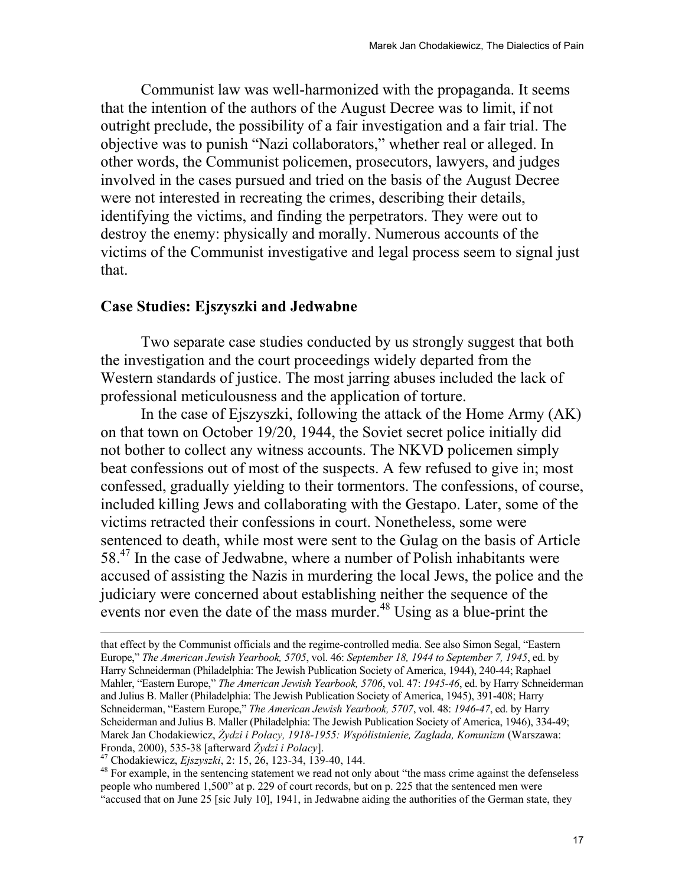Communist law was well-harmonized with the propaganda. It seems that the intention of the authors of the August Decree was to limit, if not outright preclude, the possibility of a fair investigation and a fair trial. The objective was to punish "Nazi collaborators," whether real or alleged. In other words, the Communist policemen, prosecutors, lawyers, and judges involved in the cases pursued and tried on the basis of the August Decree were not interested in recreating the crimes, describing their details, identifying the victims, and finding the perpetrators. They were out to destroy the enemy: physically and morally. Numerous accounts of the victims of the Communist investigative and legal process seem to signal just that.

## Case Studies: Ejszyszki and Jedwabne

Two separate case studies conducted by us strongly suggest that both the investigation and the court proceedings widely departed from the Western standards of justice. The most jarring abuses included the lack of professional meticulousness and the application of torture.

In the case of Ejszyszki, following the attack of the Home Army (AK) on that town on October 19/20, 1944, the Soviet secret police initially did not bother to collect any witness accounts. The NKVD policemen simply beat confessions out of most of the suspects. A few refused to give in; most confessed, gradually yielding to their tormentors. The confessions, of course, included killing Jews and collaborating with the Gestapo. Later, some of the victims retracted their confessions in court. Nonetheless, some were sentenced to death, while most were sent to the Gulag on the basis of Article 58.[47] In the case of Jedwabne, where a number of Polish inhabitants were accused of assisting the Nazis in murdering the local Jews, the police and the judiciary were concerned about establishing neither the sequence of the events nor even the date of the mass murder.[48] Using as a blue-print the

---

that effect by the Communist officials and the regime-controlled media. See also Simon Segal, "Eastern Europe," *The American Jewish Yearbook, 5705*, vol. 46: *September 18, 1944 to September 7, 1945*, ed. by Harry Schneiderman (Philadelphia: The Jewish Publication Society of America, 1944), 240-44; Raphael Mahler, "Eastern Europe," *The American Jewish Yearbook, 5706*, vol. 47: *1945-46*, ed. by Harry Schneiderman and Julius B. Maller (Philadelphia: The Jewish Publication Society of America, 1945), 391-408; Harry Schneiderman, "Eastern Europe," *The American Jewish Yearbook, 5707*, vol. 48: *1946-47*, ed. by Harry Scheiderman and Julius B. Maller (Philadelphia: The Jewish Publication Society of America, 1946), 334-49; Marek Jan Chodakiewicz, *Żydzi i Polacy, 1918-1955: Współistnienie, Zagłada, Komunizm* (Warszawa: Fronda, 2000), 535-38 [afterward *Żydzi i Polacy*].

[47] Chodakiewicz, *Ejszyszki*, 2: 15, 26, 123-34, 139-40, 144.

[48] For example, in the sentencing statement we read not only about "the mass crime against the defenseless people who numbered 1,500" at p. 229 of court records, but on p. 225 that the sentenced men were "accused that on June 25 [sic July 10], 1941, in Jedwabne aiding the authorities of the German state, they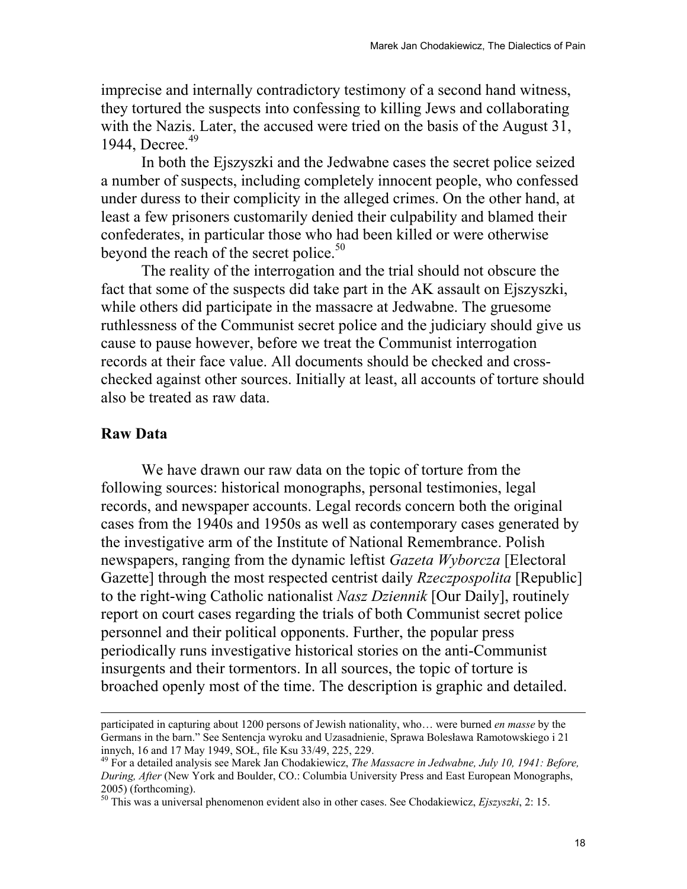imprecise and internally contradictory testimony of a second hand witness, they tortured the suspects into confessing to killing Jews and collaborating with the Nazis. Later, the accused were tried on the basis of the August 31, 1944, Decree.[49]

In both the Ejszyszki and the Jedwabne cases the secret police seized a number of suspects, including completely innocent people, who confessed under duress to their complicity in the alleged crimes. On the other hand, at least a few prisoners customarily denied their culpability and blamed their confederates, in particular those who had been killed or were otherwise beyond the reach of the secret police.[50]

The reality of the interrogation and the trial should not obscure the fact that some of the suspects did take part in the AK assault on Ejszyszki, while others did participate in the massacre at Jedwabne. The gruesome ruthlessness of the Communist secret police and the judiciary should give us cause to pause however, before we treat the Communist interrogation records at their face value. All documents should be checked and cross-checked against other sources. Initially at least, all accounts of torture should also be treated as raw data.

## Raw Data

We have drawn our raw data on the topic of torture from the following sources: historical monographs, personal testimonies, legal records, and newspaper accounts. Legal records concern both the original cases from the 1940s and 1950s as well as contemporary cases generated by the investigative arm of the Institute of National Remembrance. Polish newspapers, ranging from the dynamic leftist *Gazeta Wyborcza* [Electoral Gazette] through the most respected centrist daily *Rzeczpospolita* [Republic] to the right-wing Catholic nationalist *Nasz Dziennik* [Our Daily], routinely report on court cases regarding the trials of both Communist secret police personnel and their political opponents. Further, the popular press periodically runs investigative historical stories on the anti-Communist insurgents and their tormentors. In all sources, the topic of torture is broached openly most of the time. The description is graphic and detailed.

---

participated in capturing about 1200 persons of Jewish nationality, who… were burned *en masse* by the Germans in the barn." See Sentencja wyroku and Uzasadnienie, Sprawa Bolesława Ramotowskiego i 21 innych, 16 and 17 May 1949, SOŁ, file Ksu 33/49, 225, 229.

[49] For a detailed analysis see Marek Jan Chodakiewicz, *The Massacre in Jedwabne, July 10, 1941: Before, During, After* (New York and Boulder, CO.: Columbia University Press and East European Monographs, 2005) (forthcoming).

[50] This was a universal phenomenon evident also in other cases. See Chodakiewicz, *Ejszyszki*, 2: 15.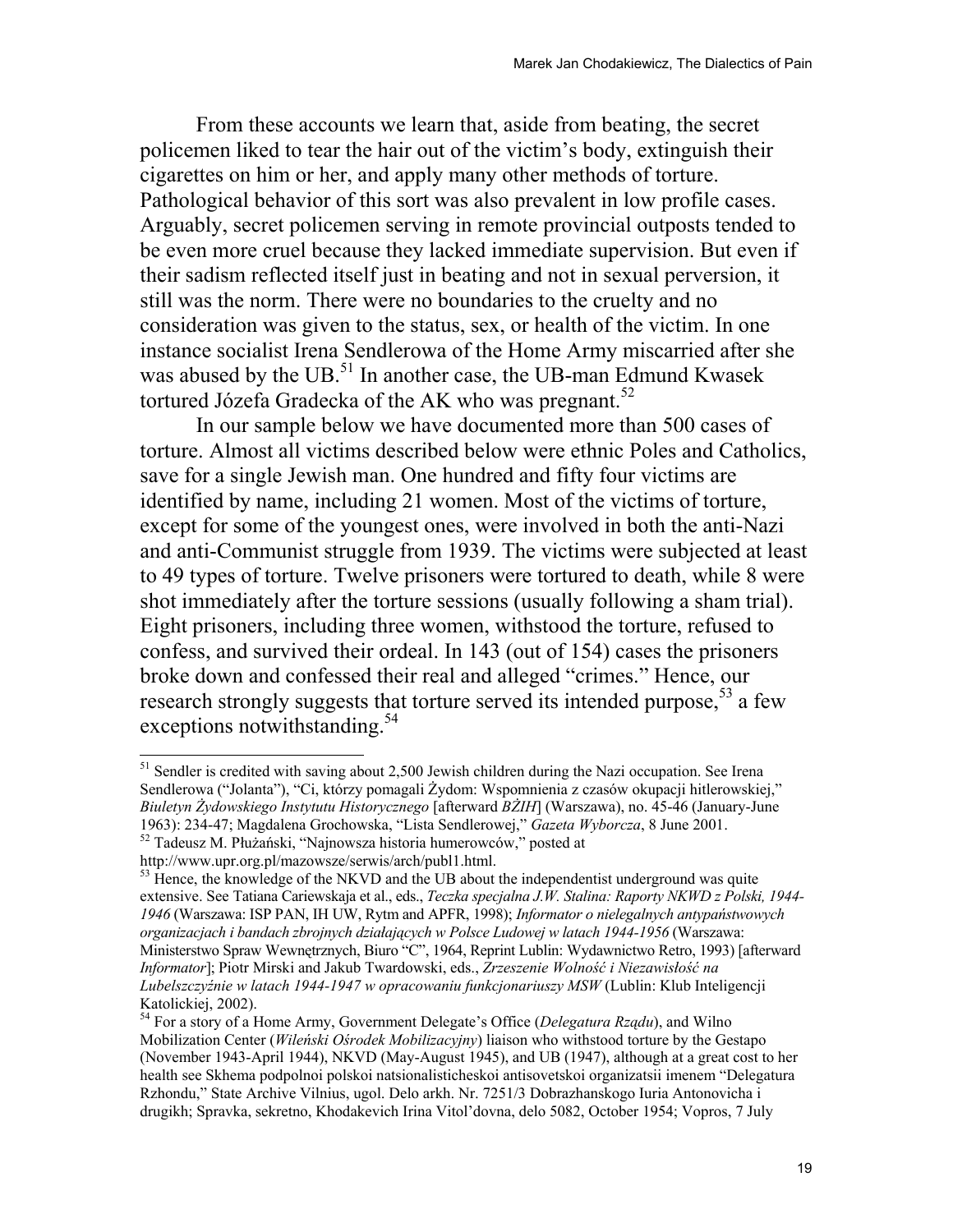From these accounts we learn that, aside from beating, the secret policemen liked to tear the hair out of the victim's body, extinguish their cigarettes on him or her, and apply many other methods of torture. Pathological behavior of this sort was also prevalent in low profile cases. Arguably, secret policemen serving in remote provincial outposts tended to be even more cruel because they lacked immediate supervision. But even if their sadism reflected itself just in beating and not in sexual perversion, it still was the norm. There were no boundaries to the cruelty and no consideration was given to the status, sex, or health of the victim. In one instance socialist Irena Sendlerowa of the Home Army miscarried after she was abused by the UB.[51] In another case, the UB-man Edmund Kwasek tortured Józefa Gradecka of the AK who was pregnant.[52]

In our sample below we have documented more than 500 cases of torture. Almost all victims described below were ethnic Poles and Catholics, save for a single Jewish man. One hundred and fifty four victims are identified by name, including 21 women. Most of the victims of torture, except for some of the youngest ones, were involved in both the anti-Nazi and anti-Communist struggle from 1939. The victims were subjected at least to 49 types of torture. Twelve prisoners were tortured to death, while 8 were shot immediately after the torture sessions (usually following a sham trial). Eight prisoners, including three women, withstood the torture, refused to confess, and survived their ordeal. In 143 (out of 154) cases the prisoners broke down and confessed their real and alleged "crimes." Hence, our research strongly suggests that torture served its intended purpose,[53] a few exceptions notwithstanding.[54]

---

[51] Sendler is credited with saving about 2,500 Jewish children during the Nazi occupation. See Irena Sendlerowa ("Jolanta"), "Ci, którzy pomagali Żydom: Wspomnienia z czasów okupacji hitlerowskiej," *Biuletyn Żydowskiego Instytutu Historycznego* [afterward *BŻIH*] (Warszawa), no. 45-46 (January-June 1963): 234-47; Magdalena Grochowska, "Lista Sendlerowej," *Gazeta Wyborcza*, 8 June 2001.

[52] Tadeusz M. Płużański, "Najnowsza historia humerowców," posted at http://www.upr.org.pl/mazowsze/serwis/arch/publ1.html.

[53] Hence, the knowledge of the NKVD and the UB about the independentist underground was quite extensive. See Tatiana Cariewskaja et al., eds., *Teczka specjalna J.W. Stalina: Raporty NKWD z Polski, 1944-1946* (Warszawa: ISP PAN, IH UW, Rytm and APFR, 1998); *Informator o nielegalnych antypaństwowych organizacjach i bandach zbrojnych działających w Polsce Ludowej w latach 1944-1956* (Warszawa: Ministerstwo Spraw Wewnętrznych, Biuro "C", 1964, Reprint Lublin: Wydawnictwo Retro, 1993) [afterward *Informator*]; Piotr Mirski and Jakub Twardowski, eds., *Zrzeszenie Wolność i Niezawisłość na Lubelszczyźnie w latach 1944-1947 w opracowaniu funkcjonariuszy MSW* (Lublin: Klub Inteligencji Katolickiej, 2002).

[54] For a story of a Home Army, Government Delegate's Office (*Delegatura Rządu*), and Wilno Mobilization Center (*Wileński Ośrodek Mobilizacyjny*) liaison who withstood torture by the Gestapo (November 1943-April 1944), NKVD (May-August 1945), and UB (1947), although at a great cost to her health see Skhema podpolnoi polskoi natsionalisticheskoi antisovetskoi organizatsii imenem "Delegatura Rzhondu," State Archive Vilnius, ugol. Delo arkh. Nr. 7251/3 Dobrazhanskogo Iuria Antonovicha i drugikh; Spravka, sekretno, Khodakevich Irina Vitol'dovna, delo 5082, October 1954; Vopros, 7 July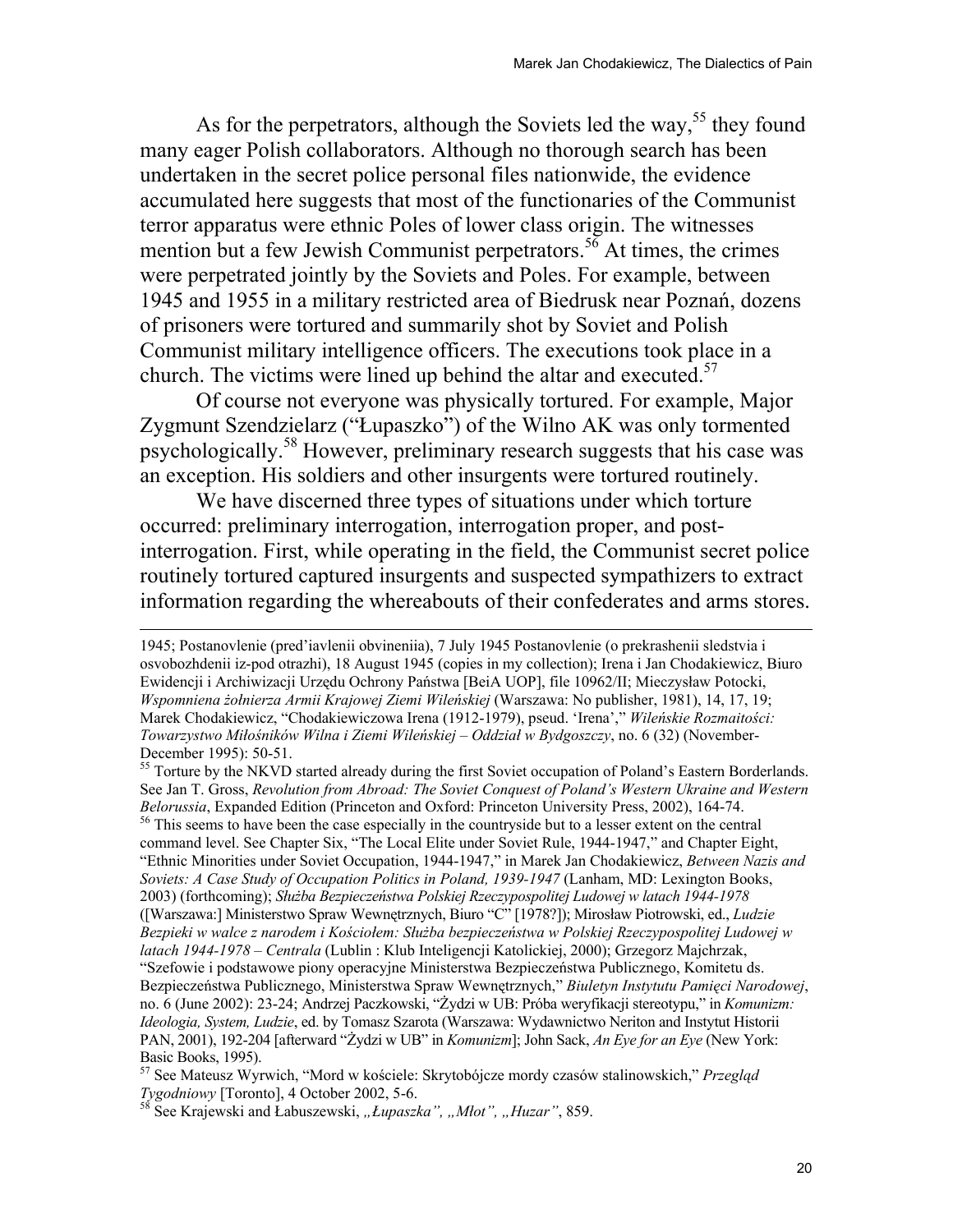As for the perpetrators, although the Soviets led the way,[55] they found many eager Polish collaborators. Although no thorough search has been undertaken in the secret police personal files nationwide, the evidence accumulated here suggests that most of the functionaries of the Communist terror apparatus were ethnic Poles of lower class origin. The witnesses mention but a few Jewish Communist perpetrators.[56] At times, the crimes were perpetrated jointly by the Soviets and Poles. For example, between 1945 and 1955 in a military restricted area of Biedrusk near Poznań, dozens of prisoners were tortured and summarily shot by Soviet and Polish Communist military intelligence officers. The executions took place in a church. The victims were lined up behind the altar and executed.[57]

Of course not everyone was physically tortured. For example, Major Zygmunt Szendzielarz ("Łupaszko") of the Wilno AK was only tormented psychologically.[58] However, preliminary research suggests that his case was an exception. His soldiers and other insurgents were tortured routinely.

We have discerned three types of situations under which torture occurred: preliminary interrogation, interrogation proper, and post-interrogation. First, while operating in the field, the Communist secret police routinely tortured captured insurgents and suspected sympathizers to extract information regarding the whereabouts of their confederates and arms stores.

---

1945; Postanovlenie (pred'iavlenii obvineniia), 7 July 1945 Postanovlenie (o prekrashenii sledstvia i osvobozhdenii iz-pod otrazhi), 18 August 1945 (copies in my collection); Irena i Jan Chodakiewicz, Biuro Ewidencji i Archiwizacji Urzędu Ochrony Państwa [BeiA UOP], file 10962/II; Mieczysław Potocki, *Wspomniena żołnierza Armii Krajowej Ziemi Wileńskiej* (Warszawa: No publisher, 1981), 14, 17, 19; Marek Chodakiewicz, "Chodakiewiczowa Irena (1912-1979), pseud. 'Irena'," *Wileńskie Rozmaitości: Towarzystwo Miłośników Wilna i Ziemi Wileńskiej – Oddział w Bydgoszczy*, no. 6 (32) (November-December 1995): 50-51.

[55] Torture by the NKVD started already during the first Soviet occupation of Poland's Eastern Borderlands. See Jan T. Gross, *Revolution from Abroad: The Soviet Conquest of Poland's Western Ukraine and Western Belorussia*, Expanded Edition (Princeton and Oxford: Princeton University Press, 2002), 164-74.

[56] This seems to have been the case especially in the countryside but to a lesser extent on the central command level. See Chapter Six, "The Local Elite under Soviet Rule, 1944-1947," and Chapter Eight, "Ethnic Minorities under Soviet Occupation, 1944-1947," in Marek Jan Chodakiewicz, *Between Nazis and Soviets: A Case Study of Occupation Politics in Poland, 1939-1947* (Lanham, MD: Lexington Books, 2003) (forthcoming); *Służba Bezpieczeństwa Polskiej Rzeczypospolitej Ludowej w latach 1944-1978* ([Warszawa:] Ministerstwo Spraw Wewnętrznych, Biuro "C" [1978?]); Mirosław Piotrowski, ed., *Ludzie Bezpieki w walce z narodem i Kościołem: Służba bezpieczeństwa w Polskiej Rzeczypospolitej Ludowej w latach 1944-1978 – Centrala* (Lublin : Klub Inteligencji Katolickiej, 2000); Grzegorz Majchrzak, "Szefowie i podstawowe piony operacyjne Ministerstwa Bezpieczeństwa Publicznego, Komitetu ds. Bezpieczeństwa Publicznego, Ministerstwa Spraw Wewnętrznych," *Biuletyn Instytutu Pamięci Narodowej*, no. 6 (June 2002): 23-24; Andrzej Paczkowski, "Żydzi w UB: Próba weryfikacji stereotypu," in *Komunizm: Ideologia, System, Ludzie*, ed. by Tomasz Szarota (Warszawa: Wydawnictwo Neriton and Instytut Historii PAN, 2001), 192-204 [afterward "Żydzi w UB" in *Komunizm*]; John Sack, *An Eye for an Eye* (New York: Basic Books, 1995).

[57] See Mateusz Wyrwich, "Mord w kościele: Skrytobójcze mordy czasów stalinowskich," *Przegląd Tygodniowy* [Toronto], 4 October 2002, 5-6.

[58] See Krajewski and Łabuszewski, *„Łupaszka", „Młot", „Huzar"*, 859.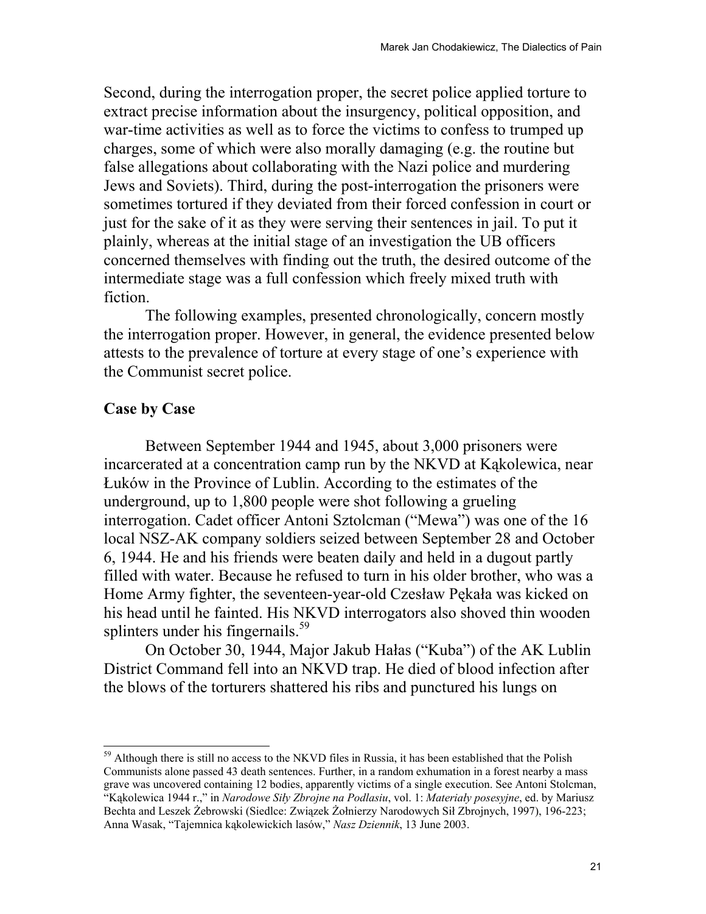Second, during the interrogation proper, the secret police applied torture to extract precise information about the insurgency, political opposition, and war-time activities as well as to force the victims to confess to trumped up charges, some of which were also morally damaging (e.g. the routine but false allegations about collaborating with the Nazi police and murdering Jews and Soviets). Third, during the post-interrogation the prisoners were sometimes tortured if they deviated from their forced confession in court or just for the sake of it as they were serving their sentences in jail. To put it plainly, whereas at the initial stage of an investigation the UB officers concerned themselves with finding out the truth, the desired outcome of the intermediate stage was a full confession which freely mixed truth with fiction.

The following examples, presented chronologically, concern mostly the interrogation proper. However, in general, the evidence presented below attests to the prevalence of torture at every stage of one's experience with the Communist secret police.

## Case by Case

Between September 1944 and 1945, about 3,000 prisoners were incarcerated at a concentration camp run by the NKVD at Kąkolewica, near Łuków in the Province of Lublin. According to the estimates of the underground, up to 1,800 people were shot following a grueling interrogation. Cadet officer Antoni Sztolcman ("Mewa") was one of the 16 local NSZ-AK company soldiers seized between September 28 and October 6, 1944. He and his friends were beaten daily and held in a dugout partly filled with water. Because he refused to turn in his older brother, who was a Home Army fighter, the seventeen-year-old Czesław Pękała was kicked on his head until he fainted. His NKVD interrogators also shoved thin wooden splinters under his fingernails.[59]

On October 30, 1944, Major Jakub Hałas ("Kuba") of the AK Lublin District Command fell into an NKVD trap. He died of blood infection after the blows of the torturers shattered his ribs and punctured his lungs on

---

[59] Although there is still no access to the NKVD files in Russia, it has been established that the Polish Communists alone passed 43 death sentences. Further, in a random exhumation in a forest nearby a mass grave was uncovered containing 12 bodies, apparently victims of a single execution. See Antoni Stolcman, "Kąkolewica 1944 r.," in *Narodowe Siły Zbrojne na Podlasiu*, vol. 1: *Materiały posesyjne*, ed. by Mariusz Bechta and Leszek Żebrowski (Siedlce: Związek Żołnierzy Narodowych Sił Zbrojnych, 1997), 196-223; Anna Wasak, "Tajemnica kąkolewickich lasów," *Nasz Dziennik*, 13 June 2003.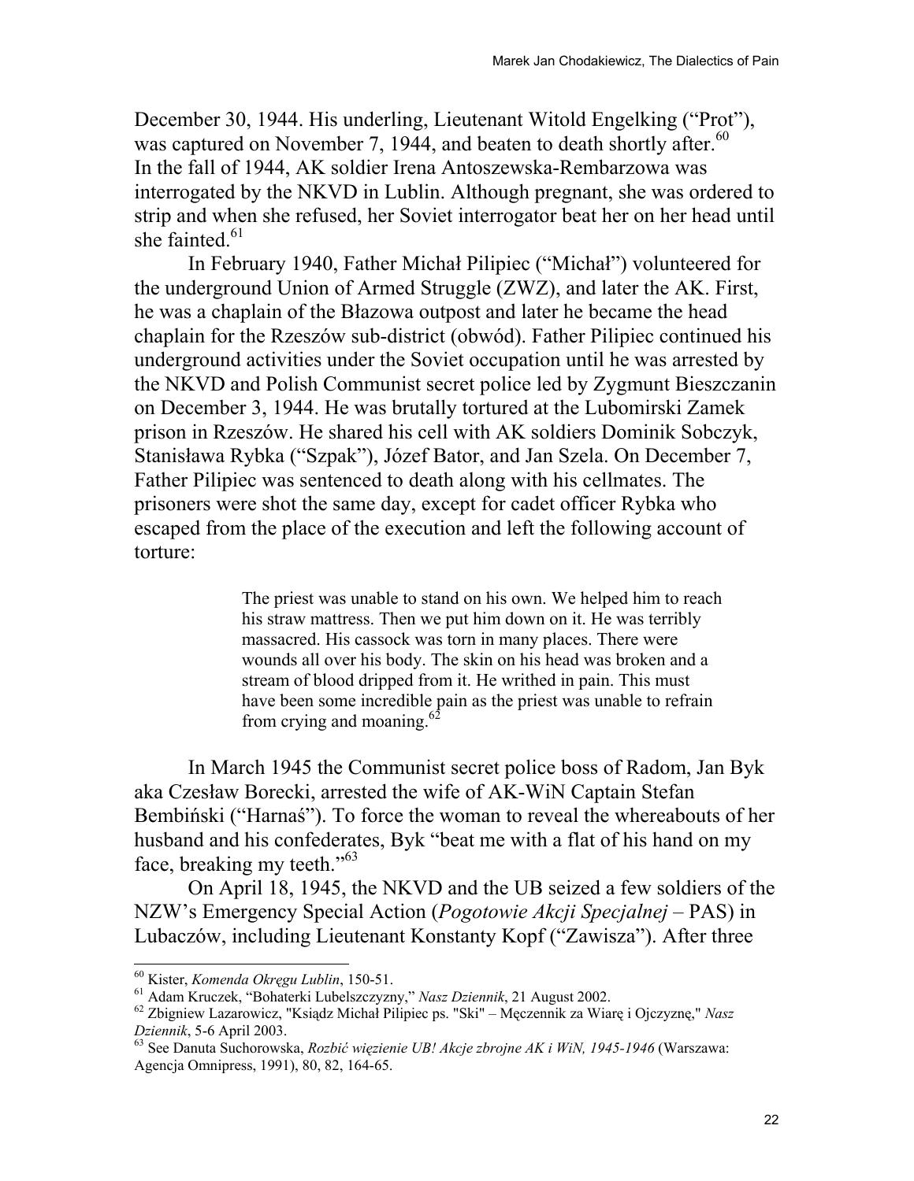December 30, 1944. His underling, Lieutenant Witold Engelking ("Prot"), was captured on November 7, 1944, and beaten to death shortly after.[60] In the fall of 1944, AK soldier Irena Antoszewska-Rembarzowa was interrogated by the NKVD in Lublin. Although pregnant, she was ordered to strip and when she refused, her Soviet interrogator beat her on her head until she fainted.[61]

In February 1940, Father Michał Pilipiec ("Michał") volunteered for the underground Union of Armed Struggle (ZWZ), and later the AK. First, he was a chaplain of the Błazowa outpost and later he became the head chaplain for the Rzeszów sub-district (obwód). Father Pilipiec continued his underground activities under the Soviet occupation until he was arrested by the NKVD and Polish Communist secret police led by Zygmunt Bieszczanin on December 3, 1944. He was brutally tortured at the Lubomirski Zamek prison in Rzeszów. He shared his cell with AK soldiers Dominik Sobczyk, Stanisława Rybka ("Szpak"), Józef Bator, and Jan Szela. On December 7, Father Pilipiec was sentenced to death along with his cellmates. The prisoners were shot the same day, except for cadet officer Rybka who escaped from the place of the execution and left the following account of torture:

> The priest was unable to stand on his own. We helped him to reach his straw mattress. Then we put him down on it. He was terribly massacred. His cassock was torn in many places. There were wounds all over his body. The skin on his head was broken and a stream of blood dripped from it. He writhed in pain. This must have been some incredible pain as the priest was unable to refrain from crying and moaning.[62]

In March 1945 the Communist secret police boss of Radom, Jan Byk aka Czesław Borecki, arrested the wife of AK-WiN Captain Stefan Bembiński ("Harnaś"). To force the woman to reveal the whereabouts of her husband and his confederates, Byk "beat me with a flat of his hand on my face, breaking my teeth."[63]

On April 18, 1945, the NKVD and the UB seized a few soldiers of the NZW's Emergency Special Action (*Pogotowie Akcji Specjalnej* – PAS) in Lubaczów, including Lieutenant Konstanty Kopf ("Zawisza"). After three

---

[60] Kister, *Komenda Okręgu Lublin*, 150-51.

[61] Adam Kruczek, "Bohaterki Lubelszczyzny," *Nasz Dziennik*, 21 August 2002.

[62] Zbigniew Lazarowicz, "Ksiądz Michał Pilipiec ps. "Ski" – Męczennik za Wiarę i Ojczyznę," *Nasz Dziennik*, 5-6 April 2003.

[63] See Danuta Suchorowska, *Rozbić więzienie UB! Akcje zbrojne AK i WiN, 1945-1946* (Warszawa: Agencja Omnipress, 1991), 80, 82, 164-65.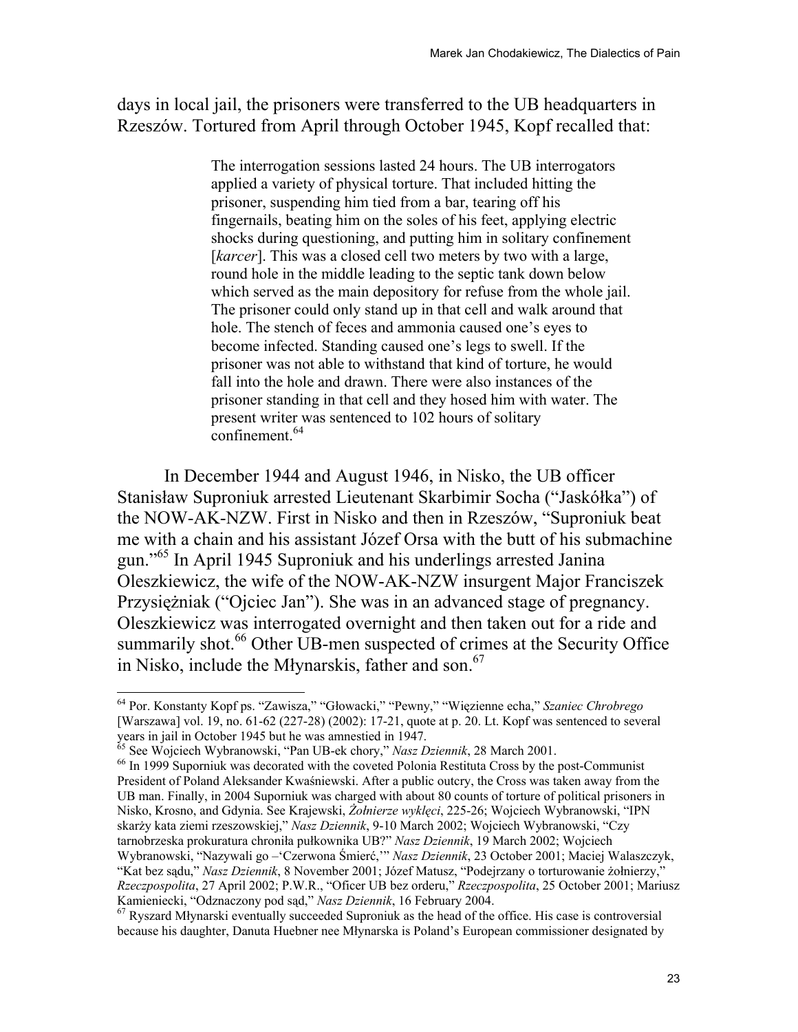days in local jail, the prisoners were transferred to the UB headquarters in Rzeszów. Tortured from April through October 1945, Kopf recalled that:

> The interrogation sessions lasted 24 hours. The UB interrogators applied a variety of physical torture. That included hitting the prisoner, suspending him tied from a bar, tearing off his fingernails, beating him on the soles of his feet, applying electric shocks during questioning, and putting him in solitary confinement [*karcer*]. This was a closed cell two meters by two with a large, round hole in the middle leading to the septic tank down below which served as the main depository for refuse from the whole jail. The prisoner could only stand up in that cell and walk around that hole. The stench of feces and ammonia caused one's eyes to become infected. Standing caused one's legs to swell. If the prisoner was not able to withstand that kind of torture, he would fall into the hole and drawn. There were also instances of the prisoner standing in that cell and they hosed him with water. The present writer was sentenced to 102 hours of solitary confinement.[64]

In December 1944 and August 1946, in Nisko, the UB officer Stanisław Suproniuk arrested Lieutenant Skarbimir Socha ("Jaskółka") of the NOW-AK-NZW. First in Nisko and then in Rzeszów, "Suproniuk beat me with a chain and his assistant Józef Orsa with the butt of his submachine gun."[65] In April 1945 Suproniuk and his underlings arrested Janina Oleszkiewicz, the wife of the NOW-AK-NZW insurgent Major Franciszek Przysiężniak ("Ojciec Jan"). She was in an advanced stage of pregnancy. Oleszkiewicz was interrogated overnight and then taken out for a ride and summarily shot.[66] Other UB-men suspected of crimes at the Security Office in Nisko, include the Młynarskis, father and son.[67]

---

[64] Por. Konstanty Kopf ps. "Zawisza," "Głowacki," "Pewny," "Więzienne echa," *Szaniec Chrobrego* [Warszawa] vol. 19, no. 61-62 (227-28) (2002): 17-21, quote at p. 20. Lt. Kopf was sentenced to several years in jail in October 1945 but he was amnestied in 1947.

[65] See Wojciech Wybranowski, "Pan UB-ek chory," *Nasz Dziennik*, 28 March 2001.

[66] In 1999 Suporniuk was decorated with the coveted Polonia Restituta Cross by the post-Communist President of Poland Aleksander Kwaśniewski. After a public outcry, the Cross was taken away from the UB man. Finally, in 2004 Suporniuk was charged with about 80 counts of torture of political prisoners in Nisko, Krosno, and Gdynia. See Krajewski, *Żołnierze wyklęci*, 225-26; Wojciech Wybranowski, "IPN skarży kata ziemi rzeszowskiej," *Nasz Dziennik*, 9-10 March 2002; Wojciech Wybranowski, "Czy tarnobrzeska prokuratura chroniła pułkownika UB?" *Nasz Dziennik*, 19 March 2002; Wojciech Wybranowski, "Nazywali go –'Czerwona Śmierć,'" *Nasz Dziennik*, 23 October 2001; Maciej Walaszczyk, "Kat bez sądu," *Nasz Dziennik*, 8 November 2001; Józef Matusz, "Podejrzany o torturowanie żołnierzy," *Rzeczpospolita*, 27 April 2002; P.W.R., "Oficer UB bez orderu," *Rzeczpospolita*, 25 October 2001; Mariusz Kamieniecki, "Odznaczony pod sąd," *Nasz Dziennik*, 16 February 2004.

[67] Ryszard Młynarski eventually succeeded Suproniuk as the head of the office. His case is controversial because his daughter, Danuta Huebner nee Młynarska is Poland's European commissioner designated by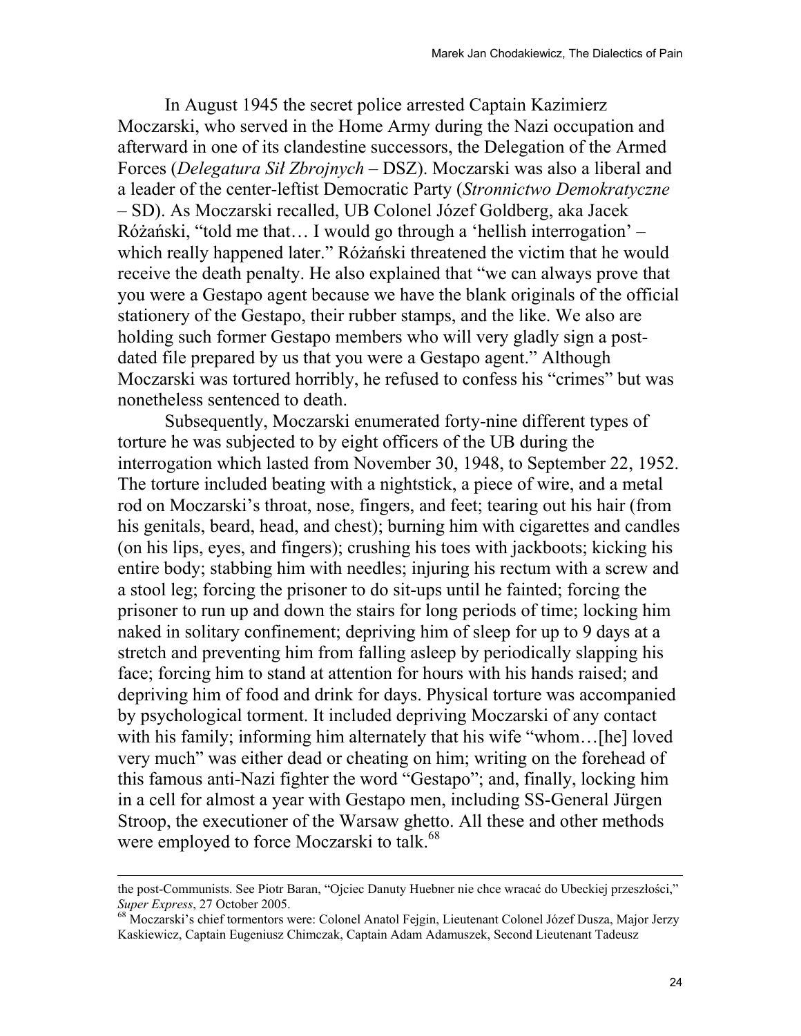In August 1945 the secret police arrested Captain Kazimierz Moczarski, who served in the Home Army during the Nazi occupation and afterward in one of its clandestine successors, the Delegation of the Armed Forces (*Delegatura Sił Zbrojnych* – DSZ). Moczarski was also a liberal and a leader of the center-leftist Democratic Party (*Stronnictwo Demokratyczne* – SD). As Moczarski recalled, UB Colonel Józef Goldberg, aka Jacek Różański, "told me that… I would go through a 'hellish interrogation' – which really happened later." Różański threatened the victim that he would receive the death penalty. He also explained that "we can always prove that you were a Gestapo agent because we have the blank originals of the official stationery of the Gestapo, their rubber stamps, and the like. We also are holding such former Gestapo members who will very gladly sign a post-dated file prepared by us that you were a Gestapo agent." Although Moczarski was tortured horribly, he refused to confess his "crimes" but was nonetheless sentenced to death.

Subsequently, Moczarski enumerated forty-nine different types of torture he was subjected to by eight officers of the UB during the interrogation which lasted from November 30, 1948, to September 22, 1952. The torture included beating with a nightstick, a piece of wire, and a metal rod on Moczarski's throat, nose, fingers, and feet; tearing out his hair (from his genitals, beard, head, and chest); burning him with cigarettes and candles (on his lips, eyes, and fingers); crushing his toes with jackboots; kicking his entire body; stabbing him with needles; injuring his rectum with a screw and a stool leg; forcing the prisoner to do sit-ups until he fainted; forcing the prisoner to run up and down the stairs for long periods of time; locking him naked in solitary confinement; depriving him of sleep for up to 9 days at a stretch and preventing him from falling asleep by periodically slapping his face; forcing him to stand at attention for hours with his hands raised; and depriving him of food and drink for days. Physical torture was accompanied by psychological torment. It included depriving Moczarski of any contact with his family; informing him alternately that his wife "whom…[he] loved very much" was either dead or cheating on him; writing on the forehead of this famous anti-Nazi fighter the word "Gestapo"; and, finally, locking him in a cell for almost a year with Gestapo men, including SS-General Jürgen Stroop, the executioner of the Warsaw ghetto. All these and other methods were employed to force Moczarski to talk.[68]

---

the post-Communists. See Piotr Baran, "Ojciec Danuty Huebner nie chce wracać do Ubeckiej przeszłości," *Super Express*, 27 October 2005.

[68] Moczarski's chief tormentors were: Colonel Anatol Fejgin, Lieutenant Colonel Józef Dusza, Major Jerzy Kaskiewicz, Captain Eugeniusz Chimczak, Captain Adam Adamuszek, Second Lieutenant Tadeusz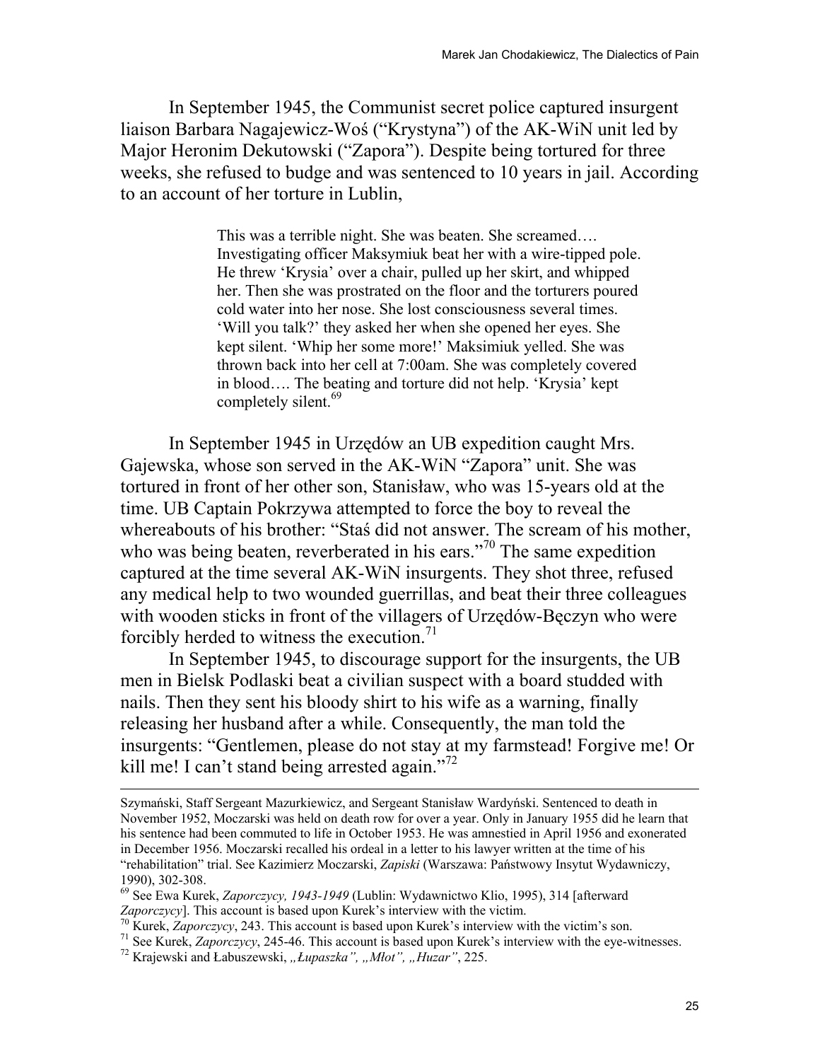In September 1945, the Communist secret police captured insurgent liaison Barbara Nagajewicz-Woś ("Krystyna") of the AK-WiN unit led by Major Heronim Dekutowski ("Zapora"). Despite being tortured for three weeks, she refused to budge and was sentenced to 10 years in jail. According to an account of her torture in Lublin,

> This was a terrible night. She was beaten. She screamed…. Investigating officer Maksymiuk beat her with a wire-tipped pole. He threw 'Krysia' over a chair, pulled up her skirt, and whipped her. Then she was prostrated on the floor and the torturers poured cold water into her nose. She lost consciousness several times. 'Will you talk?' they asked her when she opened her eyes. She kept silent. 'Whip her some more!' Maksimiuk yelled. She was thrown back into her cell at 7:00am. She was completely covered in blood…. The beating and torture did not help. 'Krysia' kept completely silent.[69]

In September 1945 in Urzędów an UB expedition caught Mrs. Gajewska, whose son served in the AK-WiN "Zapora" unit. She was tortured in front of her other son, Stanisław, who was 15-years old at the time. UB Captain Pokrzywa attempted to force the boy to reveal the whereabouts of his brother: "Staś did not answer. The scream of his mother, who was being beaten, reverberated in his ears."[70] The same expedition captured at the time several AK-WiN insurgents. They shot three, refused any medical help to two wounded guerrillas, and beat their three colleagues with wooden sticks in front of the villagers of Urzędów-Bęczyn who were forcibly herded to witness the execution.[71]

In September 1945, to discourage support for the insurgents, the UB men in Bielsk Podlaski beat a civilian suspect with a board studded with nails. Then they sent his bloody shirt to his wife as a warning, finally releasing her husband after a while. Consequently, the man told the insurgents: "Gentlemen, please do not stay at my farmstead! Forgive me! Or kill me! I can't stand being arrested again."[72]

---

Szymański, Staff Sergeant Mazurkiewicz, and Sergeant Stanisław Wardyński. Sentenced to death in November 1952, Moczarski was held on death row for over a year. Only in January 1955 did he learn that his sentence had been commuted to life in October 1953. He was amnestied in April 1956 and exonerated in December 1956. Moczarski recalled his ordeal in a letter to his lawyer written at the time of his "rehabilitation" trial. See Kazimierz Moczarski, *Zapiski* (Warszawa: Państwowy Insytut Wydawniczy, 1990), 302-308.

[69] See Ewa Kurek, *Zaporczycy, 1943-1949* (Lublin: Wydawnictwo Klio, 1995), 314 [afterward *Zaporczycy*]. This account is based upon Kurek's interview with the victim.

[70] Kurek, *Zaporczycy*, 243. This account is based upon Kurek's interview with the victim's son.

[71] See Kurek, *Zaporczycy*, 245-46. This account is based upon Kurek's interview with the eye-witnesses.

[72] Krajewski and Łabuszewski, *„Łupaszka", „Młot", „Huzar"*, 225.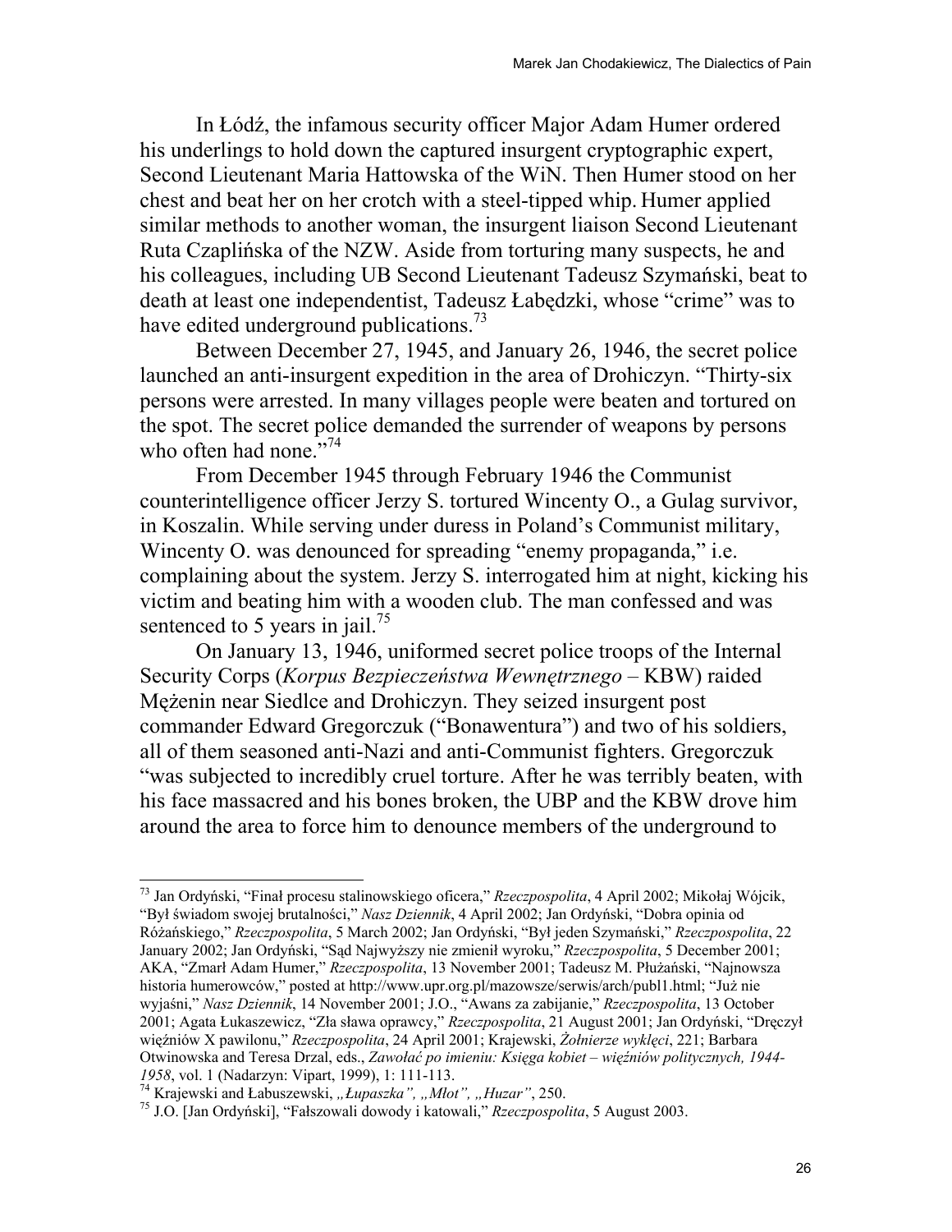In Łódź, the infamous security officer Major Adam Humer ordered his underlings to hold down the captured insurgent cryptographic expert, Second Lieutenant Maria Hattowska of the WiN. Then Humer stood on her chest and beat her on her crotch with a steel-tipped whip. Humer applied similar methods to another woman, the insurgent liaison Second Lieutenant Ruta Czaplińska of the NZW. Aside from torturing many suspects, he and his colleagues, including UB Second Lieutenant Tadeusz Szymański, beat to death at least one independentist, Tadeusz Łabędzki, whose "crime" was to have edited underground publications.[73]

Between December 27, 1945, and January 26, 1946, the secret police launched an anti-insurgent expedition in the area of Drohiczyn. "Thirty-six persons were arrested. In many villages people were beaten and tortured on the spot. The secret police demanded the surrender of weapons by persons who often had none."[74]

From December 1945 through February 1946 the Communist counterintelligence officer Jerzy S. tortured Wincenty O., a Gulag survivor, in Koszalin. While serving under duress in Poland's Communist military, Wincenty O. was denounced for spreading "enemy propaganda," i.e. complaining about the system. Jerzy S. interrogated him at night, kicking his victim and beating him with a wooden club. The man confessed and was sentenced to 5 years in jail.[75]

On January 13, 1946, uniformed secret police troops of the Internal Security Corps (*Korpus Bezpieczeństwa Wewnętrznego* – KBW) raided Mężenin near Siedlce and Drohiczyn. They seized insurgent post commander Edward Gregorczuk ("Bonawentura") and two of his soldiers, all of them seasoned anti-Nazi and anti-Communist fighters. Gregorczuk "was subjected to incredibly cruel torture. After he was terribly beaten, with his face massacred and his bones broken, the UBP and the KBW drove him around the area to force him to denounce members of the underground to

---

[73] Jan Ordyński, "Finał procesu stalinowskiego oficera," *Rzeczpospolita*, 4 April 2002; Mikołaj Wójcik, "Był świadom swojej brutalności," *Nasz Dziennik*, 4 April 2002; Jan Ordyński, "Dobra opinia od Różańskiego," *Rzeczpospolita*, 5 March 2002; Jan Ordyński, "Był jeden Szymański," *Rzeczpospolita*, 22 January 2002; Jan Ordyński, "Sąd Najwyższy nie zmienił wyroku," *Rzeczpospolita*, 5 December 2001; AKA, "Zmarł Adam Humer," *Rzeczpospolita*, 13 November 2001; Tadeusz M. Płużański, "Najnowsza historia humerowców," posted at http://www.upr.org.pl/mazowsze/serwis/arch/publ1.html; "Już nie wyjaśni," *Nasz Dziennik*, 14 November 2001; J.O., "Awans za zabijanie," *Rzeczpospolita*, 13 October 2001; Agata Łukaszewicz, "Zła sława oprawcy," *Rzeczpospolita*, 21 August 2001; Jan Ordyński, "Dręczył więźniów X pawilonu," *Rzeczpospolita*, 24 April 2001; Krajewski, *Żołnierze wyklęci*, 221; Barbara Otwinowska and Teresa Drzal, eds., *Zawołać po imieniu: Księga kobiet – więźniów politycznych, 1944-1958*, vol. 1 (Nadarzyn: Vipart, 1999), 1: 111-113.

[74] Krajewski and Łabuszewski, *„Łupaszka", „Młot", „Huzar"*, 250.

[75] J.O. [Jan Ordyński], "Fałszowali dowody i katowali," *Rzeczpospolita*, 5 August 2003.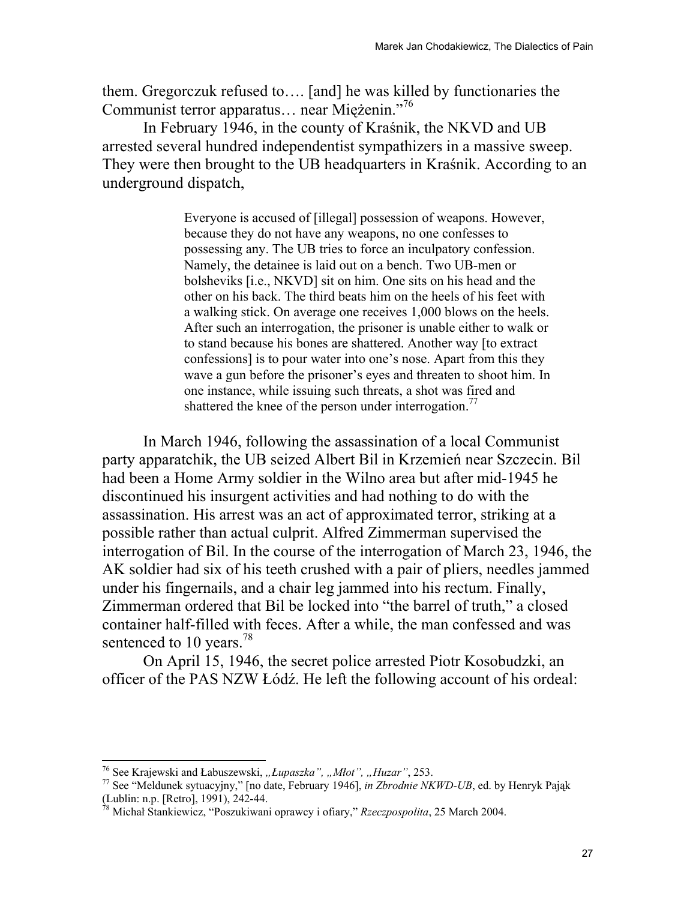them. Gregorczuk refused to…. [and] he was killed by functionaries the Communist terror apparatus… near Mięženin."[76]

In February 1946, in the county of Kraśnik, the NKVD and UB arrested several hundred independentist sympathizers in a massive sweep. They were then brought to the UB headquarters in Kraśnik. According to an underground dispatch,

> Everyone is accused of [illegal] possession of weapons. However, because they do not have any weapons, no one confesses to possessing any. The UB tries to force an inculpatory confession. Namely, the detainee is laid out on a bench. Two UB-men or bolsheviks [i.e., NKVD] sit on him. One sits on his head and the other on his back. The third beats him on the heels of his feet with a walking stick. On average one receives 1,000 blows on the heels. After such an interrogation, the prisoner is unable either to walk or to stand because his bones are shattered. Another way [to extract confessions] is to pour water into one's nose. Apart from this they wave a gun before the prisoner's eyes and threaten to shoot him. In one instance, while issuing such threats, a shot was fired and shattered the knee of the person under interrogation.[77]

In March 1946, following the assassination of a local Communist party apparatchik, the UB seized Albert Bil in Krzemień near Szczecin. Bil had been a Home Army soldier in the Wilno area but after mid-1945 he discontinued his insurgent activities and had nothing to do with the assassination. His arrest was an act of approximated terror, striking at a possible rather than actual culprit. Alfred Zimmerman supervised the interrogation of Bil. In the course of the interrogation of March 23, 1946, the AK soldier had six of his teeth crushed with a pair of pliers, needles jammed under his fingernails, and a chair leg jammed into his rectum. Finally, Zimmerman ordered that Bil be locked into "the barrel of truth," a closed container half-filled with feces. After a while, the man confessed and was sentenced to 10 years.[78]

On April 15, 1946, the secret police arrested Piotr Kosobudzki, an officer of the PAS NZW Łódź. He left the following account of his ordeal:

---

[76] See Krajewski and Łabuszewski, *„Łupaszka", „Młot", „Huzar"*, 253.

[77] See "Meldunek sytuacyjny," [no date, February 1946], *in Zbrodnie NKWD-UB*, ed. by Henryk Pająk (Lublin: n.p. [Retro], 1991), 242-44.

[78] Michał Stankiewicz, "Poszukiwani oprawcy i ofiary," *Rzeczpospolita*, 25 March 2004.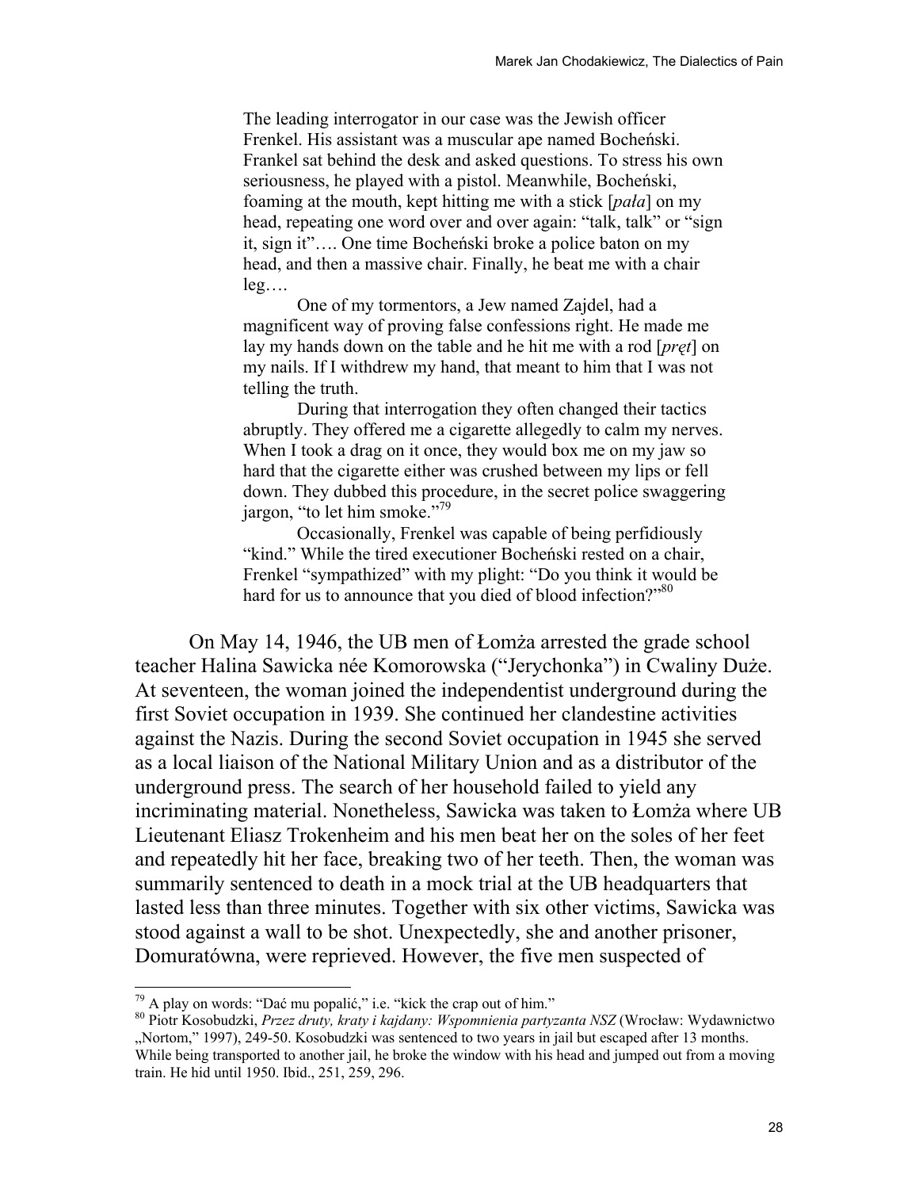> The leading interrogator in our case was the Jewish officer Frenkel. His assistant was a muscular ape named Bocheński. Frankel sat behind the desk and asked questions. To stress his own seriousness, he played with a pistol. Meanwhile, Bocheński, foaming at the mouth, kept hitting me with a stick [*pała*] on my head, repeating one word over and over again: "talk, talk" or "sign it, sign it"…. One time Bocheński broke a police baton on my head, and then a massive chair. Finally, he beat me with a chair leg….
>
> One of my tormentors, a Jew named Zajdel, had a magnificent way of proving false confessions right. He made me lay my hands down on the table and he hit me with a rod [*pręt*] on my nails. If I withdrew my hand, that meant to him that I was not telling the truth.
>
> During that interrogation they often changed their tactics abruptly. They offered me a cigarette allegedly to calm my nerves. When I took a drag on it once, they would box me on my jaw so hard that the cigarette either was crushed between my lips or fell down. They dubbed this procedure, in the secret police swaggering jargon, "to let him smoke."[79]
>
> Occasionally, Frenkel was capable of being perfidiously "kind." While the tired executioner Bocheński rested on a chair, Frenkel "sympathized" with my plight: "Do you think it would be hard for us to announce that you died of blood infection?"[80]

On May 14, 1946, the UB men of Łomża arrested the grade school teacher Halina Sawicka née Komorowska ("Jerychonka") in Cwaliny Duże. At seventeen, the woman joined the independentist underground during the first Soviet occupation in 1939. She continued her clandestine activities against the Nazis. During the second Soviet occupation in 1945 she served as a local liaison of the National Military Union and as a distributor of the underground press. The search of her household failed to yield any incriminating material. Nonetheless, Sawicka was taken to Łomża where UB Lieutenant Eliasz Trokenheim and his men beat her on the soles of her feet and repeatedly hit her face, breaking two of her teeth. Then, the woman was summarily sentenced to death in a mock trial at the UB headquarters that lasted less than three minutes. Together with six other victims, Sawicka was stood against a wall to be shot. Unexpectedly, she and another prisoner, Domuratówna, were reprieved. However, the five men suspected of

---

[79] A play on words: "Dać mu popalić," i.e. "kick the crap out of him."

[80] Piotr Kosobudzki, *Przez druty, kraty i kajdany: Wspomnienia partyzanta NSZ* (Wrocław: Wydawnictwo „Nortom," 1997), 249-50. Kosobudzki was sentenced to two years in jail but escaped after 13 months. While being transported to another jail, he broke the window with his head and jumped out from a moving train. He hid until 1950. Ibid., 251, 259, 296.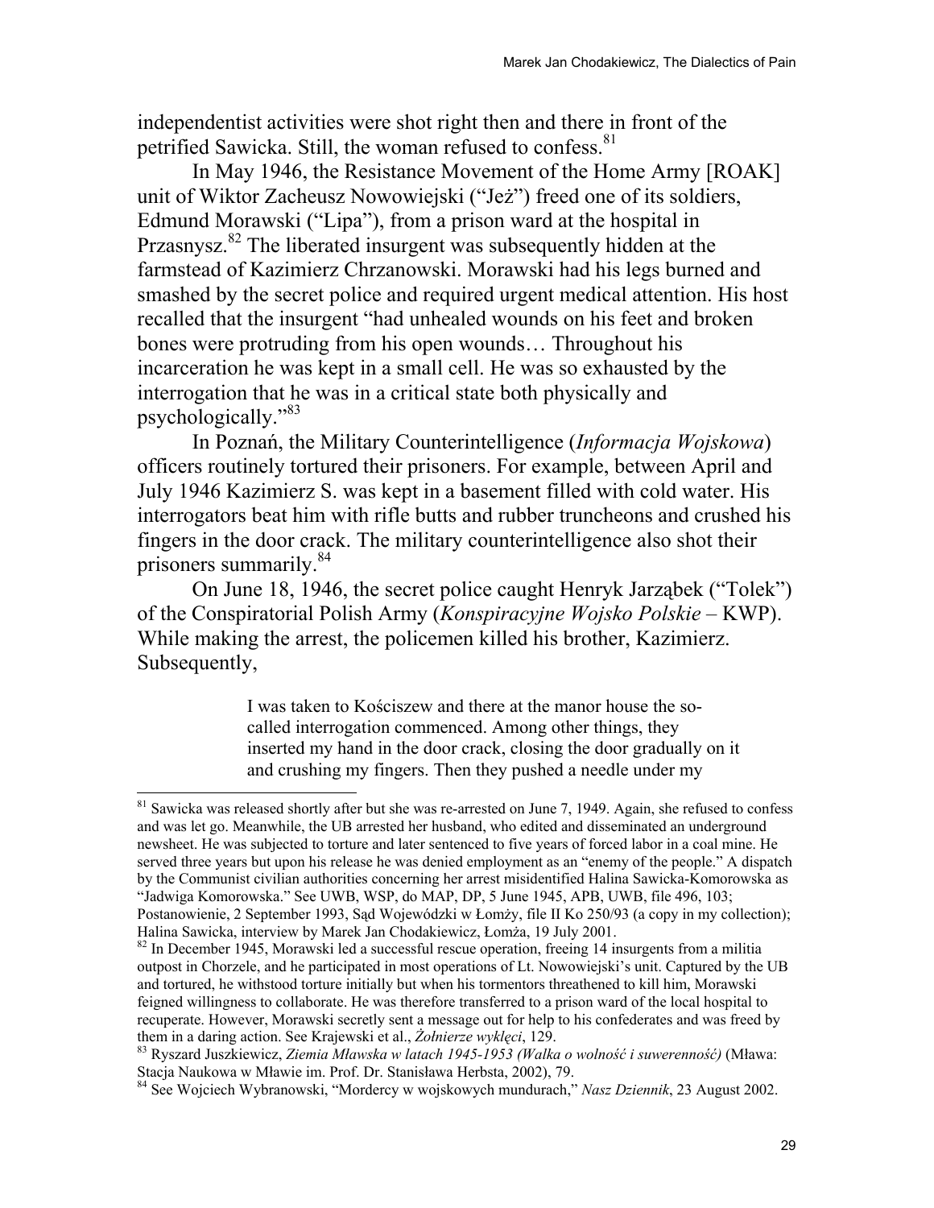independentist activities were shot right then and there in front of the petrified Sawicka. Still, the woman refused to confess.[81]

In May 1946, the Resistance Movement of the Home Army [ROAK] unit of Wiktor Zacheusz Nowowiejski ("Jeż") freed one of its soldiers, Edmund Morawski ("Lipa"), from a prison ward at the hospital in Przasnysz.[82] The liberated insurgent was subsequently hidden at the farmstead of Kazimierz Chrzanowski. Morawski had his legs burned and smashed by the secret police and required urgent medical attention. His host recalled that the insurgent "had unhealed wounds on his feet and broken bones were protruding from his open wounds… Throughout his incarceration he was kept in a small cell. He was so exhausted by the interrogation that he was in a critical state both physically and psychologically."[83]

In Poznań, the Military Counterintelligence (*Informacja Wojskowa*) officers routinely tortured their prisoners. For example, between April and July 1946 Kazimierz S. was kept in a basement filled with cold water. His interrogators beat him with rifle butts and rubber truncheons and crushed his fingers in the door crack. The military counterintelligence also shot their prisoners summarily.[84]

On June 18, 1946, the secret police caught Henryk Jarząbek ("Tolek") of the Conspiratorial Polish Army (*Konspiracyjne Wojsko Polskie* – KWP). While making the arrest, the policemen killed his brother, Kazimierz. Subsequently,

> I was taken to Kościszew and there at the manor house the so-called interrogation commenced. Among other things, they inserted my hand in the door crack, closing the door gradually on it and crushing my fingers. Then they pushed a needle under my

---

[81] Sawicka was released shortly after but she was re-arrested on June 7, 1949. Again, she refused to confess and was let go. Meanwhile, the UB arrested her husband, who edited and disseminated an underground newsheet. He was subjected to torture and later sentenced to five years of forced labor in a coal mine. He served three years but upon his release he was denied employment as an "enemy of the people." A dispatch by the Communist civilian authorities concerning her arrest misidentified Halina Sawicka-Komorowska as "Jadwiga Komorowska." See UWB, WSP, do MAP, DP, 5 June 1945, APB, UWB, file 496, 103; Postanowienie, 2 September 1993, Sąd Wojewódzki w Łomży, file II Ko 250/93 (a copy in my collection); Halina Sawicka, interview by Marek Jan Chodakiewicz, Łomża, 19 July 2001.

[82] In December 1945, Morawski led a successful rescue operation, freeing 14 insurgents from a militia outpost in Chorzele, and he participated in most operations of Lt. Nowowiejski's unit. Captured by the UB and tortured, he withstood torture initially but when his tormentors threathened to kill him, Morawski feigned willingness to collaborate. He was therefore transferred to a prison ward of the local hospital to recuperate. However, Morawski secretly sent a message out for help to his confederates and was freed by them in a daring action. See Krajewski et al., *Żołnierze wyklęci*, 129.

[83] Ryszard Juszkiewicz, *Ziemia Mławska w latach 1945-1953 (Walka o wolność i suwerenność)* (Mława: Stacja Naukowa w Mławie im. Prof. Dr. Stanisława Herbsta, 2002), 79.

[84] See Wojciech Wybranowski, "Mordercy w wojskowych mundurach," *Nasz Dziennik*, 23 August 2002.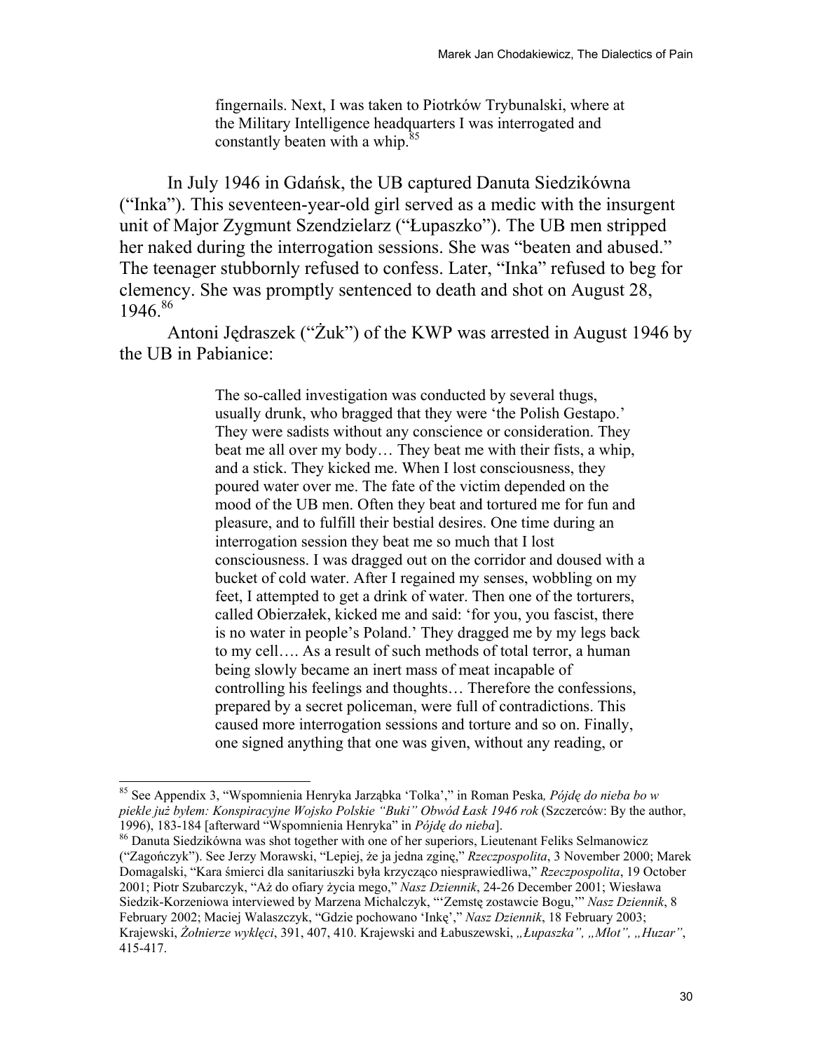> fingernails. Next, I was taken to Piotrków Trybunalski, where at the Military Intelligence headquarters I was interrogated and constantly beaten with a whip.[85]

In July 1946 in Gdańsk, the UB captured Danuta Siedzikówna ("Inka"). This seventeen-year-old girl served as a medic with the insurgent unit of Major Zygmunt Szendzielarz ("Łupaszko"). The UB men stripped her naked during the interrogation sessions. She was "beaten and abused." The teenager stubbornly refused to confess. Later, "Inka" refused to beg for clemency. She was promptly sentenced to death and shot on August 28, 1946.[86]

Antoni Jędraszek ("Żuk") of the KWP was arrested in August 1946 by the UB in Pabianice:

> The so-called investigation was conducted by several thugs, usually drunk, who bragged that they were 'the Polish Gestapo.' They were sadists without any conscience or consideration. They beat me all over my body… They beat me with their fists, a whip, and a stick. They kicked me. When I lost consciousness, they poured water over me. The fate of the victim depended on the mood of the UB men. Often they beat and tortured me for fun and pleasure, and to fulfill their bestial desires. One time during an interrogation session they beat me so much that I lost consciousness. I was dragged out on the corridor and doused with a bucket of cold water. After I regained my senses, wobbling on my feet, I attempted to get a drink of water. Then one of the torturers, called Obierzałek, kicked me and said: 'for you, you fascist, there is no water in people's Poland.' They dragged me by my legs back to my cell…. As a result of such methods of total terror, a human being slowly became an inert mass of meat incapable of controlling his feelings and thoughts… Therefore the confessions, prepared by a secret policeman, were full of contradictions. This caused more interrogation sessions and torture and so on. Finally, one signed anything that one was given, without any reading, or

---

[85] See Appendix 3, "Wspomnienia Henryka Jarząbka 'Tolka'," in Roman Peska, *Pójdę do nieba bo w piekle już byłem: Konspiracyjne Wojsko Polskie "Buki" Obwód Łask 1946 rok* (Szczerców: By the author, 1996), 183-184 [afterward "Wspomnienia Henryka" in *Pójdę do nieba*].

[86] Danuta Siedzikówna was shot together with one of her superiors, Lieutenant Feliks Selmanowicz ("Zagończyk"). See Jerzy Morawski, "Lepiej, że ja jedna zginę," *Rzeczpospolita*, 3 November 2000; Marek Domagalski, "Kara śmierci dla sanitariuszki była krzycząco niesprawiedliwa," *Rzeczpospolita*, 19 October 2001; Piotr Szubarczyk, "Aż do ofiary życia mego," *Nasz Dziennik*, 24-26 December 2001; Wiesława Siedzik-Korzeniowa interviewed by Marzena Michalczyk, "'Zemstę zostawcie Bogu,'" *Nasz Dziennik*, 8 February 2002; Maciej Walaszczyk, "Gdzie pochowano 'Inkę'," *Nasz Dziennik*, 18 February 2003; Krajewski, *Żołnierze wyklęci*, 391, 407, 410. Krajewski and Łabuszewski, *„Łupaszka", „Młot", „Huzar"*, 415-417.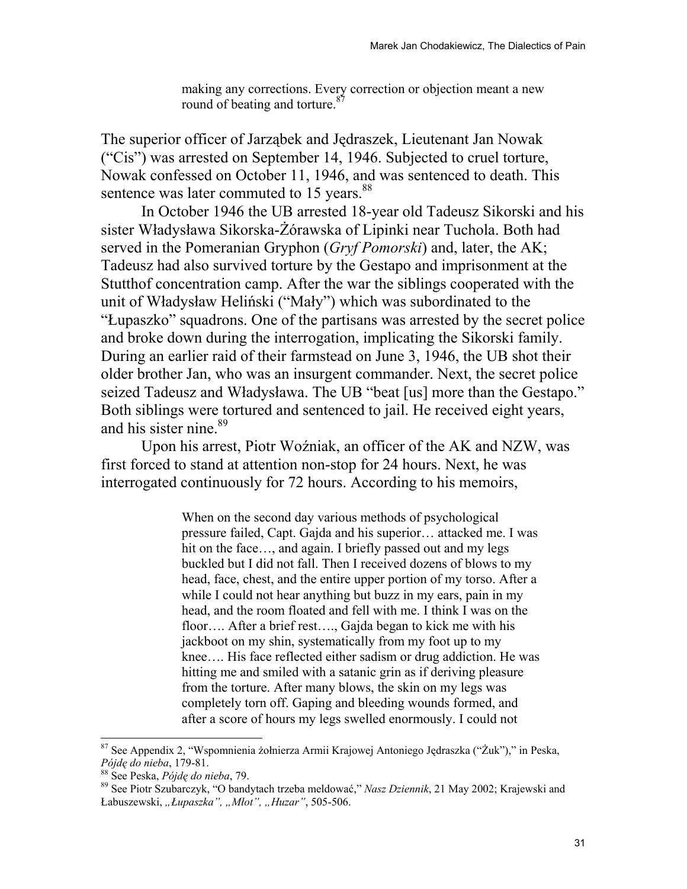> making any corrections. Every correction or objection meant a new round of beating and torture.[87]

The superior officer of Jarząbek and Jędraszek, Lieutenant Jan Nowak ("Cis") was arrested on September 14, 1946. Subjected to cruel torture, Nowak confessed on October 11, 1946, and was sentenced to death. This sentence was later commuted to 15 years.[88]

In October 1946 the UB arrested 18-year old Tadeusz Sikorski and his sister Władysława Sikorska-Żórawska of Lipinki near Tuchola. Both had served in the Pomeranian Gryphon (*Gryf Pomorski*) and, later, the AK; Tadeusz had also survived torture by the Gestapo and imprisonment at the Stutthof concentration camp. After the war the siblings cooperated with the unit of Władysław Heliński ("Mały") which was subordinated to the "Łupaszko" squadrons. One of the partisans was arrested by the secret police and broke down during the interrogation, implicating the Sikorski family. During an earlier raid of their farmstead on June 3, 1946, the UB shot their older brother Jan, who was an insurgent commander. Next, the secret police seized Tadeusz and Władysława. The UB "beat [us] more than the Gestapo." Both siblings were tortured and sentenced to jail. He received eight years, and his sister nine.[89]

Upon his arrest, Piotr Woźniak, an officer of the AK and NZW, was first forced to stand at attention non-stop for 24 hours. Next, he was interrogated continuously for 72 hours. According to his memoirs,

> When on the second day various methods of psychological pressure failed, Capt. Gajda and his superior… attacked me. I was hit on the face…, and again. I briefly passed out and my legs buckled but I did not fall. Then I received dozens of blows to my head, face, chest, and the entire upper portion of my torso. After a while I could not hear anything but buzz in my ears, pain in my head, and the room floated and fell with me. I think I was on the floor…. After a brief rest…., Gajda began to kick me with his jackboot on my shin, systematically from my foot up to my knee…. His face reflected either sadism or drug addiction. He was hitting me and smiled with a satanic grin as if deriving pleasure from the torture. After many blows, the skin on my legs was completely torn off. Gaping and bleeding wounds formed, and after a score of hours my legs swelled enormously. I could not

---

[87] See Appendix 2, "Wspomnienia żołnierza Armii Krajowej Antoniego Jędraszka ("Żuk")," in Peska, *Pójdę do nieba*, 179-81.

[88] See Peska, *Pójdę do nieba*, 79.

[89] See Piotr Szubarczyk, "O bandytach trzeba meldować," *Nasz Dziennik*, 21 May 2002; Krajewski and Łabuszewski, *„Łupaszka", „Młot", „Huzar"*, 505-506.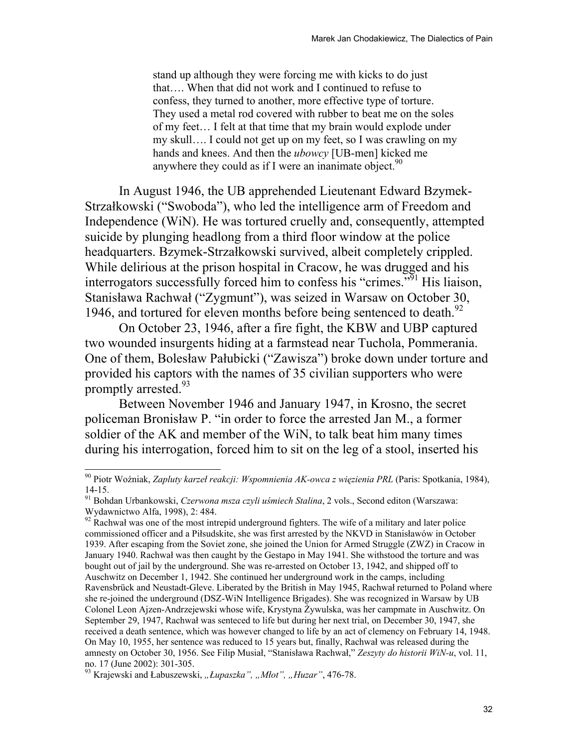> stand up although they were forcing me with kicks to do just that…. When that did not work and I continued to refuse to confess, they turned to another, more effective type of torture. They used a metal rod covered with rubber to beat me on the soles of my feet… I felt at that time that my brain would explode under my skull…. I could not get up on my feet, so I was crawling on my hands and knees. And then the *ubowcy* [UB-men] kicked me anywhere they could as if I were an inanimate object.[90]

In August 1946, the UB apprehended Lieutenant Edward Bzymek-Strzałkowski ("Swoboda"), who led the intelligence arm of Freedom and Independence (WiN). He was tortured cruelly and, consequently, attempted suicide by plunging headlong from a third floor window at the police headquarters. Bzymek-Strzałkowski survived, albeit completely crippled. While delirious at the prison hospital in Cracow, he was drugged and his interrogators successfully forced him to confess his "crimes."[91] His liaison, Stanisława Rachwał ("Zygmunt"), was seized in Warsaw on October 30, 1946, and tortured for eleven months before being sentenced to death.[92]

On October 23, 1946, after a fire fight, the KBW and UBP captured two wounded insurgents hiding at a farmstead near Tuchola, Pommerania. One of them, Bolesław Pałubicki ("Zawisza") broke down under torture and provided his captors with the names of 35 civilian supporters who were promptly arrested.[93]

Between November 1946 and January 1947, in Krosno, the secret policeman Bronisław P. "in order to force the arrested Jan M., a former soldier of the AK and member of the WiN, to talk beat him many times during his interrogation, forced him to sit on the leg of a stool, inserted his

---

[90] Piotr Woźniak, *Zapluty karzeł reakcji: Wspomnienia AK-owca z więzienia PRL* (Paris: Spotkania, 1984), 14-15.

[91] Bohdan Urbankowski, *Czerwona msza czyli uśmiech Stalina*, 2 vols., Second editon (Warszawa: Wydawnictwo Alfa, 1998), 2: 484.

[92] Rachwał was one of the most intrepid underground fighters. The wife of a military and later police commissioned officer and a Piłsudskite, she was first arrested by the NKVD in Stanisławów in October 1939. After escaping from the Soviet zone, she joined the Union for Armed Struggle (ZWZ) in Cracow in January 1940. Rachwał was then caught by the Gestapo in May 1941. She withstood the torture and was bought out of jail by the underground. She was re-arrested on October 13, 1942, and shipped off to Auschwitz on December 1, 1942. She continued her underground work in the camps, including Ravensbrück and Neustadt-Gleve. Liberated by the British in May 1945, Rachwał returned to Poland where she re-joined the underground (DSZ-WiN Intelligence Brigades). She was recognized in Warsaw by UB Colonel Leon Ajzen-Andrzejewski whose wife, Krystyna Żywulska, was her campmate in Auschwitz. On September 29, 1947, Rachwał was senteced to life but during her next trial, on December 30, 1947, she received a death sentence, which was however changed to life by an act of clemency on February 14, 1948. On May 10, 1955, her sentence was reduced to 15 years but, finally, Rachwał was released during the amnesty on October 30, 1956. See Filip Musiał, "Stanisława Rachwał," *Zeszyty do historii WiN-u*, vol. 11, no. 17 (June 2002): 301-305.

[93] Krajewski and Łabuszewski, *„Łupaszka", „Młot", „Huzar"*, 476-78.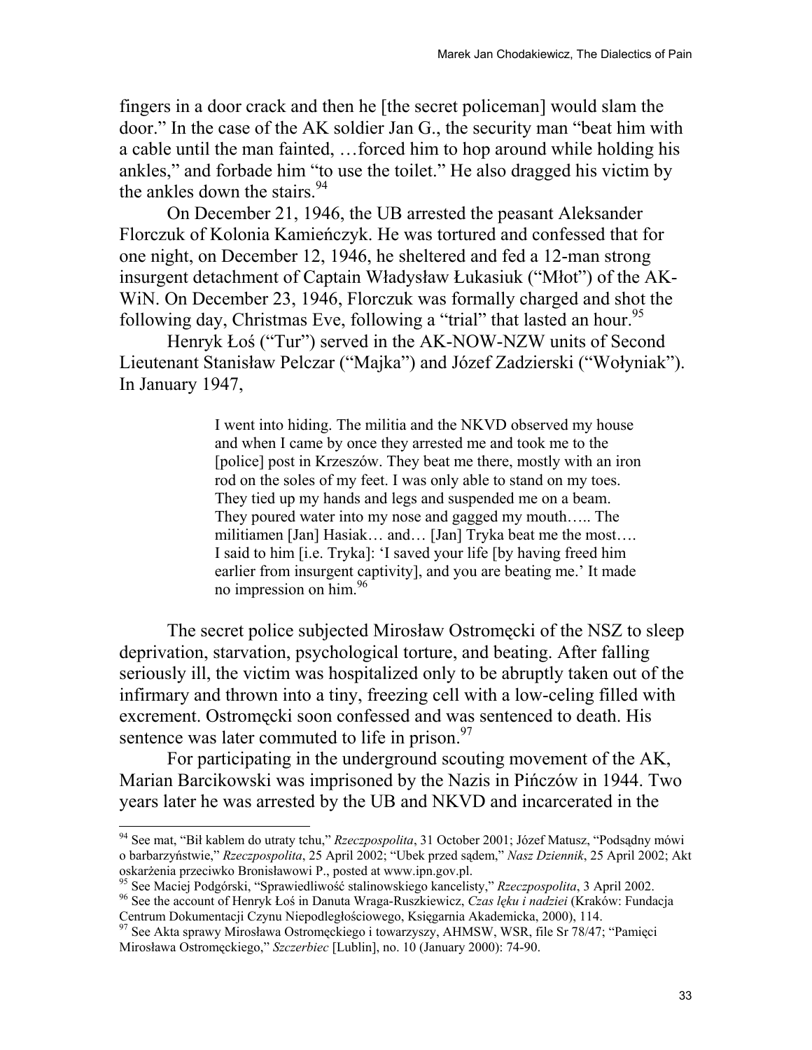fingers in a door crack and then he [the secret policeman] would slam the door." In the case of the AK soldier Jan G., the security man "beat him with a cable until the man fainted, …forced him to hop around while holding his ankles," and forbade him "to use the toilet." He also dragged his victim by the ankles down the stairs.[94]

On December 21, 1946, the UB arrested the peasant Aleksander Florczuk of Kolonia Kamieńczyk. He was tortured and confessed that for one night, on December 12, 1946, he sheltered and fed a 12-man strong insurgent detachment of Captain Władysław Łukasiuk ("Młot") of the AK-WiN. On December 23, 1946, Florczuk was formally charged and shot the following day, Christmas Eve, following a "trial" that lasted an hour.[95]

Henryk Łoś ("Tur") served in the AK-NOW-NZW units of Second Lieutenant Stanisław Pelczar ("Majka") and Józef Zadzierski ("Wołyniak"). In January 1947,

> I went into hiding. The militia and the NKVD observed my house and when I came by once they arrested me and took me to the [police] post in Krzeszów. They beat me there, mostly with an iron rod on the soles of my feet. I was only able to stand on my toes. They tied up my hands and legs and suspended me on a beam. They poured water into my nose and gagged my mouth….. The militiamen [Jan] Hasiak… and… [Jan] Tryka beat me the most…. I said to him [i.e. Tryka]: 'I saved your life [by having freed him earlier from insurgent captivity], and you are beating me.' It made no impression on him.[96]

The secret police subjected Mirosław Ostromęcki of the NSZ to sleep deprivation, starvation, psychological torture, and beating. After falling seriously ill, the victim was hospitalized only to be abruptly taken out of the infirmary and thrown into a tiny, freezing cell with a low-celing filled with excrement. Ostromęcki soon confessed and was sentenced to death. His sentence was later commuted to life in prison.[97]

For participating in the underground scouting movement of the AK, Marian Barcikowski was imprisoned by the Nazis in Pińczów in 1944. Two years later he was arrested by the UB and NKVD and incarcerated in the

---

[94] See mat, "Bił kablem do utraty tchu," *Rzeczpospolita*, 31 October 2001; Józef Matusz, "Podsądny mówi o barbarzyństwie," *Rzeczpospolita*, 25 April 2002; "Ubek przed sądem," *Nasz Dziennik*, 25 April 2002; Akt oskarżenia przeciwko Bronisławowi P., posted at www.ipn.gov.pl.

[95] See Maciej Podgórski, "Sprawiedliwość stalinowskiego kancelisty," *Rzeczpospolita*, 3 April 2002.

[96] See the account of Henryk Łoś in Danuta Wraga-Ruszkiewicz, *Czas lęku i nadziei* (Kraków: Fundacja Centrum Dokumentacji Czynu Niepodległościowego, Księgarnia Akademicka, 2000), 114.

[97] See Akta sprawy Mirosława Ostromęckiego i towarzyszy, AHMSW, WSR, file Sr 78/47; "Pamięci Mirosława Ostromęckiego," *Szczerbiec* [Lublin], no. 10 (January 2000): 74-90.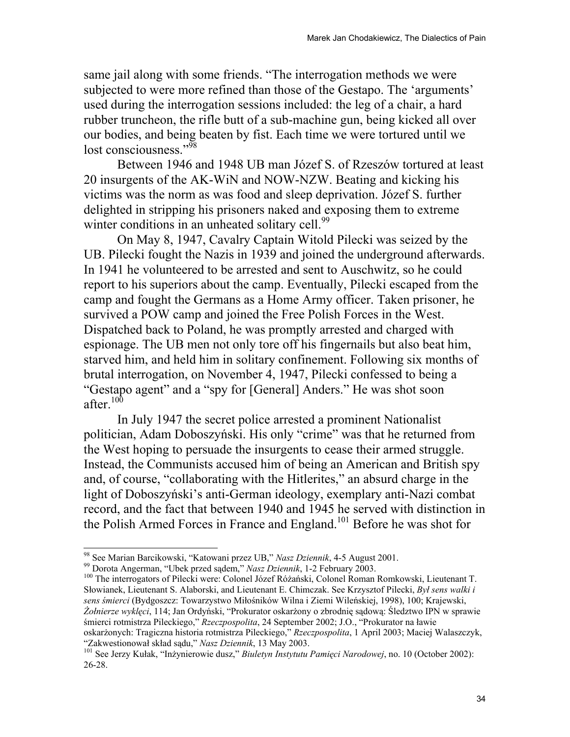same jail along with some friends. "The interrogation methods we were subjected to were more refined than those of the Gestapo. The 'arguments' used during the interrogation sessions included: the leg of a chair, a hard rubber truncheon, the rifle butt of a sub-machine gun, being kicked all over our bodies, and being beaten by fist. Each time we were tortured until we lost consciousness."[98]

Between 1946 and 1948 UB man Józef S. of Rzeszów tortured at least 20 insurgents of the AK-WiN and NOW-NZW. Beating and kicking his victims was the norm as was food and sleep deprivation. Józef S. further delighted in stripping his prisoners naked and exposing them to extreme winter conditions in an unheated solitary cell.[99]

On May 8, 1947, Cavalry Captain Witold Pilecki was seized by the UB. Pilecki fought the Nazis in 1939 and joined the underground afterwards. In 1941 he volunteered to be arrested and sent to Auschwitz, so he could report to his superiors about the camp. Eventually, Pilecki escaped from the camp and fought the Germans as a Home Army officer. Taken prisoner, he survived a POW camp and joined the Free Polish Forces in the West. Dispatched back to Poland, he was promptly arrested and charged with espionage. The UB men not only tore off his fingernails but also beat him, starved him, and held him in solitary confinement. Following six months of brutal interrogation, on November 4, 1947, Pilecki confessed to being a "Gestapo agent" and a "spy for [General] Anders." He was shot soon after.[100]

In July 1947 the secret police arrested a prominent Nationalist politician, Adam Doboszyński. His only "crime" was that he returned from the West hoping to persuade the insurgents to cease their armed struggle. Instead, the Communists accused him of being an American and British spy and, of course, "collaborating with the Hitlerites," an absurd charge in the light of Doboszyński's anti-German ideology, exemplary anti-Nazi combat record, and the fact that between 1940 and 1945 he served with distinction in the Polish Armed Forces in France and England.[101] Before he was shot for

---

[98] See Marian Barcikowski, "Katowani przez UB," *Nasz Dziennik*, 4-5 August 2001.

[99] Dorota Angerman, "Ubek przed sądem," *Nasz Dziennik*, 1-2 February 2003.

[100] The interrogators of Pilecki were: Colonel Józef Różański, Colonel Roman Romkowski, Lieutenant T. Słowianek, Lieutenant S. Alaborski, and Lieutenant E. Chimczak. See Krzysztof Pilecki, *Był sens walki i sens śmierci* (Bydgoszcz: Towarzystwo Miłośników Wilna i Ziemi Wileńskiej, 1998), 100; Krajewski, *Żołnierze wyklęci*, 114; Jan Ordyński, "Prokurator oskarżony o zbrodnię sądową: Śledztwo IPN w sprawie śmierci rotmistrza Pileckiego," *Rzeczpospolita*, 24 September 2002; J.O., "Prokurator na ławie oskarżonych: Tragiczna historia rotmistrza Pileckiego," *Rzeczpospolita*, 1 April 2003; Maciej Walaszczyk, "Zakwestionował skład sądu," *Nasz Dziennik*, 13 May 2003.

[101] See Jerzy Kułak, "Inżynierowie dusz," *Biuletyn Instytutu Pamięci Narodowej*, no. 10 (October 2002): 26-28.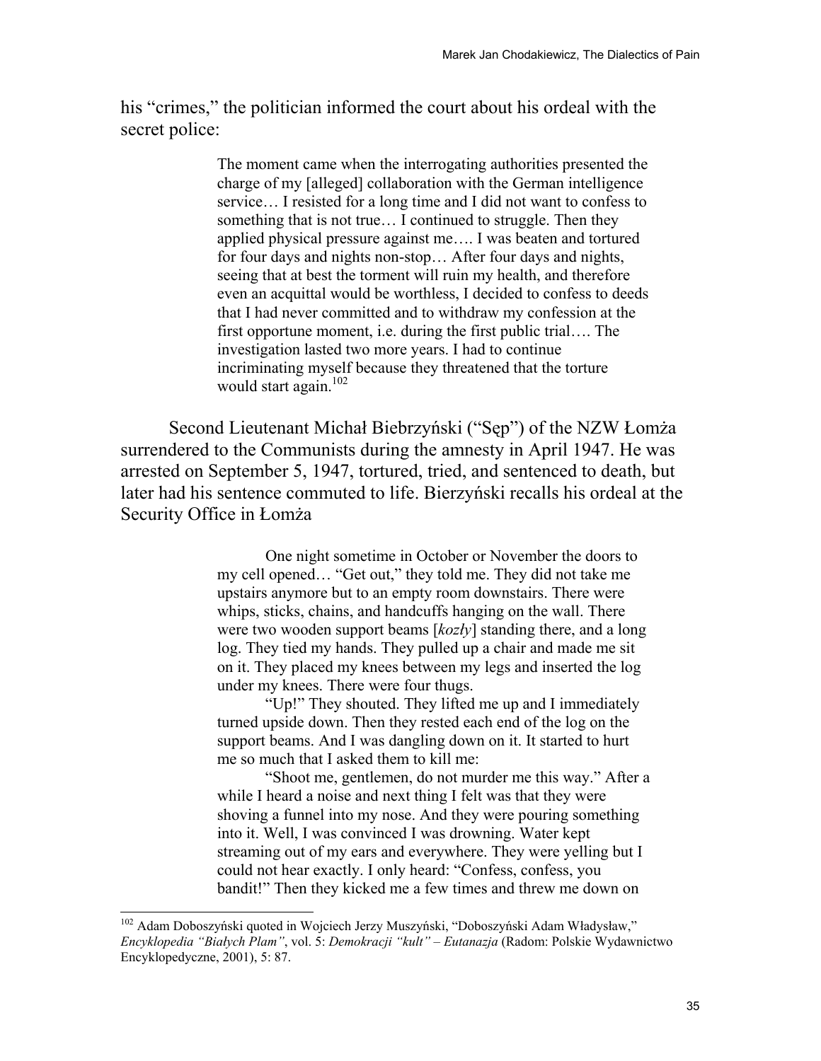his "crimes," the politician informed the court about his ordeal with the secret police:

> The moment came when the interrogating authorities presented the charge of my [alleged] collaboration with the German intelligence service… I resisted for a long time and I did not want to confess to something that is not true… I continued to struggle. Then they applied physical pressure against me…. I was beaten and tortured for four days and nights non-stop… After four days and nights, seeing that at best the torment will ruin my health, and therefore even an acquittal would be worthless, I decided to confess to deeds that I had never committed and to withdraw my confession at the first opportune moment, i.e. during the first public trial…. The investigation lasted two more years. I had to continue incriminating myself because they threatened that the torture would start again.[102]

Second Lieutenant Michał Biebrzyński ("Sęp") of the NZW Łomża surrendered to the Communists during the amnesty in April 1947. He was arrested on September 5, 1947, tortured, tried, and sentenced to death, but later had his sentence commuted to life. Bierzyński recalls his ordeal at the Security Office in Łomża

> One night sometime in October or November the doors to my cell opened… "Get out," they told me. They did not take me upstairs anymore but to an empty room downstairs. There were whips, sticks, chains, and handcuffs hanging on the wall. There were two wooden support beams [*kozły*] standing there, and a long log. They tied my hands. They pulled up a chair and made me sit on it. They placed my knees between my legs and inserted the log under my knees. There were four thugs.
>
> "Up!" They shouted. They lifted me up and I immediately turned upside down. Then they rested each end of the log on the support beams. And I was dangling down on it. It started to hurt me so much that I asked them to kill me:
>
> "Shoot me, gentlemen, do not murder me this way." After a while I heard a noise and next thing I felt was that they were shoving a funnel into my nose. And they were pouring something into it. Well, I was convinced I was drowning. Water kept streaming out of my ears and everywhere. They were yelling but I could not hear exactly. I only heard: "Confess, confess, you bandit!" Then they kicked me a few times and threw me down on

---

[102] Adam Doboszyński quoted in Wojciech Jerzy Muszyński, "Doboszyński Adam Władysław," *Encyklopedia "Białych Plam"*, vol. 5: *Demokracji "kult" – Eutanazja* (Radom: Polskie Wydawnictwo Encyklopedyczne, 2001), 5: 87.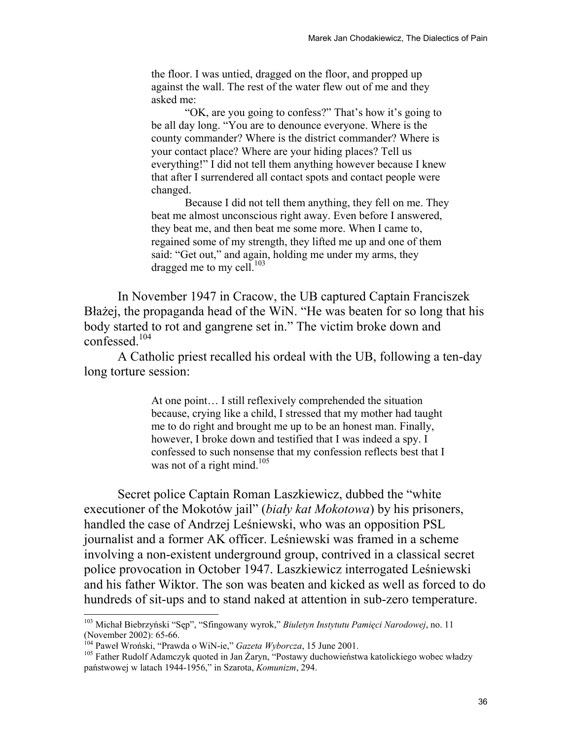> the floor. I was untied, dragged on the floor, and propped up against the wall. The rest of the water flew out of me and they asked me:
>
> "OK, are you going to confess?" That's how it's going to be all day long. "You are to denounce everyone. Where is the county commander? Where is the district commander? Where is your contact place? Where are your hiding places? Tell us everything!" I did not tell them anything however because I knew that after I surrendered all contact spots and contact people were changed.
>
> Because I did not tell them anything, they fell on me. They beat me almost unconscious right away. Even before I answered, they beat me, and then beat me some more. When I came to, regained some of my strength, they lifted me up and one of them said: "Get out," and again, holding me under my arms, they dragged me to my cell.[103]

In November 1947 in Cracow, the UB captured Captain Franciszek Błażej, the propaganda head of the WiN. "He was beaten for so long that his body started to rot and gangrene set in." The victim broke down and confessed.[104]

A Catholic priest recalled his ordeal with the UB, following a ten-day long torture session:

> At one point… I still reflexively comprehended the situation because, crying like a child, I stressed that my mother had taught me to do right and brought me up to be an honest man. Finally, however, I broke down and testified that I was indeed a spy. I confessed to such nonsense that my confession reflects best that I was not of a right mind.[105]

Secret police Captain Roman Laszkiewicz, dubbed the "white executioner of the Mokotów jail" (*biały kat Mokotowa*) by his prisoners, handled the case of Andrzej Leśniewski, who was an opposition PSL journalist and a former AK officer. Leśniewski was framed in a scheme involving a non-existent underground group, contrived in a classical secret police provocation in October 1947. Laszkiewicz interrogated Leśniewski and his father Wiktor. The son was beaten and kicked as well as forced to do hundreds of sit-ups and to stand naked at attention in sub-zero temperature.

---

[103] Michał Biebrzyński "Sęp", "Sfingowany wyrok," *Biuletyn Instytutu Pamięci Narodowej*, no. 11 (November 2002): 65-66.

[104] Paweł Wroński, "Prawda o WiN-ie," *Gazeta Wyborcza*, 15 June 2001.

[105] Father Rudolf Adamczyk quoted in Jan Żaryn, "Postawy duchowieństwa katolickiego wobec władzy państwowej w latach 1944-1956," in Szarota, *Komunizm*, 294.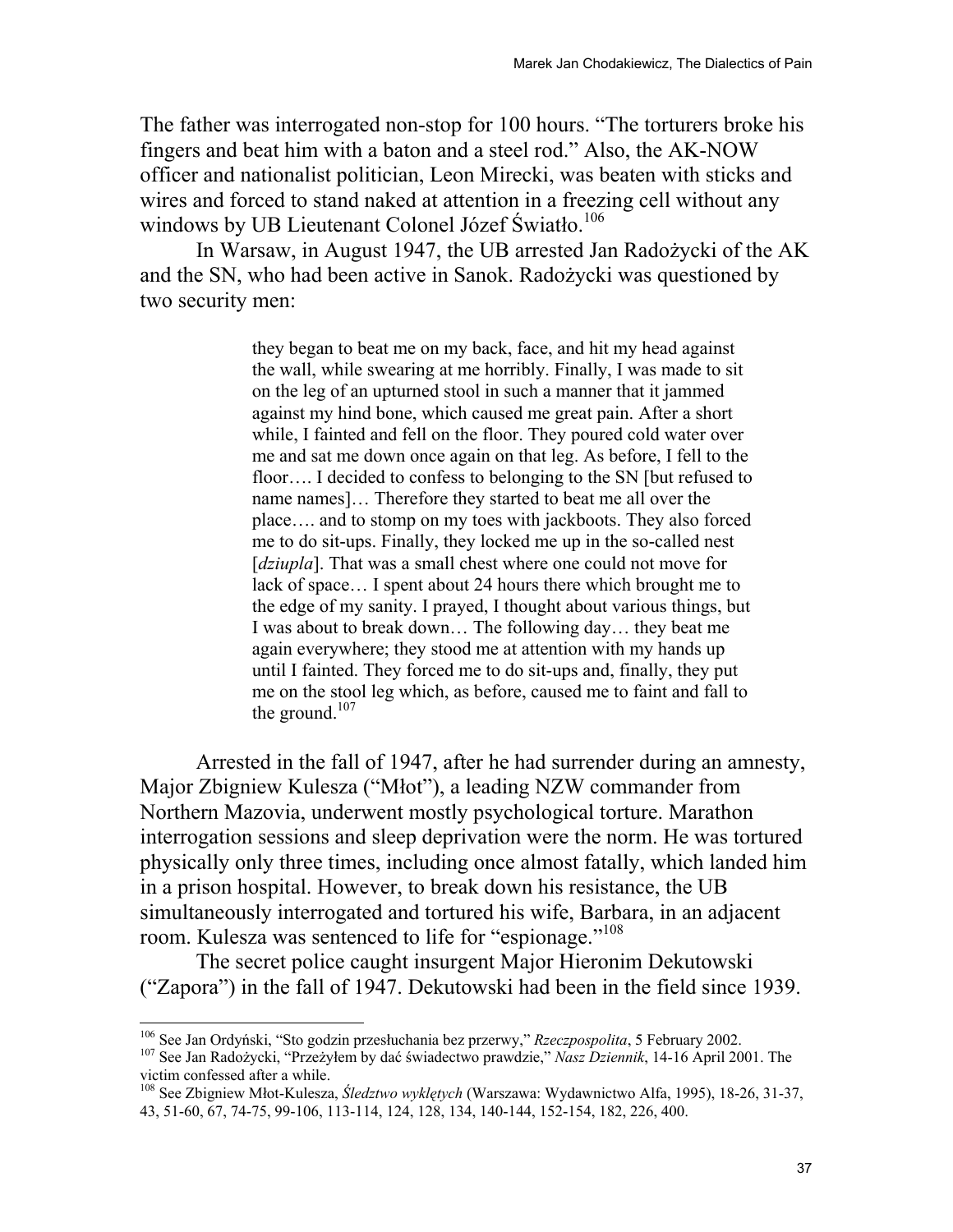The father was interrogated non-stop for 100 hours. "The torturers broke his fingers and beat him with a baton and a steel rod." Also, the AK-NOW officer and nationalist politician, Leon Mirecki, was beaten with sticks and wires and forced to stand naked at attention in a freezing cell without any windows by UB Lieutenant Colonel Józef Światło.[106]

In Warsaw, in August 1947, the UB arrested Jan Radożycki of the AK and the SN, who had been active in Sanok. Radożycki was questioned by two security men:

> they began to beat me on my back, face, and hit my head against the wall, while swearing at me horribly. Finally, I was made to sit on the leg of an upturned stool in such a manner that it jammed against my hind bone, which caused me great pain. After a short while, I fainted and fell on the floor. They poured cold water over me and sat me down once again on that leg. As before, I fell to the floor…. I decided to confess to belonging to the SN [but refused to name names]… Therefore they started to beat me all over the place…. and to stomp on my toes with jackboots. They also forced me to do sit-ups. Finally, they locked me up in the so-called nest [*dziupla*]. That was a small chest where one could not move for lack of space… I spent about 24 hours there which brought me to the edge of my sanity. I prayed, I thought about various things, but I was about to break down… The following day… they beat me again everywhere; they stood me at attention with my hands up until I fainted. They forced me to do sit-ups and, finally, they put me on the stool leg which, as before, caused me to faint and fall to the ground.[107]

Arrested in the fall of 1947, after he had surrender during an amnesty, Major Zbigniew Kulesza ("Młot"), a leading NZW commander from Northern Mazovia, underwent mostly psychological torture. Marathon interrogation sessions and sleep deprivation were the norm. He was tortured physically only three times, including once almost fatally, which landed him in a prison hospital. However, to break down his resistance, the UB simultaneously interrogated and tortured his wife, Barbara, in an adjacent room. Kulesza was sentenced to life for "espionage."[108]

The secret police caught insurgent Major Hieronim Dekutowski ("Zapora") in the fall of 1947. Dekutowski had been in the field since 1939.

---

[106] See Jan Ordyński, "Sto godzin przesłuchania bez przerwy," *Rzeczpospolita*, 5 February 2002.

[107] See Jan Radożycki, "Przeżyłem by dać świadectwo prawdzie," *Nasz Dziennik*, 14-16 April 2001. The victim confessed after a while.

[108] See Zbigniew Młot-Kulesza, *Śledztwo wyklętych* (Warszawa: Wydawnictwo Alfa, 1995), 18-26, 31-37, 43, 51-60, 67, 74-75, 99-106, 113-114, 124, 128, 134, 140-144, 152-154, 182, 226, 400.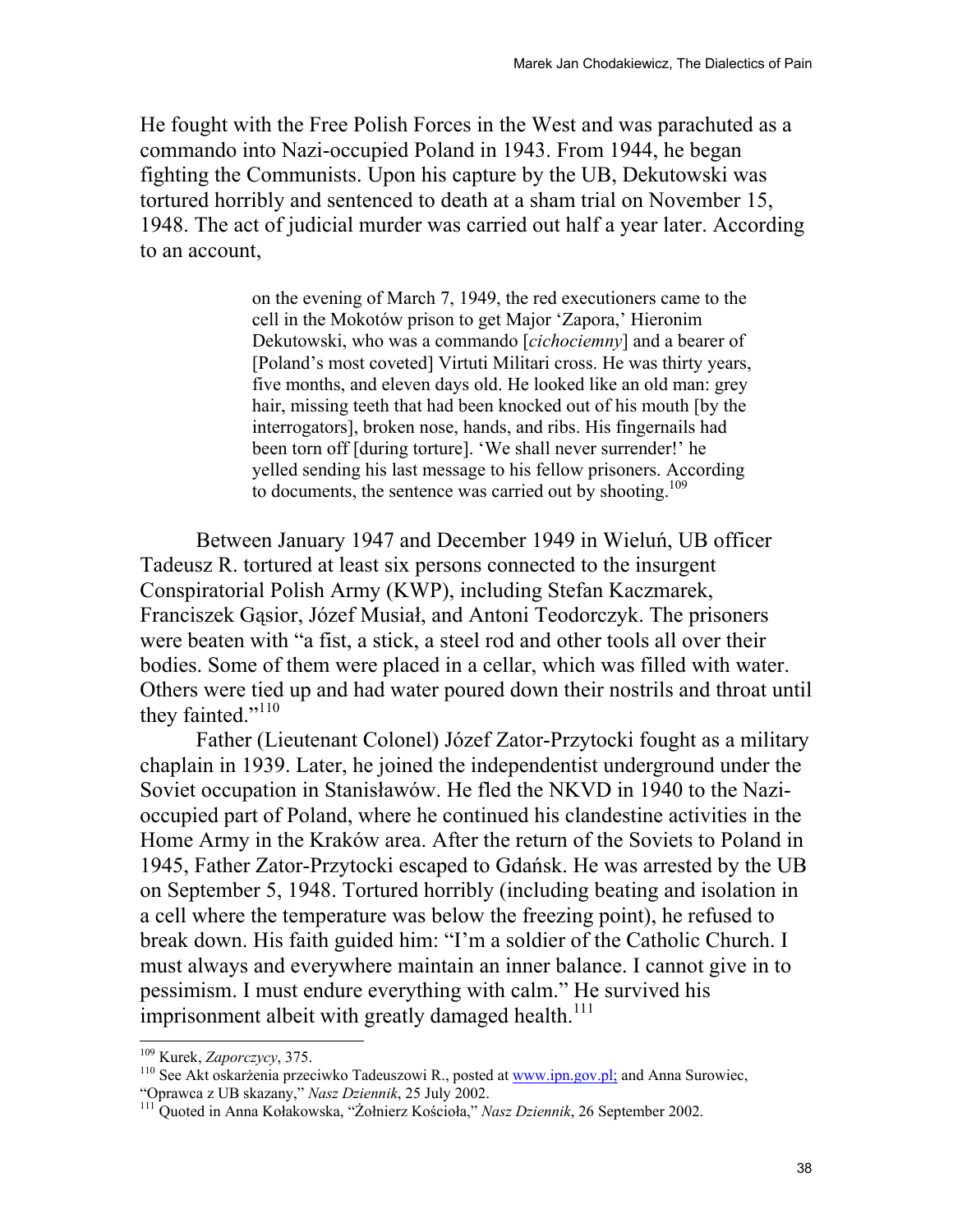He fought with the Free Polish Forces in the West and was parachuted as a commando into Nazi-occupied Poland in 1943. From 1944, he began fighting the Communists. Upon his capture by the UB, Dekutowski was tortured horribly and sentenced to death at a sham trial on November 15, 1948. The act of judicial murder was carried out half a year later. According to an account,

> on the evening of March 7, 1949, the red executioners came to the cell in the Mokotów prison to get Major 'Zapora,' Hieronim Dekutowski, who was a commando [*cichociemny*] and a bearer of [Poland's most coveted] Virtuti Militari cross. He was thirty years, five months, and eleven days old. He looked like an old man: grey hair, missing teeth that had been knocked out of his mouth [by the interrogators], broken nose, hands, and ribs. His fingernails had been torn off [during torture]. 'We shall never surrender!' he yelled sending his last message to his fellow prisoners. According to documents, the sentence was carried out by shooting.[109]

Between January 1947 and December 1949 in Wieluń, UB officer Tadeusz R. tortured at least six persons connected to the insurgent Conspiratorial Polish Army (KWP), including Stefan Kaczmarek, Franciszek Gąsior, Józef Musiał, and Antoni Teodorczyk. The prisoners were beaten with "a fist, a stick, a steel rod and other tools all over their bodies. Some of them were placed in a cellar, which was filled with water. Others were tied up and had water poured down their nostrils and throat until they fainted."[110]

Father (Lieutenant Colonel) Józef Zator-Przytocki fought as a military chaplain in 1939. Later, he joined the independentist underground under the Soviet occupation in Stanisławów. He fled the NKVD in 1940 to the Nazi-occupied part of Poland, where he continued his clandestine activities in the Home Army in the Kraków area. After the return of the Soviets to Poland in 1945, Father Zator-Przytocki escaped to Gdańsk. He was arrested by the UB on September 5, 1948. Tortured horribly (including beating and isolation in a cell where the temperature was below the freezing point), he refused to break down. His faith guided him: "I'm a soldier of the Catholic Church. I must always and everywhere maintain an inner balance. I cannot give in to pessimism. I must endure everything with calm." He survived his imprisonment albeit with greatly damaged health.[111]

---

[109] Kurek, *Zaporczycy*, 375.

[110] See Akt oskarżenia przeciwko Tadeuszowi R., posted at www.ipn.gov.pl; and Anna Surowiec, "Oprawca z UB skazany," *Nasz Dziennik*, 25 July 2002.

[111] Quoted in Anna Kołakowska, "Żołnierz Kościoła," *Nasz Dziennik*, 26 September 2002.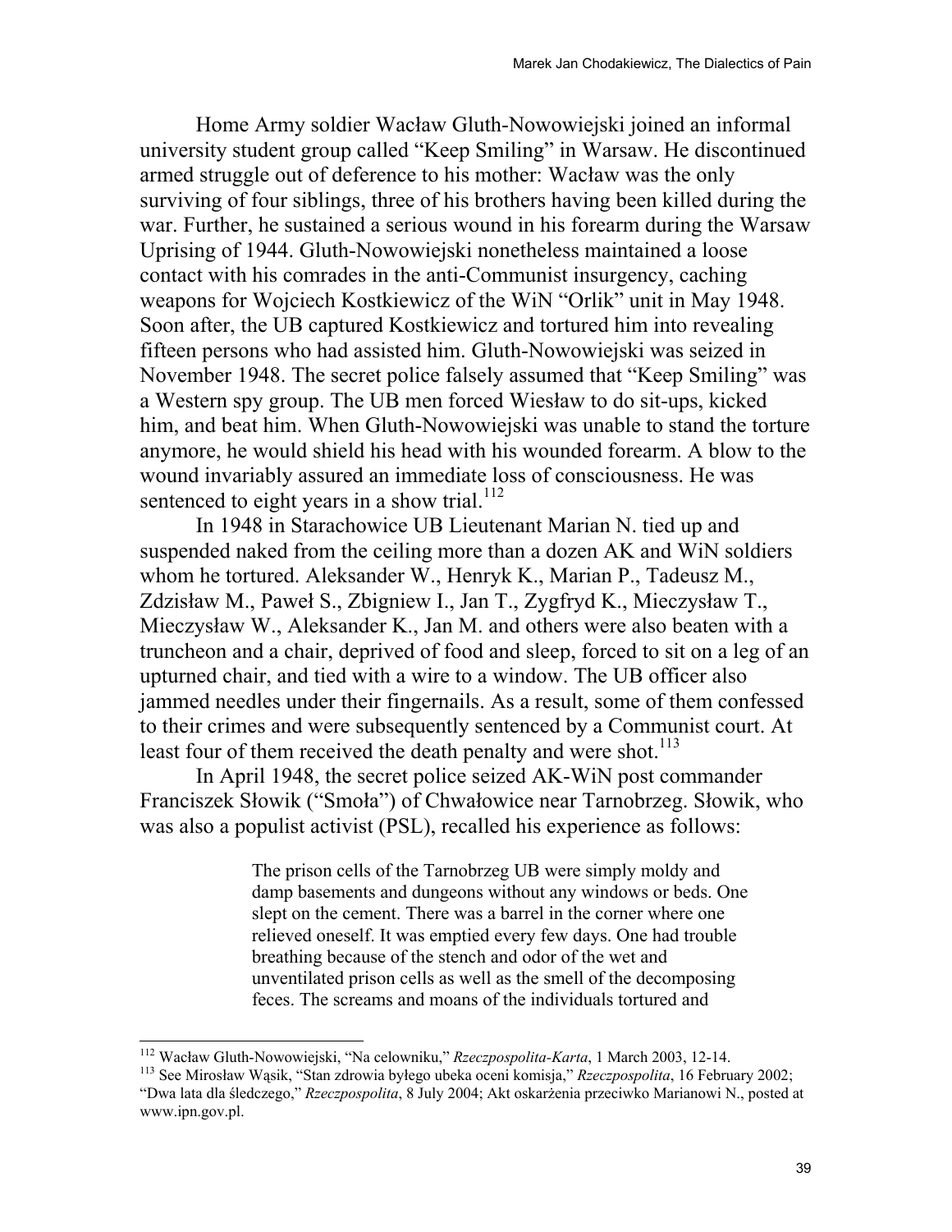Home Army soldier Wacław Gluth-Nowowiejski joined an informal university student group called "Keep Smiling" in Warsaw. He discontinued armed struggle out of deference to his mother: Wacław was the only surviving of four siblings, three of his brothers having been killed during the war. Further, he sustained a serious wound in his forearm during the Warsaw Uprising of 1944. Gluth-Nowowiejski nonetheless maintained a loose contact with his comrades in the anti-Communist insurgency, caching weapons for Wojciech Kostkiewicz of the WiN "Orlik" unit in May 1948. Soon after, the UB captured Kostkiewicz and tortured him into revealing fifteen persons who had assisted him. Gluth-Nowowiejski was seized in November 1948. The secret police falsely assumed that "Keep Smiling" was a Western spy group. The UB men forced Wiesław to do sit-ups, kicked him, and beat him. When Gluth-Nowowiejski was unable to stand the torture anymore, he would shield his head with his wounded forearm. A blow to the wound invariably assured an immediate loss of consciousness. He was sentenced to eight years in a show trial.[112]

In 1948 in Starachowice UB Lieutenant Marian N. tied up and suspended naked from the ceiling more than a dozen AK and WiN soldiers whom he tortured. Aleksander W., Henryk K., Marian P., Tadeusz M., Zdzisław M., Paweł S., Zbigniew I., Jan T., Zygfryd K., Mieczysław T., Mieczysław W., Aleksander K., Jan M. and others were also beaten with a truncheon and a chair, deprived of food and sleep, forced to sit on a leg of an upturned chair, and tied with a wire to a window. The UB officer also jammed needles under their fingernails. As a result, some of them confessed to their crimes and were subsequently sentenced by a Communist court. At least four of them received the death penalty and were shot.[113]

In April 1948, the secret police seized AK-WiN post commander Franciszek Słowik ("Smoła") of Chwałowice near Tarnobrzeg. Słowik, who was also a populist activist (PSL), recalled his experience as follows:

> The prison cells of the Tarnobrzeg UB were simply moldy and damp basements and dungeons without any windows or beds. One slept on the cement. There was a barrel in the corner where one relieved oneself. It was emptied every few days. One had trouble breathing because of the stench and odor of the wet and unventilated prison cells as well as the smell of the decomposing feces. The screams and moans of the individuals tortured and

---

[112] Wacław Gluth-Nowowiejski, "Na celowniku," *Rzeczpospolita-Karta*, 1 March 2003, 12-14.

[113] See Mirosław Wąsik, "Stan zdrowia byłego ubeka oceni komisja," *Rzeczpospolita*, 16 February 2002; "Dwa lata dla śledczego," *Rzeczpospolita*, 8 July 2004; Akt oskarżenia przeciwko Marianowi N., posted at www.ipn.gov.pl.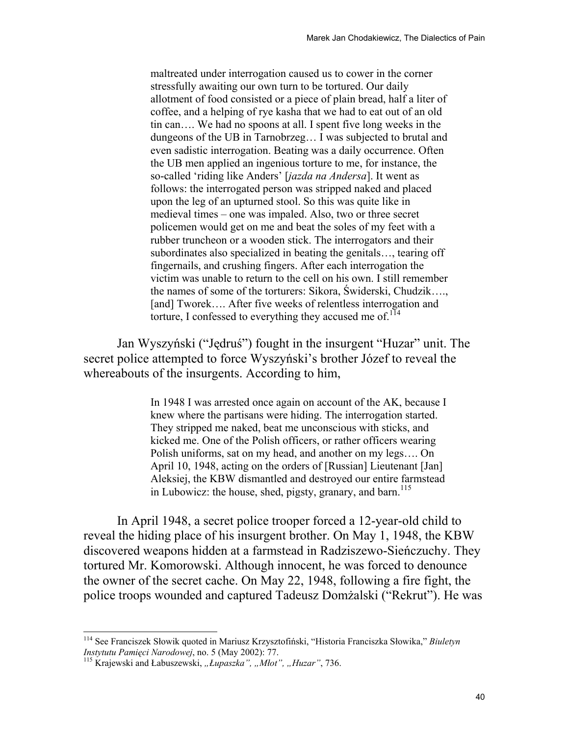> maltreated under interrogation caused us to cower in the corner stressfully awaiting our own turn to be tortured. Our daily allotment of food consisted or a piece of plain bread, half a liter of coffee, and a helping of rye kasha that we had to eat out of an old tin can…. We had no spoons at all. I spent five long weeks in the dungeons of the UB in Tarnobrzeg… I was subjected to brutal and even sadistic interrogation. Beating was a daily occurrence. Often the UB men applied an ingenious torture to me, for instance, the so-called 'riding like Anders' [*jazda na Andersa*]. It went as follows: the interrogated person was stripped naked and placed upon the leg of an upturned stool. So this was quite like in medieval times – one was impaled. Also, two or three secret policemen would get on me and beat the soles of my feet with a rubber truncheon or a wooden stick. The interrogators and their subordinates also specialized in beating the genitals…, tearing off fingernails, and crushing fingers. After each interrogation the victim was unable to return to the cell on his own. I still remember the names of some of the torturers: Sikora, Świderski, Chudzik…., [and] Tworek…. After five weeks of relentless interrogation and torture, I confessed to everything they accused me of.[114]

Jan Wyszyński ("Jędruś") fought in the insurgent "Huzar" unit. The secret police attempted to force Wyszyński's brother Józef to reveal the whereabouts of the insurgents. According to him,

> In 1948 I was arrested once again on account of the AK, because I knew where the partisans were hiding. The interrogation started. They stripped me naked, beat me unconscious with sticks, and kicked me. One of the Polish officers, or rather officers wearing Polish uniforms, sat on my head, and another on my legs…. On April 10, 1948, acting on the orders of [Russian] Lieutenant [Jan] Aleksiej, the KBW dismantled and destroyed our entire farmstead in Lubowicz: the house, shed, pigsty, granary, and barn.[115]

In April 1948, a secret police trooper forced a 12-year-old child to reveal the hiding place of his insurgent brother. On May 1, 1948, the KBW discovered weapons hidden at a farmstead in Radziszewo-Sieńczuchy. They tortured Mr. Komorowski. Although innocent, he was forced to denounce the owner of the secret cache. On May 22, 1948, following a fire fight, the police troops wounded and captured Tadeusz Domżalski ("Rekrut"). He was

---

[114] See Franciszek Słowik quoted in Mariusz Krzysztofiński, "Historia Franciszka Słowika," *Biuletyn Instytutu Pamięci Narodowej*, no. 5 (May 2002): 77.

[115] Krajewski and Łabuszewski, *„Łupaszka", „Młot", „Huzar"*, 736.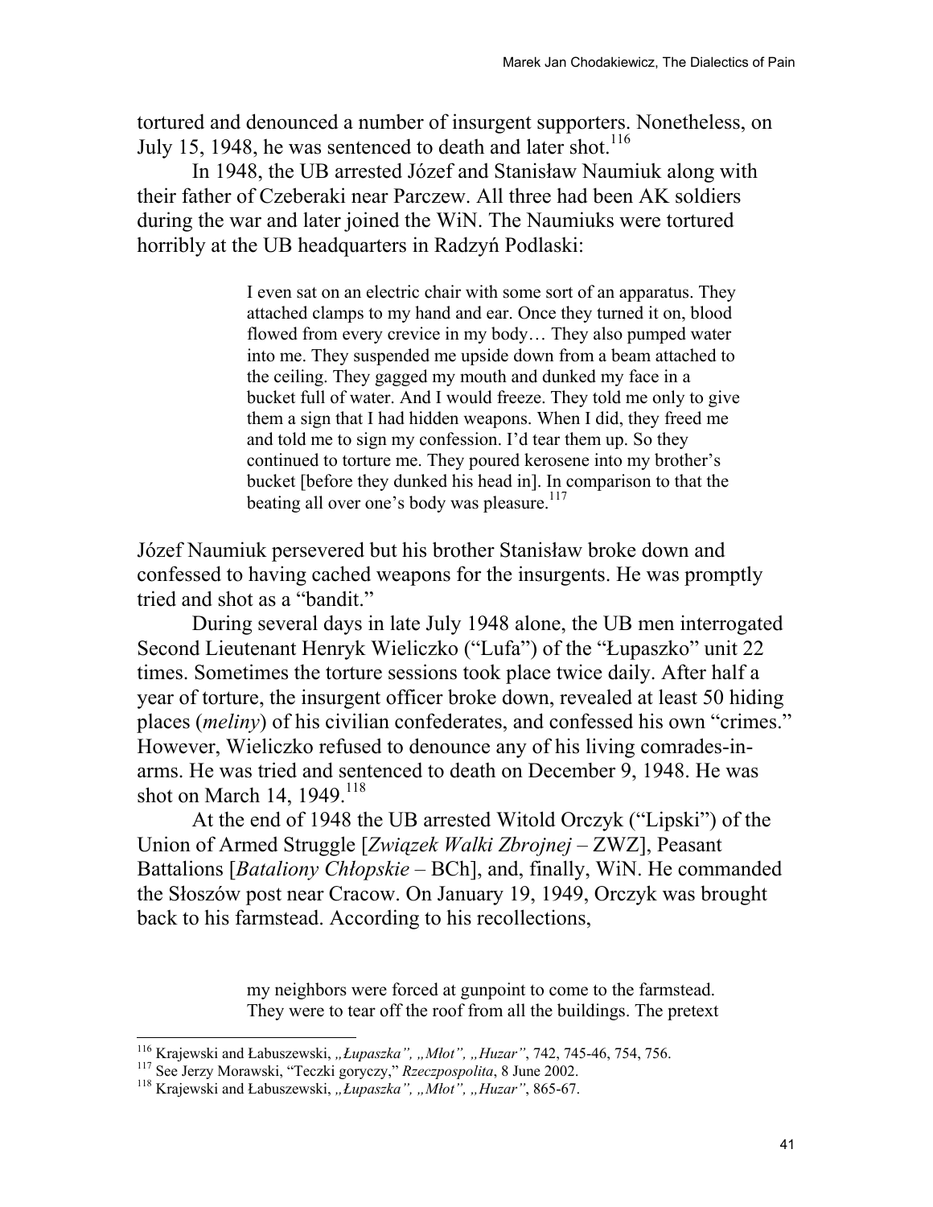tortured and denounced a number of insurgent supporters. Nonetheless, on July 15, 1948, he was sentenced to death and later shot.[116]

In 1948, the UB arrested Józef and Stanisław Naumiuk along with their father of Czeberaki near Parczew. All three had been AK soldiers during the war and later joined the WiN. The Naumiuks were tortured horribly at the UB headquarters in Radzyń Podlaski:

> I even sat on an electric chair with some sort of an apparatus. They attached clamps to my hand and ear. Once they turned it on, blood flowed from every crevice in my body… They also pumped water into me. They suspended me upside down from a beam attached to the ceiling. They gagged my mouth and dunked my face in a bucket full of water. And I would freeze. They told me only to give them a sign that I had hidden weapons. When I did, they freed me and told me to sign my confession. I'd tear them up. So they continued to torture me. They poured kerosene into my brother's bucket [before they dunked his head in]. In comparison to that the beating all over one's body was pleasure.[117]

Józef Naumiuk persevered but his brother Stanisław broke down and confessed to having cached weapons for the insurgents. He was promptly tried and shot as a "bandit."

During several days in late July 1948 alone, the UB men interrogated Second Lieutenant Henryk Wieliczko ("Lufa") of the "Łupaszko" unit 22 times. Sometimes the torture sessions took place twice daily. After half a year of torture, the insurgent officer broke down, revealed at least 50 hiding places (*meliny*) of his civilian confederates, and confessed his own "crimes." However, Wieliczko refused to denounce any of his living comrades-in-arms. He was tried and sentenced to death on December 9, 1948. He was shot on March 14, 1949.[118]

At the end of 1948 the UB arrested Witold Orczyk ("Lipski") of the Union of Armed Struggle [*Związek Walki Zbrojnej* – ZWZ], Peasant Battalions [*Bataliony Chłopskie* – BCh], and, finally, WiN. He commanded the Słoszów post near Cracow. On January 19, 1949, Orczyk was brought back to his farmstead. According to his recollections,

> my neighbors were forced at gunpoint to come to the farmstead. They were to tear off the roof from all the buildings. The pretext

---

[116] Krajewski and Łabuszewski, *„Łupaszka", „Młot", „Huzar"*, 742, 745-46, 754, 756.

[117] See Jerzy Morawski, "Teczki goryczy," *Rzeczpospolita*, 8 June 2002.

[118] Krajewski and Łabuszewski, *„Łupaszka", „Młot", „Huzar"*, 865-67.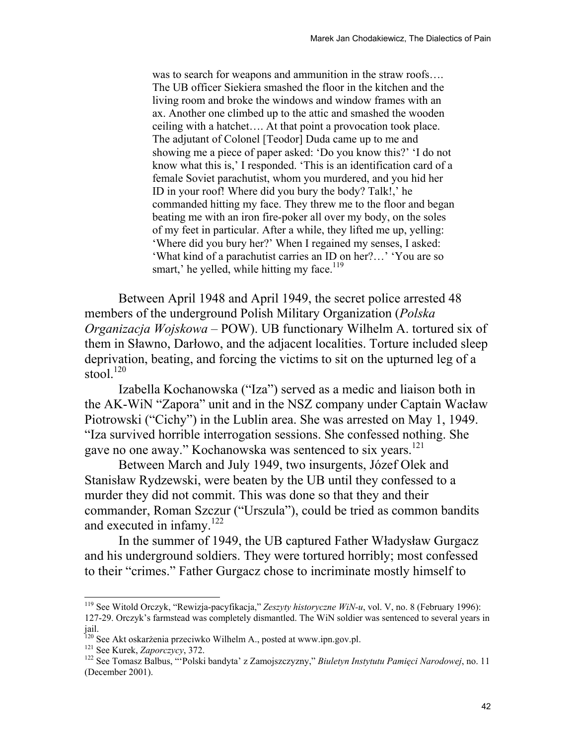> was to search for weapons and ammunition in the straw roofs…. The UB officer Siekiera smashed the floor in the kitchen and the living room and broke the windows and window frames with an ax. Another one climbed up to the attic and smashed the wooden ceiling with a hatchet…. At that point a provocation took place. The adjutant of Colonel [Teodor] Duda came up to me and showing me a piece of paper asked: 'Do you know this?' 'I do not know what this is,' I responded. 'This is an identification card of a female Soviet parachutist, whom you murdered, and you hid her ID in your roof! Where did you bury the body? Talk!,' he commanded hitting my face. They threw me to the floor and began beating me with an iron fire-poker all over my body, on the soles of my feet in particular. After a while, they lifted me up, yelling: 'Where did you bury her?' When I regained my senses, I asked: 'What kind of a parachutist carries an ID on her?…' 'You are so smart,' he yelled, while hitting my face.[119]

Between April 1948 and April 1949, the secret police arrested 48 members of the underground Polish Military Organization (*Polska Organizacja Wojskowa* – POW). UB functionary Wilhelm A. tortured six of them in Sławno, Darłowo, and the adjacent localities. Torture included sleep deprivation, beating, and forcing the victims to sit on the upturned leg of a stool.[120]

Izabella Kochanowska ("Iza") served as a medic and liaison both in the AK-WiN "Zapora" unit and in the NSZ company under Captain Wacław Piotrowski ("Cichy") in the Lublin area. She was arrested on May 1, 1949. "Iza survived horrible interrogation sessions. She confessed nothing. She gave no one away." Kochanowska was sentenced to six years.[121]

Between March and July 1949, two insurgents, Józef Olek and Stanisław Rydzewski, were beaten by the UB until they confessed to a murder they did not commit. This was done so that they and their commander, Roman Szczur ("Urszula"), could be tried as common bandits and executed in infamy.[122]

In the summer of 1949, the UB captured Father Władysław Gurgacz and his underground soldiers. They were tortured horribly; most confessed to their "crimes." Father Gurgacz chose to incriminate mostly himself to

---

[119] See Witold Orczyk, "Rewizja-pacyfikacja," *Zeszyty historyczne WiN-u*, vol. V, no. 8 (February 1996): 127-29. Orczyk's farmstead was completely dismantled. The WiN soldier was sentenced to several years in jail.

[120] See Akt oskarżenia przeciwko Wilhelm A., posted at www.ipn.gov.pl.

[121] See Kurek, *Zaporczycy*, 372.

[122] See Tomasz Balbus, "'Polski bandyta' z Zamojszczyzny," *Biuletyn Instytutu Pamięci Narodowej*, no. 11 (December 2001).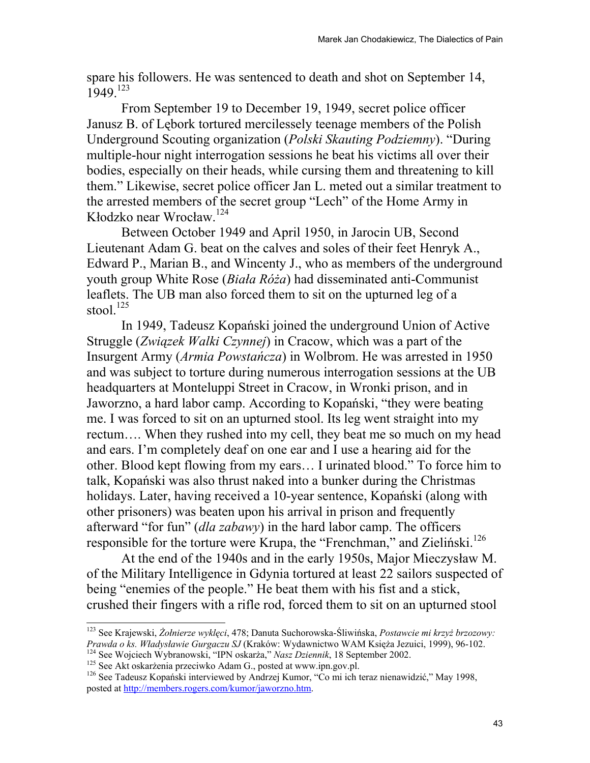spare his followers. He was sentenced to death and shot on September 14, 1949.[123]

From September 19 to December 19, 1949, secret police officer Janusz B. of Lębork tortured mercilessely teenage members of the Polish Underground Scouting organization (*Polski Skauting Podziemny*). "During multiple-hour night interrogation sessions he beat his victims all over their bodies, especially on their heads, while cursing them and threatening to kill them." Likewise, secret police officer Jan L. meted out a similar treatment to the arrested members of the secret group "Lech" of the Home Army in Kłodzko near Wrocław.[124]

Between October 1949 and April 1950, in Jarocin UB, Second Lieutenant Adam G. beat on the calves and soles of their feet Henryk A., Edward P., Marian B., and Wincenty J., who as members of the underground youth group White Rose (*Biała Róża*) had disseminated anti-Communist leaflets. The UB man also forced them to sit on the upturned leg of a stool.[125]

In 1949, Tadeusz Kopański joined the underground Union of Active Struggle (*Związek Walki Czynnej*) in Cracow, which was a part of the Insurgent Army (*Armia Powstańcza*) in Wolbrom. He was arrested in 1950 and was subject to torture during numerous interrogation sessions at the UB headquarters at Monteluppi Street in Cracow, in Wronki prison, and in Jaworzno, a hard labor camp. According to Kopański, "they were beating me. I was forced to sit on an upturned stool. Its leg went straight into my rectum…. When they rushed into my cell, they beat me so much on my head and ears. I'm completely deaf on one ear and I use a hearing aid for the other. Blood kept flowing from my ears… I urinated blood." To force him to talk, Kopański was also thrust naked into a bunker during the Christmas holidays. Later, having received a 10-year sentence, Kopański (along with other prisoners) was beaten upon his arrival in prison and frequently afterward "for fun" (*dla zabawy*) in the hard labor camp. The officers responsible for the torture were Krupa, the "Frenchman," and Zieliński.[126]

At the end of the 1940s and in the early 1950s, Major Mieczysław M. of the Military Intelligence in Gdynia tortured at least 22 sailors suspected of being "enemies of the people." He beat them with his fist and a stick, crushed their fingers with a rifle rod, forced them to sit on an upturned stool

---

[123] See Krajewski, *Żołnierze wyklęci*, 478; Danuta Suchorowska-Śliwińska, *Postawcie mi krzyż brzozowy: Prawda o ks. Władysławie Gurgaczu SJ* (Kraków: Wydawnictwo WAM Księża Jezuici, 1999), 96-102.

[124] See Wojciech Wybranowski, "IPN oskarża," *Nasz Dziennik*, 18 September 2002.

[125] See Akt oskarżenia przeciwko Adam G., posted at www.ipn.gov.pl.

[126] See Tadeusz Kopański interviewed by Andrzej Kumor, "Co mi ich teraz nienawidzić," May 1998, posted at http://members.rogers.com/kumor/jaworzno.htm.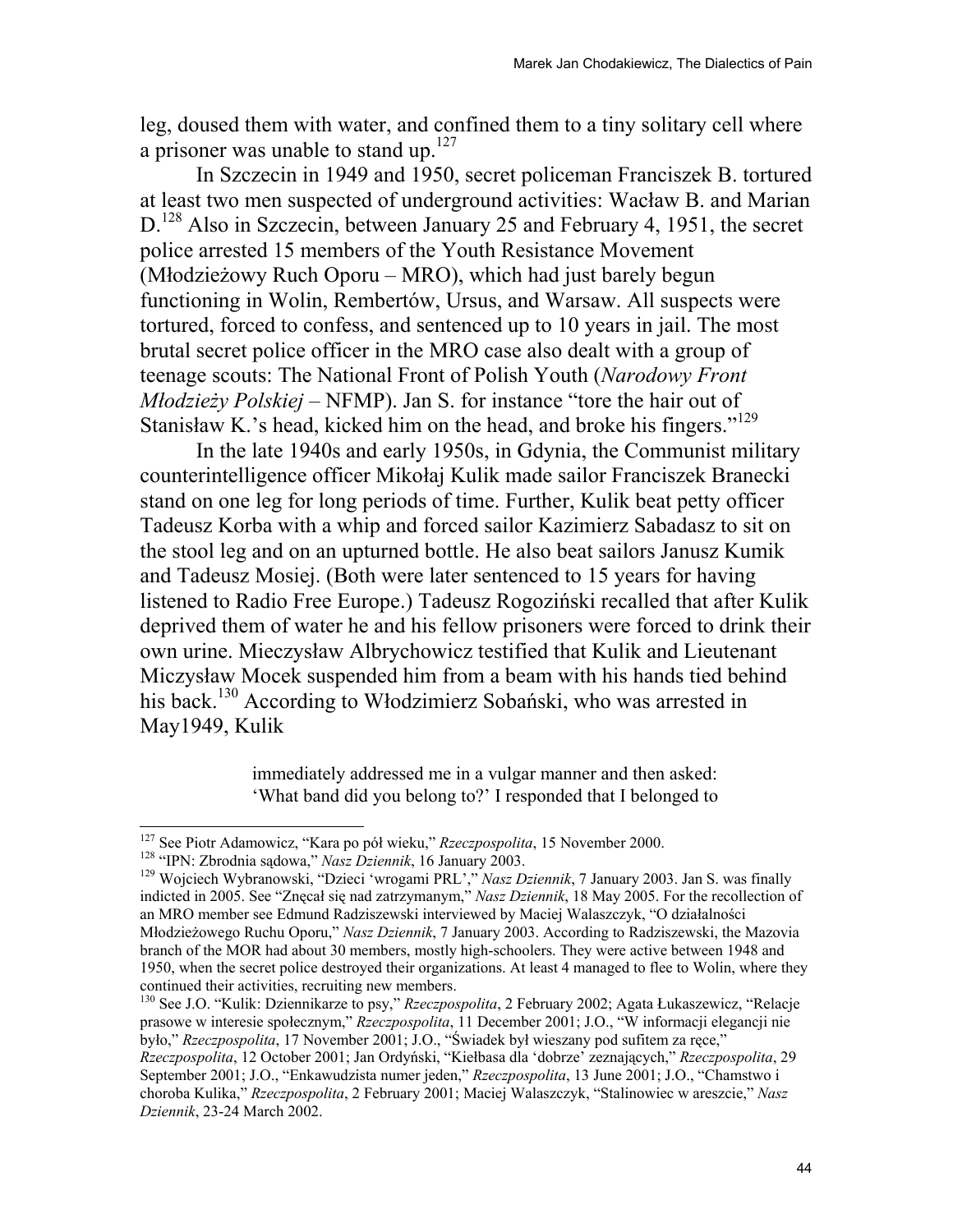leg, doused them with water, and confined them to a tiny solitary cell where a prisoner was unable to stand up.[127]

In Szczecin in 1949 and 1950, secret policeman Franciszek B. tortured at least two men suspected of underground activities: Wacław B. and Marian D.[128] Also in Szczecin, between January 25 and February 4, 1951, the secret police arrested 15 members of the Youth Resistance Movement (Młodzieżowy Ruch Oporu – MRO), which had just barely begun functioning in Wolin, Rembertów, Ursus, and Warsaw. All suspects were tortured, forced to confess, and sentenced up to 10 years in jail. The most brutal secret police officer in the MRO case also dealt with a group of teenage scouts: The National Front of Polish Youth (*Narodowy Front Młodzieży Polskiej* – NFMP). Jan S. for instance "tore the hair out of Stanisław K.'s head, kicked him on the head, and broke his fingers."[129]

In the late 1940s and early 1950s, in Gdynia, the Communist military counterintelligence officer Mikołaj Kulik made sailor Franciszek Branecki stand on one leg for long periods of time. Further, Kulik beat petty officer Tadeusz Korba with a whip and forced sailor Kazimierz Sabadasz to sit on the stool leg and on an upturned bottle. He also beat sailors Janusz Kumik and Tadeusz Mosiej. (Both were later sentenced to 15 years for having listened to Radio Free Europe.) Tadeusz Rogoziński recalled that after Kulik deprived them of water he and his fellow prisoners were forced to drink their own urine. Mieczysław Albrychowicz testified that Kulik and Lieutenant Miczysław Mocek suspended him from a beam with his hands tied behind his back.[130] According to Włodzimierz Sobański, who was arrested in May1949, Kulik

> immediately addressed me in a vulgar manner and then asked: 'What band did you belong to?' I responded that I belonged to

---

[127] See Piotr Adamowicz, "Kara po pół wieku," *Rzeczpospolita*, 15 November 2000.

[128] "IPN: Zbrodnia sądowa," *Nasz Dziennik*, 16 January 2003.

[129] Wojciech Wybranowski, "Dzieci 'wrogami PRL'," *Nasz Dziennik*, 7 January 2003. Jan S. was finally indicted in 2005. See "Znęcał się nad zatrzymanym," *Nasz Dziennik*, 18 May 2005. For the recollection of an MRO member see Edmund Radziszewski interviewed by Maciej Walaszczyk, "O działalności Młodzieżowego Ruchu Oporu," *Nasz Dziennik*, 7 January 2003. According to Radziszewski, the Mazovia branch of the MOR had about 30 members, mostly high-schoolers. They were active between 1948 and 1950, when the secret police destroyed their organizations. At least 4 managed to flee to Wolin, where they continued their activities, recruiting new members.

[130] See J.O. "Kulik: Dziennikarze to psy," *Rzeczpospolita*, 2 February 2002; Agata Łukaszewicz, "Relacje prasowe w interesie społecznym," *Rzeczpospolita*, 11 December 2001; J.O., "W informacji elegancji nie było," *Rzeczpospolita*, 17 November 2001; J.O., "Świadek był wieszany pod sufitem za ręce," *Rzeczpospolita*, 12 October 2001; Jan Ordyński, "Kiełbasa dla 'dobrze' zeznających," *Rzeczpospolita*, 29 September 2001; J.O., "Enkawudzista numer jeden," *Rzeczpospolita*, 13 June 2001; J.O., "Chamstwo i choroba Kulika," *Rzeczpospolita*, 2 February 2001; Maciej Walaszczyk, "Stalinowiec w areszcie," *Nasz Dziennik*, 23-24 March 2002.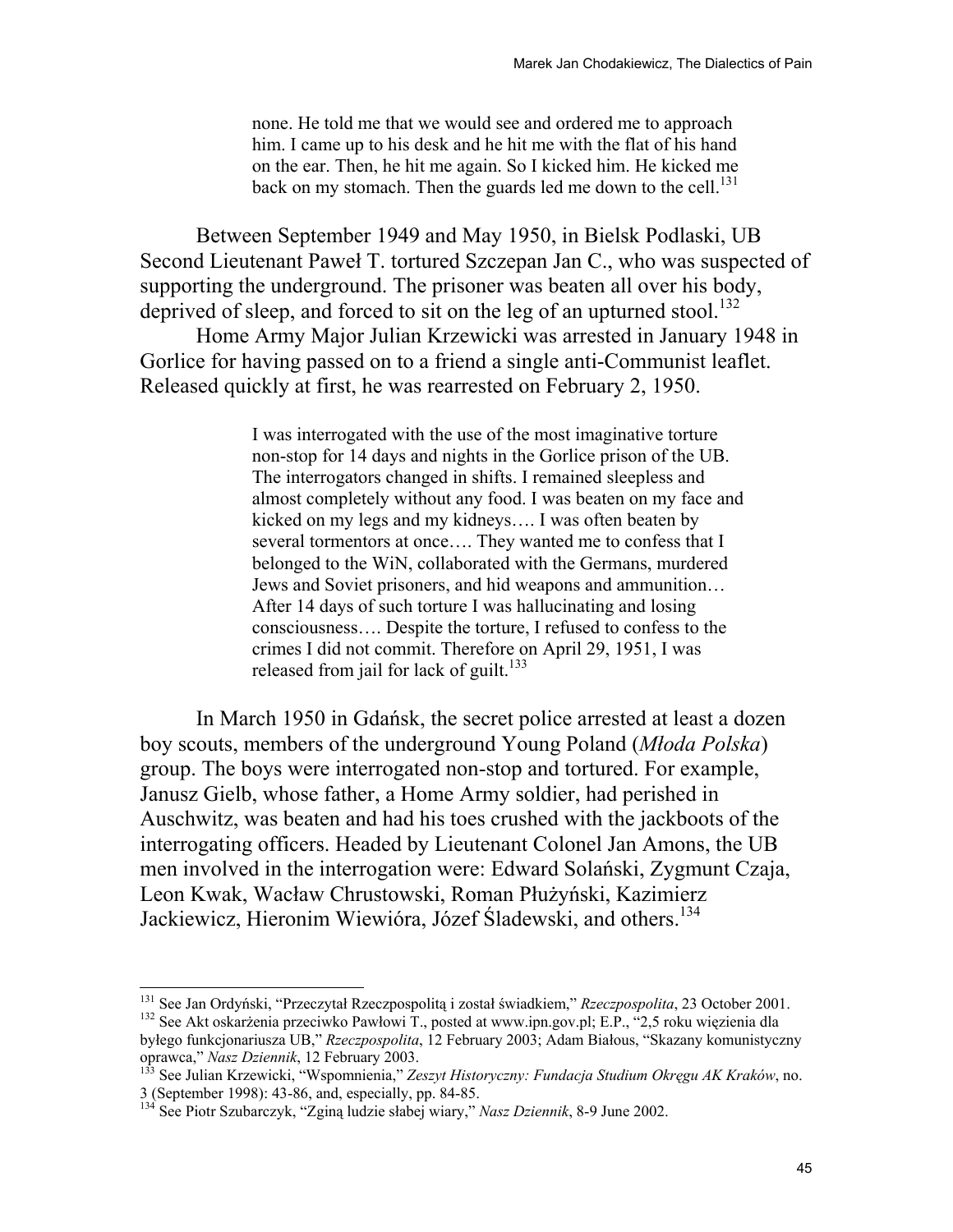> none. He told me that we would see and ordered me to approach him. I came up to his desk and he hit me with the flat of his hand on the ear. Then, he hit me again. So I kicked him. He kicked me back on my stomach. Then the guards led me down to the cell.[131]

Between September 1949 and May 1950, in Bielsk Podlaski, UB Second Lieutenant Paweł T. tortured Szczepan Jan C., who was suspected of supporting the underground. The prisoner was beaten all over his body, deprived of sleep, and forced to sit on the leg of an upturned stool.[132]

Home Army Major Julian Krzewicki was arrested in January 1948 in Gorlice for having passed on to a friend a single anti-Communist leaflet. Released quickly at first, he was rearrested on February 2, 1950.

> I was interrogated with the use of the most imaginative torture non-stop for 14 days and nights in the Gorlice prison of the UB. The interrogators changed in shifts. I remained sleepless and almost completely without any food. I was beaten on my face and kicked on my legs and my kidneys…. I was often beaten by several tormentors at once…. They wanted me to confess that I belonged to the WiN, collaborated with the Germans, murdered Jews and Soviet prisoners, and hid weapons and ammunition… After 14 days of such torture I was hallucinating and losing consciousness…. Despite the torture, I refused to confess to the crimes I did not commit. Therefore on April 29, 1951, I was released from jail for lack of guilt.[133]

In March 1950 in Gdańsk, the secret police arrested at least a dozen boy scouts, members of the underground Young Poland (*Młoda Polska*) group. The boys were interrogated non-stop and tortured. For example, Janusz Gielb, whose father, a Home Army soldier, had perished in Auschwitz, was beaten and had his toes crushed with the jackboots of the interrogating officers. Headed by Lieutenant Colonel Jan Amons, the UB men involved in the interrogation were: Edward Solański, Zygmunt Czaja, Leon Kwak, Wacław Chrustowski, Roman Płużyński, Kazimierz Jackiewicz, Hieronim Wiewióra, Józef Śladewski, and others.[134]

---

[131] See Jan Ordyński, "Przeczytał Rzeczpospolitą i został świadkiem," *Rzeczpospolita*, 23 October 2001.

[132] See Akt oskarżenia przeciwko Pawłowi T., posted at www.ipn.gov.pl; E.P., "2,5 roku więzienia dla byłego funkcjonariusza UB," *Rzeczpospolita*, 12 February 2003; Adam Białous, "Skazany komunistyczny oprawca," *Nasz Dziennik*, 12 February 2003.

[133] See Julian Krzewicki, "Wspomnienia," *Zeszyt Historyczny: Fundacja Studium Okręgu AK Kraków*, no. 3 (September 1998): 43-86, and, especially, pp. 84-85.

[134] See Piotr Szubarczyk, "Zginą ludzie słabej wiary," *Nasz Dziennik*, 8-9 June 2002.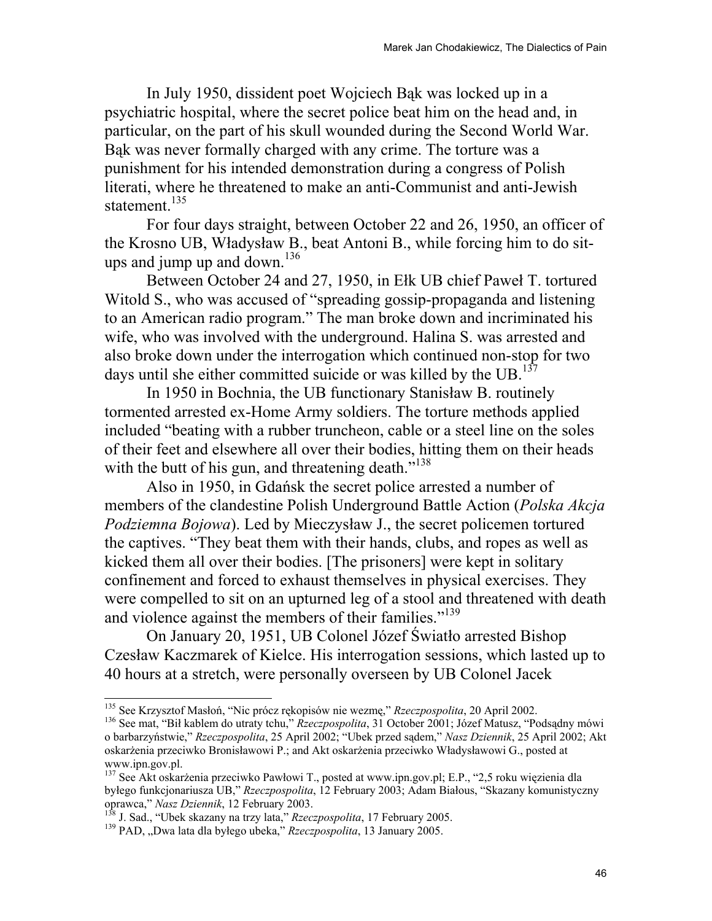In July 1950, dissident poet Wojciech Bąk was locked up in a psychiatric hospital, where the secret police beat him on the head and, in particular, on the part of his skull wounded during the Second World War. Bąk was never formally charged with any crime. The torture was a punishment for his intended demonstration during a congress of Polish literati, where he threatened to make an anti-Communist and anti-Jewish statement.[135]

For four days straight, between October 22 and 26, 1950, an officer of the Krosno UB, Władysław B., beat Antoni B., while forcing him to do sit-ups and jump up and down.[136]

Between October 24 and 27, 1950, in Ełk UB chief Paweł T. tortured Witold S., who was accused of "spreading gossip-propaganda and listening to an American radio program." The man broke down and incriminated his wife, who was involved with the underground. Halina S. was arrested and also broke down under the interrogation which continued non-stop for two days until she either committed suicide or was killed by the UB.[137]

In 1950 in Bochnia, the UB functionary Stanisław B. routinely tormented arrested ex-Home Army soldiers. The torture methods applied included "beating with a rubber truncheon, cable or a steel line on the soles of their feet and elsewhere all over their bodies, hitting them on their heads with the butt of his gun, and threatening death."[138]

Also in 1950, in Gdańsk the secret police arrested a number of members of the clandestine Polish Underground Battle Action (*Polska Akcja Podziemna Bojowa*). Led by Mieczysław J., the secret policemen tortured the captives. "They beat them with their hands, clubs, and ropes as well as kicked them all over their bodies. [The prisoners] were kept in solitary confinement and forced to exhaust themselves in physical exercises. They were compelled to sit on an upturned leg of a stool and threatened with death and violence against the members of their families."[139]

On January 20, 1951, UB Colonel Józef Światło arrested Bishop Czesław Kaczmarek of Kielce. His interrogation sessions, which lasted up to 40 hours at a stretch, were personally overseen by UB Colonel Jacek

---

[135] See Krzysztof Masłoń, "Nic prócz rękopisów nie wezmę," *Rzeczpospolita*, 20 April 2002.

[136] See mat, "Bił kablem do utraty tchu," *Rzeczpospolita*, 31 October 2001; Józef Matusz, "Podsądny mówi o barbarzyństwie," *Rzeczpospolita*, 25 April 2002; "Ubek przed sądem," *Nasz Dziennik*, 25 April 2002; Akt oskarżenia przeciwko Bronisławowi P.; and Akt oskarżenia przeciwko Władysławowi G., posted at www.ipn.gov.pl.

[137] See Akt oskarżenia przeciwko Pawłowi T., posted at www.ipn.gov.pl; E.P., "2,5 roku więzienia dla byłego funkcjonariusza UB," *Rzeczpospolita*, 12 February 2003; Adam Białous, "Skazany komunistyczny oprawca," *Nasz Dziennik*, 12 February 2003.

[138] J. Sad., "Ubek skazany na trzy lata," *Rzeczpospolita*, 17 February 2005.

[139] PAD, „Dwa lata dla byłego ubeka," *Rzeczpospolita*, 13 January 2005.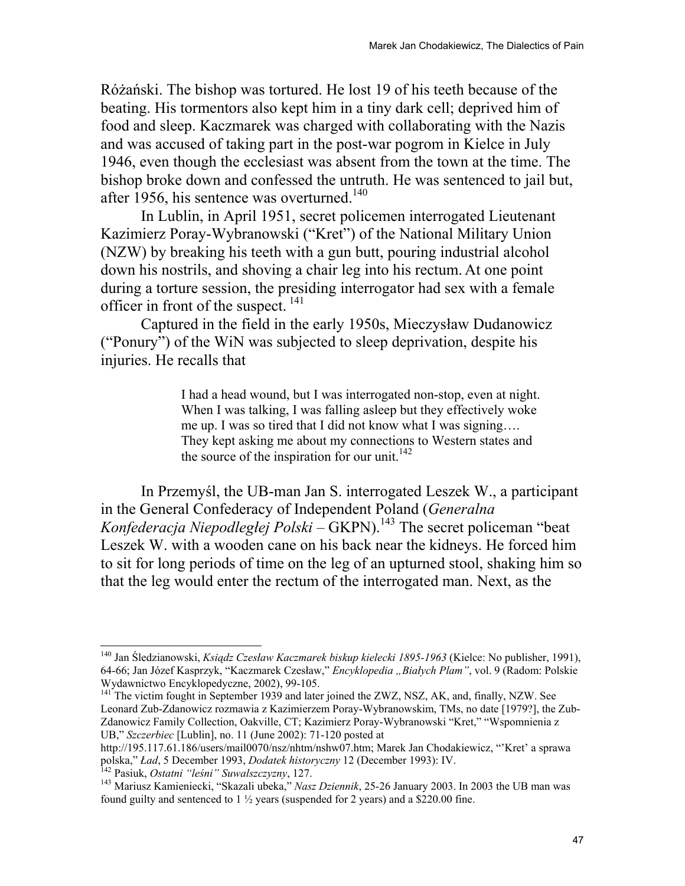Różański. The bishop was tortured. He lost 19 of his teeth because of the beating. His tormentors also kept him in a tiny dark cell; deprived him of food and sleep. Kaczmarek was charged with collaborating with the Nazis and was accused of taking part in the post-war pogrom in Kielce in July 1946, even though the ecclesiast was absent from the town at the time. The bishop broke down and confessed the untruth. He was sentenced to jail but, after 1956, his sentence was overturned.[140]

In Lublin, in April 1951, secret policemen interrogated Lieutenant Kazimierz Poray-Wybranowski ("Kret") of the National Military Union (NZW) by breaking his teeth with a gun butt, pouring industrial alcohol down his nostrils, and shoving a chair leg into his rectum. At one point during a torture session, the presiding interrogator had sex with a female officer in front of the suspect.[141]

Captured in the field in the early 1950s, Mieczysław Dudanowicz ("Ponury") of the WiN was subjected to sleep deprivation, despite his injuries. He recalls that

> I had a head wound, but I was interrogated non-stop, even at night. When I was talking, I was falling asleep but they effectively woke me up. I was so tired that I did not know what I was signing…. They kept asking me about my connections to Western states and the source of the inspiration for our unit.[142]

In Przemyśl, the UB-man Jan S. interrogated Leszek W., a participant in the General Confederacy of Independent Poland (*Generalna Konfederacja Niepodległej Polski* – GKPN).[143] The secret policeman "beat Leszek W. with a wooden cane on his back near the kidneys. He forced him to sit for long periods of time on the leg of an upturned stool, shaking him so that the leg would enter the rectum of the interrogated man. Next, as the

---

[140] Jan Śledzianowski, *Ksiądz Czesław Kaczmarek biskup kielecki 1895-1963* (Kielce: No publisher, 1991), 64-66; Jan Józef Kasprzyk, "Kaczmarek Czesław," *Encyklopedia „Białych Plam"*, vol. 9 (Radom: Polskie Wydawnictwo Encyklopedyczne, 2002), 99-105.

[141] The victim fought in September 1939 and later joined the ZWZ, NSZ, AK, and, finally, NZW. See Leonard Zub-Zdanowicz rozmawia z Kazimierzem Poray-Wybranowskim, TMs, no date [1979?], the Zub-Zdanowicz Family Collection, Oakville, CT; Kazimierz Poray-Wybranowski "Kret," "Wspomnienia z UB," *Szczerbiec* [Lublin], no. 11 (June 2002): 71-120 posted at http://195.117.61.186/users/mail0070/nsz/nhtm/nshw07.htm; Marek Jan Chodakiewicz, "'Kret' a sprawa polska," *Ład*, 5 December 1993, *Dodatek historyczny* 12 (December 1993): IV.

[142] Pasiuk, *Ostatni "leśni" Suwalszczyzny*, 127.

[143] Mariusz Kamieniecki, "Skazali ubeka," *Nasz Dziennik*, 25-26 January 2003. In 2003 the UB man was found guilty and sentenced to 1 ½ years (suspended for 2 years) and a $220.00 fine.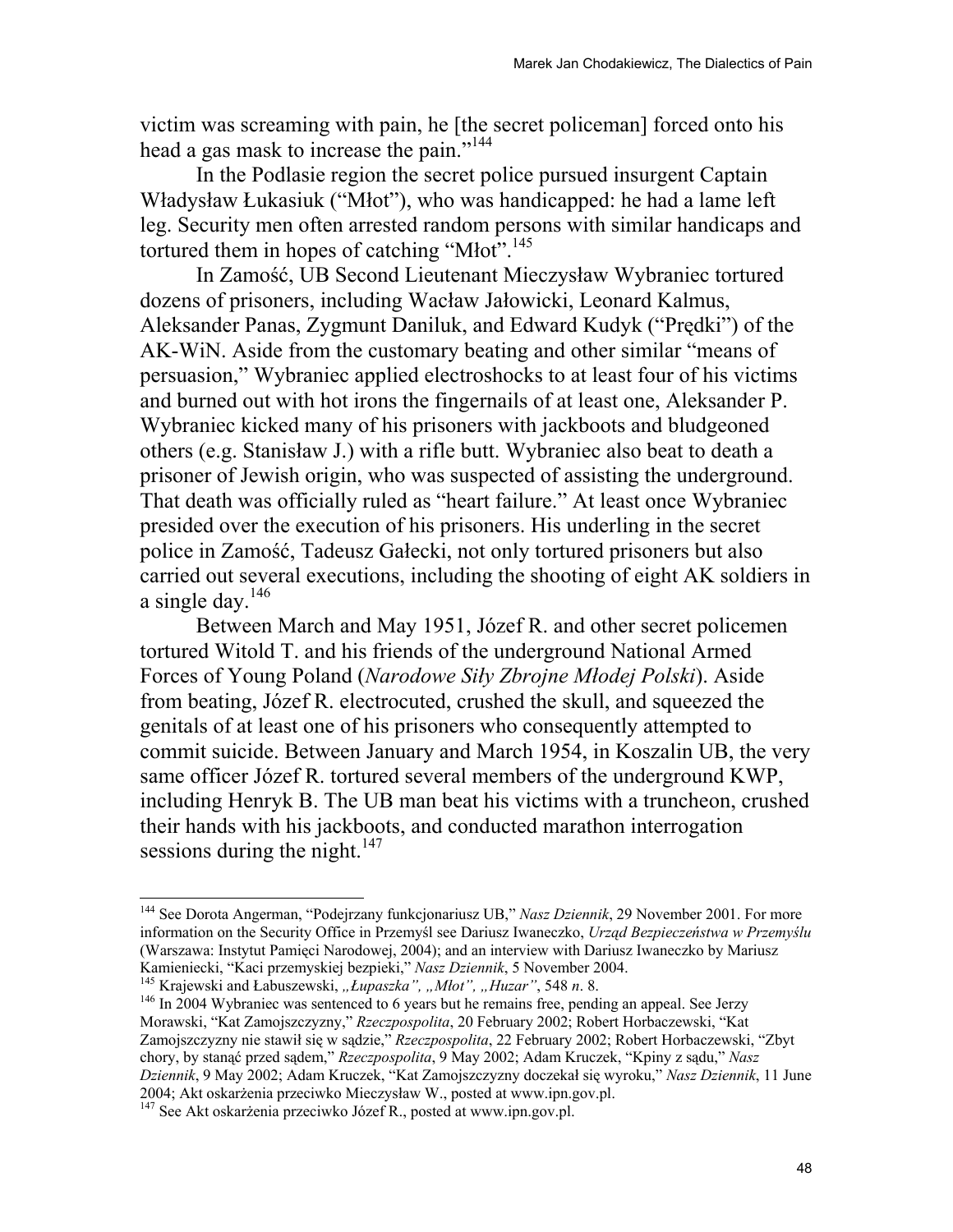victim was screaming with pain, he [the secret policeman] forced onto his head a gas mask to increase the pain."[144]

In the Podlasie region the secret police pursued insurgent Captain Władysław Łukasiuk ("Młot"), who was handicapped: he had a lame left leg. Security men often arrested random persons with similar handicaps and tortured them in hopes of catching "Młot".[145]

In Zamość, UB Second Lieutenant Mieczysław Wybraniec tortured dozens of prisoners, including Wacław Jałowicki, Leonard Kalmus, Aleksander Panas, Zygmunt Daniluk, and Edward Kudyk ("Prędki") of the AK-WiN. Aside from the customary beating and other similar "means of persuasion," Wybraniec applied electroshocks to at least four of his victims and burned out with hot irons the fingernails of at least one, Aleksander P. Wybraniec kicked many of his prisoners with jackboots and bludgeoned others (e.g. Stanisław J.) with a rifle butt. Wybraniec also beat to death a prisoner of Jewish origin, who was suspected of assisting the underground. That death was officially ruled as "heart failure." At least once Wybraniec presided over the execution of his prisoners. His underling in the secret police in Zamość, Tadeusz Gałecki, not only tortured prisoners but also carried out several executions, including the shooting of eight AK soldiers in a single day.[146]

Between March and May 1951, Józef R. and other secret policemen tortured Witold T. and his friends of the underground National Armed Forces of Young Poland (*Narodowe Siły Zbrojne Młodej Polski*). Aside from beating, Józef R. electrocuted, crushed the skull, and squeezed the genitals of at least one of his prisoners who consequently attempted to commit suicide. Between January and March 1954, in Koszalin UB, the very same officer Józef R. tortured several members of the underground KWP, including Henryk B. The UB man beat his victims with a truncheon, crushed their hands with his jackboots, and conducted marathon interrogation sessions during the night.[147]

---

[144] See Dorota Angerman, "Podejrzany funkcjonariusz UB," *Nasz Dziennik*, 29 November 2001. For more information on the Security Office in Przemyśl see Dariusz Iwaneczko, *Urząd Bezpieczeństwa w Przemyślu* (Warszawa: Instytut Pamięci Narodowej, 2004); and an interview with Dariusz Iwaneczko by Mariusz Kamieniecki, "Kaci przemyskiej bezpieki," *Nasz Dziennik*, 5 November 2004.

[145] Krajewski and Łabuszewski, *„Łupaszka", „Młot", „Huzar"*, 548 *n*. 8.

[146] In 2004 Wybraniec was sentenced to 6 years but he remains free, pending an appeal. See Jerzy Morawski, "Kat Zamojszczyzny," *Rzeczpospolita*, 20 February 2002; Robert Horbaczewski, "Kat Zamojszczyzny nie stawił się w sądzie," *Rzeczpospolita*, 22 February 2002; Robert Horbaczewski, "Zbyt chory, by stanąć przed sądem," *Rzeczpospolita*, 9 May 2002; Adam Kruczek, "Kpiny z sądu," *Nasz Dziennik*, 9 May 2002; Adam Kruczek, "Kat Zamojszczyzny doczekał się wyroku," *Nasz Dziennik*, 11 June 2004; Akt oskarżenia przeciwko Mieczysław W., posted at www.ipn.gov.pl.

[147] See Akt oskarżenia przeciwko Józef R., posted at www.ipn.gov.pl.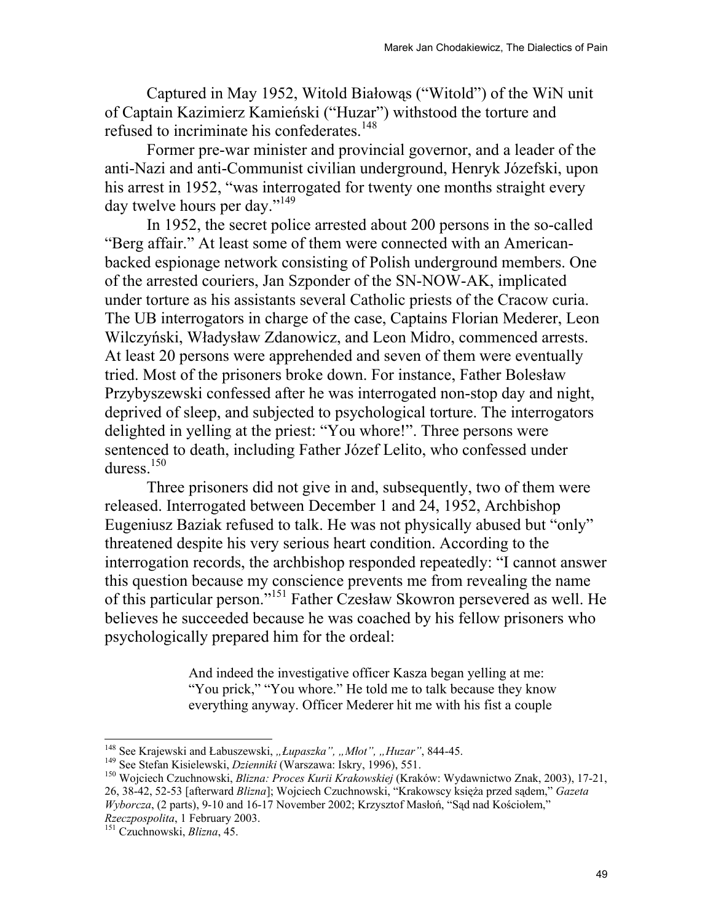Captured in May 1952, Witold Białowąs ("Witold") of the WiN unit of Captain Kazimierz Kamieński ("Huzar") withstood the torture and refused to incriminate his confederates.[148]

Former pre-war minister and provincial governor, and a leader of the anti-Nazi and anti-Communist civilian underground, Henryk Józefski, upon his arrest in 1952, "was interrogated for twenty one months straight every day twelve hours per day."[149]

In 1952, the secret police arrested about 200 persons in the so-called "Berg affair." At least some of them were connected with an American-backed espionage network consisting of Polish underground members. One of the arrested couriers, Jan Szponder of the SN-NOW-AK, implicated under torture as his assistants several Catholic priests of the Cracow curia. The UB interrogators in charge of the case, Captains Florian Mederer, Leon Wilczyński, Władysław Zdanowicz, and Leon Midro, commenced arrests. At least 20 persons were apprehended and seven of them were eventually tried. Most of the prisoners broke down. For instance, Father Bolesław Przybyszewski confessed after he was interrogated non-stop day and night, deprived of sleep, and subjected to psychological torture. The interrogators delighted in yelling at the priest: "You whore!". Three persons were sentenced to death, including Father Józef Lelito, who confessed under duress.[150]

Three prisoners did not give in and, subsequently, two of them were released. Interrogated between December 1 and 24, 1952, Archbishop Eugeniusz Baziak refused to talk. He was not physically abused but "only" threatened despite his very serious heart condition. According to the interrogation records, the archbishop responded repeatedly: "I cannot answer this question because my conscience prevents me from revealing the name of this particular person."[151] Father Czesław Skowron persevered as well. He believes he succeeded because he was coached by his fellow prisoners who psychologically prepared him for the ordeal:

> And indeed the investigative officer Kasza began yelling at me: "You prick," "You whore." He told me to talk because they know everything anyway. Officer Mederer hit me with his fist a couple

---

[148] See Krajewski and Łabuszewski, *„Łupaszka", „Młot", „Huzar"*, 844-45.

[149] See Stefan Kisielewski, *Dzienniki* (Warszawa: Iskry, 1996), 551.

[150] Wojciech Czuchnowski, *Blizna: Proces Kurii Krakowskiej* (Kraków: Wydawnictwo Znak, 2003), 17-21, 26, 38-42, 52-53 [afterward *Blizna*]; Wojciech Czuchnowski, "Krakowscy księża przed sądem," *Gazeta Wyborcza*, (2 parts), 9-10 and 16-17 November 2002; Krzysztof Masłoń, "Sąd nad Kościołem," *Rzeczpospolita*, 1 February 2003.

[151] Czuchnowski, *Blizna*, 45.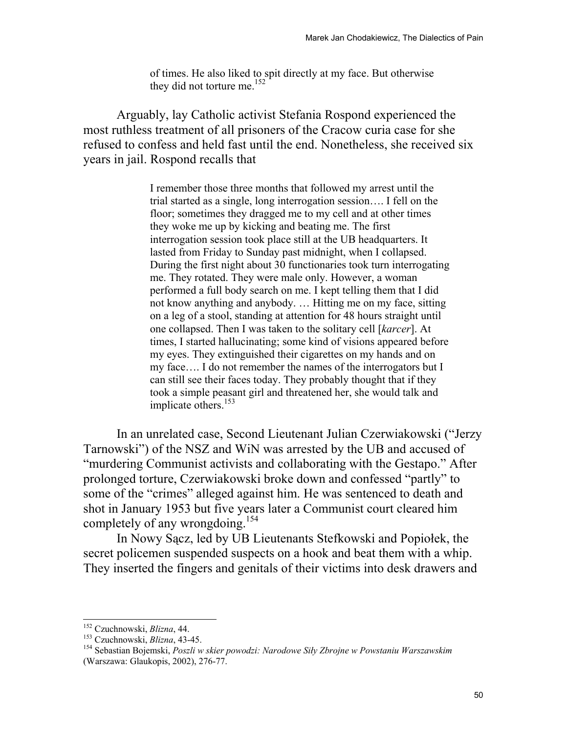> of times. He also liked to spit directly at my face. But otherwise they did not torture me.[152]

Arguably, lay Catholic activist Stefania Rospond experienced the most ruthless treatment of all prisoners of the Cracow curia case for she refused to confess and held fast until the end. Nonetheless, she received six years in jail. Rospond recalls that

> I remember those three months that followed my arrest until the trial started as a single, long interrogation session…. I fell on the floor; sometimes they dragged me to my cell and at other times they woke me up by kicking and beating me. The first interrogation session took place still at the UB headquarters. It lasted from Friday to Sunday past midnight, when I collapsed. During the first night about 30 functionaries took turn interrogating me. They rotated. They were male only. However, a woman performed a full body search on me. I kept telling them that I did not know anything and anybody. … Hitting me on my face, sitting on a leg of a stool, standing at attention for 48 hours straight until one collapsed. Then I was taken to the solitary cell [*karcer*]. At times, I started hallucinating; some kind of visions appeared before my eyes. They extinguished their cigarettes on my hands and on my face…. I do not remember the names of the interrogators but I can still see their faces today. They probably thought that if they took a simple peasant girl and threatened her, she would talk and implicate others.[153]

In an unrelated case, Second Lieutenant Julian Czerwiakowski ("Jerzy Tarnowski") of the NSZ and WiN was arrested by the UB and accused of "murdering Communist activists and collaborating with the Gestapo." After prolonged torture, Czerwiakowski broke down and confessed "partly" to some of the "crimes" alleged against him. He was sentenced to death and shot in January 1953 but five years later a Communist court cleared him completely of any wrongdoing.[154]

In Nowy Sącz, led by UB Lieutenants Stefkowski and Popiołek, the secret policemen suspended suspects on a hook and beat them with a whip. They inserted the fingers and genitals of their victims into desk drawers and

---

[152] Czuchnowski, *Blizna*, 44.

[153] Czuchnowski, *Blizna*, 43-45.

[154] Sebastian Bojemski, *Poszli w skier powodzi: Narodowe Siły Zbrojne w Powstaniu Warszawskim* (Warszawa: Glaukopis, 2002), 276-77.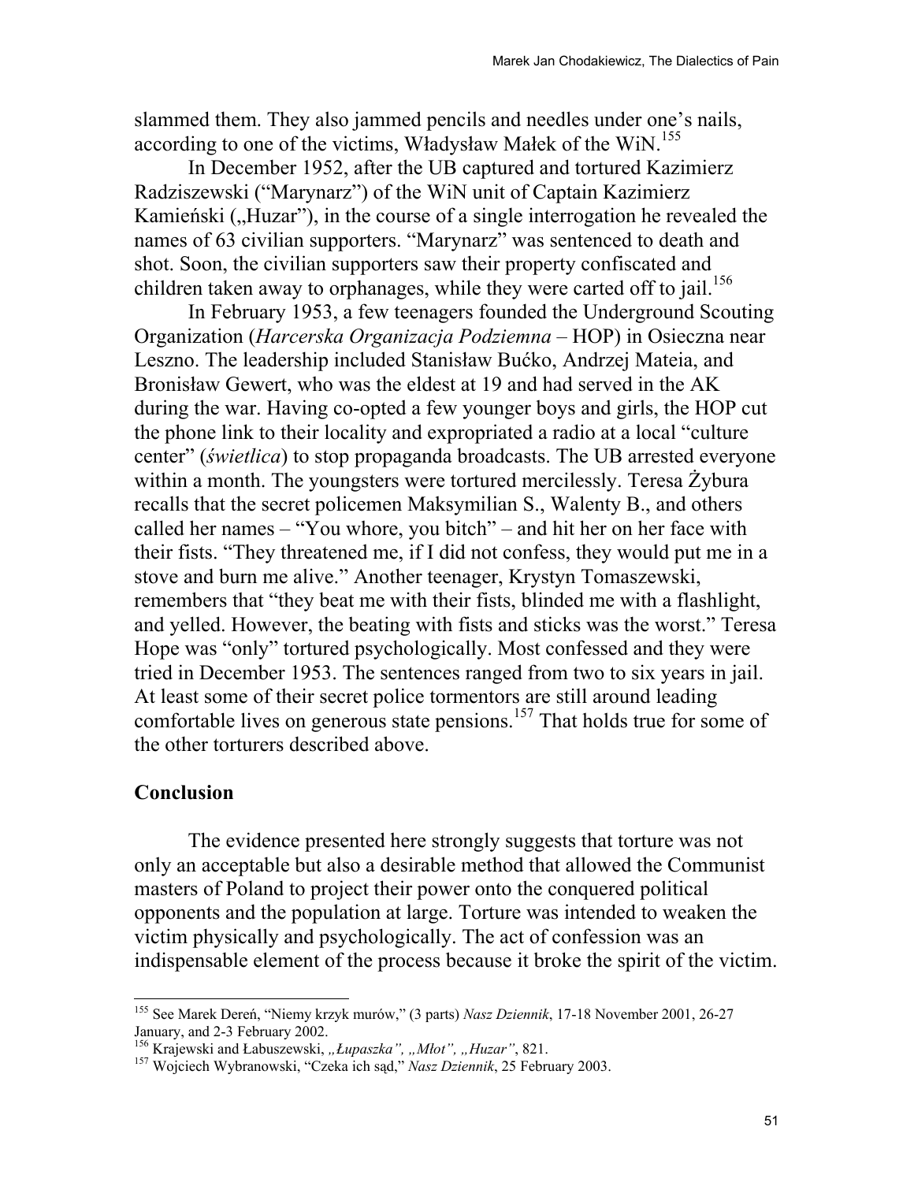slammed them. They also jammed pencils and needles under one's nails, according to one of the victims, Władysław Małek of the WiN.[155]

In December 1952, after the UB captured and tortured Kazimierz Radziszewski ("Marynarz") of the WiN unit of Captain Kazimierz Kamieński („Huzar"), in the course of a single interrogation he revealed the names of 63 civilian supporters. "Marynarz" was sentenced to death and shot. Soon, the civilian supporters saw their property confiscated and children taken away to orphanages, while they were carted off to jail.[156]

In February 1953, a few teenagers founded the Underground Scouting Organization (*Harcerska Organizacja Podziemna* – HOP) in Osieczna near Leszno. The leadership included Stanisław Bućko, Andrzej Mateia, and Bronisław Gewert, who was the eldest at 19 and had served in the AK during the war. Having co-opted a few younger boys and girls, the HOP cut the phone link to their locality and expropriated a radio at a local "culture center" (*świetlica*) to stop propaganda broadcasts. The UB arrested everyone within a month. The youngsters were tortured mercilessly. Teresa Żybura recalls that the secret policemen Maksymilian S., Walenty B., and others called her names – "You whore, you bitch" – and hit her on her face with their fists. "They threatened me, if I did not confess, they would put me in a stove and burn me alive." Another teenager, Krystyn Tomaszewski, remembers that "they beat me with their fists, blinded me with a flashlight, and yelled. However, the beating with fists and sticks was the worst." Teresa Hope was "only" tortured psychologically. Most confessed and they were tried in December 1953. The sentences ranged from two to six years in jail. At least some of their secret police tormentors are still around leading comfortable lives on generous state pensions.[157] That holds true for some of the other torturers described above.

## Conclusion

The evidence presented here strongly suggests that torture was not only an acceptable but also a desirable method that allowed the Communist masters of Poland to project their power onto the conquered political opponents and the population at large. Torture was intended to weaken the victim physically and psychologically. The act of confession was an indispensable element of the process because it broke the spirit of the victim.

---

[155] See Marek Dereń, "Niemy krzyk murów," (3 parts) *Nasz Dziennik*, 17-18 November 2001, 26-27 January, and 2-3 February 2002.

[156] Krajewski and Łabuszewski, *„Łupaszka", „Młot", „Huzar"*, 821.

[157] Wojciech Wybranowski, "Czeka ich sąd," *Nasz Dziennik*, 25 February 2003.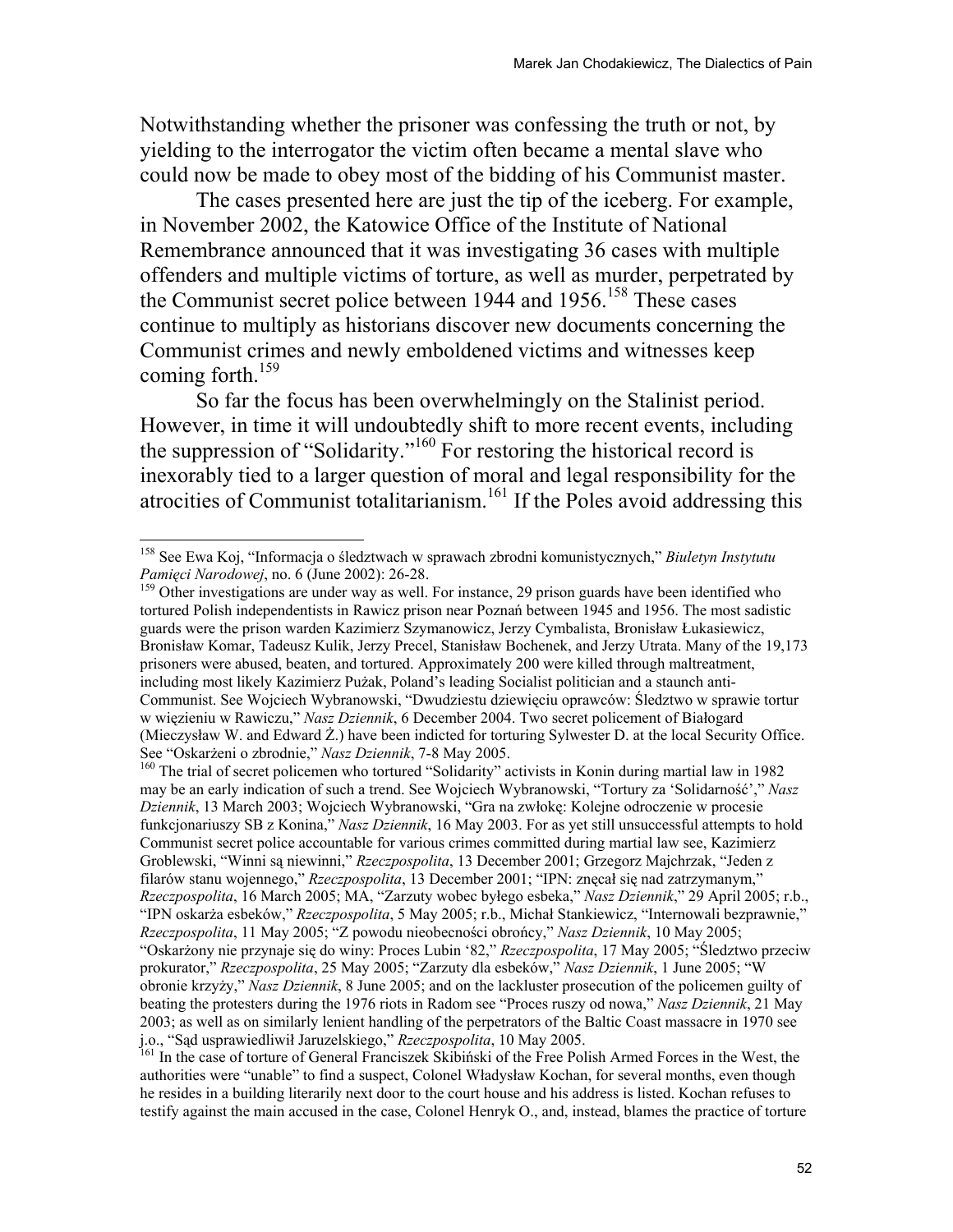Notwithstanding whether the prisoner was confessing the truth or not, by yielding to the interrogator the victim often became a mental slave who could now be made to obey most of the bidding of his Communist master.

The cases presented here are just the tip of the iceberg. For example, in November 2002, the Katowice Office of the Institute of National Remembrance announced that it was investigating 36 cases with multiple offenders and multiple victims of torture, as well as murder, perpetrated by the Communist secret police between 1944 and 1956.[158] These cases continue to multiply as historians discover new documents concerning the Communist crimes and newly emboldened victims and witnesses keep coming forth.[159]

So far the focus has been overwhelmingly on the Stalinist period. However, in time it will undoubtedly shift to more recent events, including the suppression of "Solidarity."[160] For restoring the historical record is inexorably tied to a larger question of moral and legal responsibility for the atrocities of Communist totalitarianism.[161] If the Poles avoid addressing this

---

[158] See Ewa Koj, "Informacja o śledztwach w sprawach zbrodni komunistycznych," *Biuletyn Instytutu Pamięci Narodowej*, no. 6 (June 2002): 26-28.

[159] Other investigations are under way as well. For instance, 29 prison guards have been identified who tortured Polish independentists in Rawicz prison near Poznań between 1945 and 1956. The most sadistic guards were the prison warden Kazimierz Szymanowicz, Jerzy Cymbalista, Bronisław Łukasiewicz, Bronisław Komar, Tadeusz Kulik, Jerzy Precel, Stanisław Bochenek, and Jerzy Utrata. Many of the 19,173 prisoners were abused, beaten, and tortured. Approximately 200 were killed through maltreatment, including most likely Kazimierz Pużak, Poland's leading Socialist politician and a staunch anti-Communist. See Wojciech Wybranowski, "Dwudziestu dziewięciu oprawców: Śledztwo w sprawie tortur w więzieniu w Rawiczu," *Nasz Dziennik*, 6 December 2004. Two secret policemen of Białogard (Mieczysław W. and Edward Ż.) have been indicted for torturing Sylwester D. at the local Security Office. See "Oskarżeni o zbrodnie," *Nasz Dziennik*, 7-8 May 2005.

[160] The trial of secret policemen who tortured "Solidarity" activists in Konin during martial law in 1982 may be an early indication of such a trend. See Wojciech Wybranowski, "Tortury za 'Solidarność'," *Nasz Dziennik*, 13 March 2003; Wojciech Wybranowski, "Gra na zwłokę: Kolejne odroczenie w procesie funkcjonariuszy SB z Konina," *Nasz Dziennik*, 16 May 2003. For as yet still unsuccessful attempts to hold Communist secret police accountable for various crimes committed during martial law see, Kazimierz Groblewski, "Winni są niewinni," *Rzeczpospolita*, 13 December 2001; Grzegorz Majchrzak, "Jeden z filarów stanu wojennego," *Rzeczpospolita*, 13 December 2001; "IPN: znęcał się nad zatrzymanym," *Rzeczpospolita*, 16 March 2005; MA, "Zarzuty wobec byłego esbeka," *Nasz Dziennik*," 29 April 2005; r.b., "IPN oskarża esbeków," *Rzeczpospolita*, 5 May 2005; r.b., Michał Stankiewicz, "Internowali bezprawnie," *Rzeczpospolita*, 11 May 2005; "Z powodu nieobecności obrońcy," *Nasz Dziennik*, 10 May 2005; "Oskarżony nie przyznaje się do winy: Proces Lubin '82," *Rzeczpospolita*, 17 May 2005; "Śledztwo przeciw prokurator," *Rzeczpospolita*, 25 May 2005; "Zarzuty dla esbeków," *Nasz Dziennik*, 1 June 2005; "W obronie krzyży," *Nasz Dziennik*, 8 June 2005; and on the lackluster prosecution of the policemen guilty of beating the protesters during the 1976 riots in Radom see "Proces ruszy od nowa," *Nasz Dziennik*, 21 May 2003; as well as on similarly lenient handling of the perpetrators of the Baltic Coast massacre in 1970 see j.o., "Sąd usprawiedliwił Jaruzelskiego," *Rzeczpospolita*, 10 May 2005.

[161] In the case of torture of General Franciszek Skibiński of the Free Polish Armed Forces in the West, the authorities were "unable" to find a suspect, Colonel Władysław Kochan, for several months, even though he resides in a building literarily next door to the court house and his address is listed. Kochan refuses to testify against the main accused in the case, Colonel Henryk O., and, instead, blames the practice of torture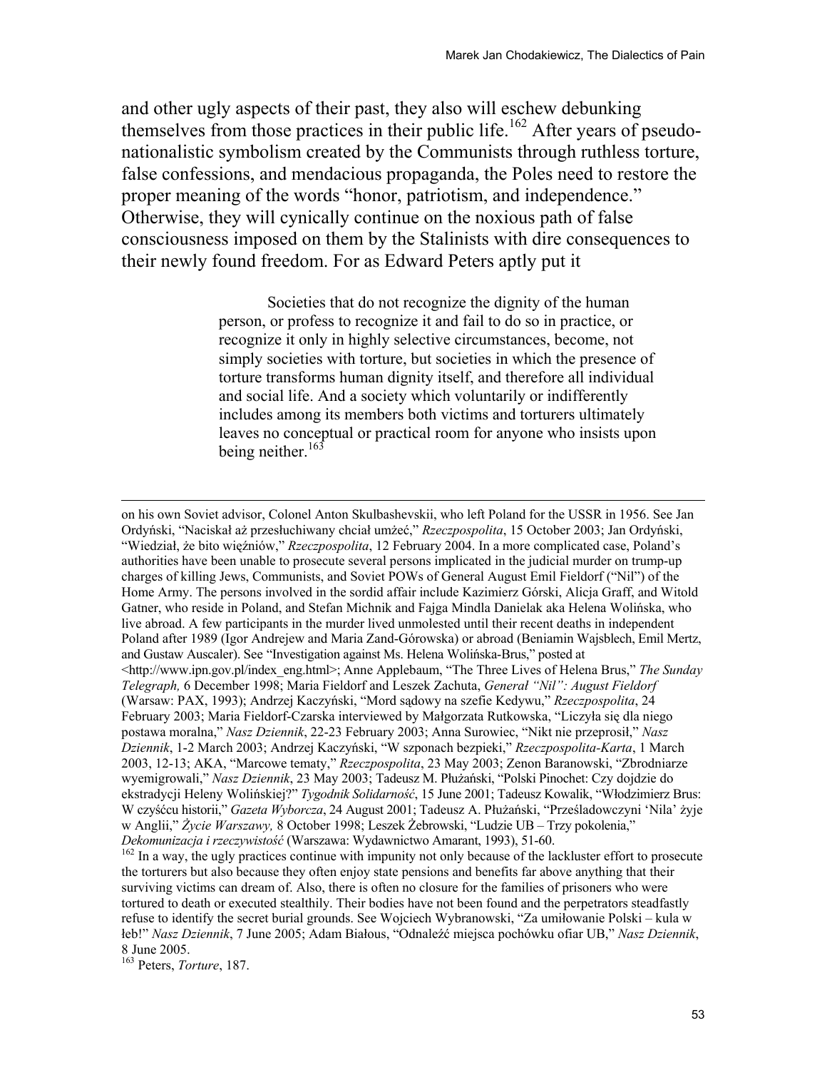and other ugly aspects of their past, they also will eschew debunking themselves from those practices in their public life.[162] After years of pseudo-nationalistic symbolism created by the Communists through ruthless torture, false confessions, and mendacious propaganda, the Poles need to restore the proper meaning of the words "honor, patriotism, and independence." Otherwise, they will cynically continue on the noxious path of false consciousness imposed on them by the Stalinists with dire consequences to their newly found freedom. For as Edward Peters aptly put it

> Societies that do not recognize the dignity of the human person, or profess to recognize it and fail to do so in practice, or recognize it only in highly selective circumstances, become, not simply societies with torture, but societies in which the presence of torture transforms human dignity itself, and therefore all individual and social life. And a society which voluntarily or indifferently includes among its members both victims and torturers ultimately leaves no conceptual or practical room for anyone who insists upon being neither.[163]

---

on his own Soviet advisor, Colonel Anton Skulbashevskii, who left Poland for the USSR in 1956. See Jan Ordyński, "Naciskał aż przesłuchiwany chciał umżeć," *Rzeczpospolita*, 15 October 2003; Jan Ordyński, "Wiedział, że bito więźniów," *Rzeczpospolita*, 12 February 2004. In a more complicated case, Poland's authorities have been unable to prosecute several persons implicated in the judicial murder on trump-up charges of killing Jews, Communists, and Soviet POWs of General August Emil Fieldorf ("Nil") of the Home Army. The persons involved in the sordid affair include Kazimierz Górski, Alicja Graff, and Witold Gatner, who reside in Poland, and Stefan Michnik and Fajga Mindla Danielak aka Helena Wolińska, who live abroad. A few participants in the murder lived unmolested until their recent deaths in independent Poland after 1989 (Igor Andrejew and Maria Zand-Górowska) or abroad (Beniamin Wajsblech, Emil Mertz, and Gustaw Auscaler). See "Investigation against Ms. Helena Wolińska-Brus," posted at <http://www.ipn.gov.pl/index_eng.html>; Anne Applebaum, "The Three Lives of Helena Brus," *The Sunday Telegraph,* 6 December 1998; Maria Fieldorf and Leszek Zachuta, *Generał "Nil": August Fieldorf* (Warsaw: PAX, 1993); Andrzej Kaczyński, "Mord sądowy na szefie Kedywu," *Rzeczpospolita*, 24 February 2003; Maria Fieldorf-Czarska interviewed by Małgorzata Rutkowska, "Liczyła się dla niego postawa moralna," *Nasz Dziennik*, 22-23 February 2003; Anna Surowiec, "Nikt nie przeprosił," *Nasz Dziennik*, 1-2 March 2003; Andrzej Kaczyński, "W szponach bezpieki," *Rzeczpospolita-Karta*, 1 March 2003, 12-13; AKA, "Marcowe tematy," *Rzeczpospolita*, 23 May 2003; Zenon Baranowski, "Zbrodniarze wyemigrowali," *Nasz Dziennik*, 23 May 2003; Tadeusz M. Płużański, "Polski Pinochet: Czy dojdzie do ekstradycji Heleny Wolińskiej?" *Tygodnik Solidarność*, 15 June 2001; Tadeusz Kowalik, "Włodzimierz Brus: W czyśćcu historii," *Gazeta Wyborcza*, 24 August 2001; Tadeusz A. Płużański, "Prześladowczyni 'Nila' żyje w Anglii," *Życie Warszawy,* 8 October 1998; Leszek Żebrowski, "Ludzie UB – Trzy pokolenia," *Dekomunizacja i rzeczywistość* (Warszawa: Wydawnictwo Amarant, 1993), 51-60.

[162] In a way, the ugly practices continue with impunity not only because of the lackluster effort to prosecute the torturers but also because they often enjoy state pensions and benefits far above anything that their surviving victims can dream of. Also, there is often no closure for the families of prisoners who were tortured to death or executed stealthily. Their bodies have not been found and the perpetrators steadfastly refuse to identify the secret burial grounds. See Wojciech Wybranowski, "Za umiłowanie Polski – kula w łeb!" *Nasz Dziennik*, 7 June 2005; Adam Białous, "Odnaleźć miejsca pochówku ofiar UB," *Nasz Dziennik*, 8 June 2005.

[163] Peters, *Torture*, 187.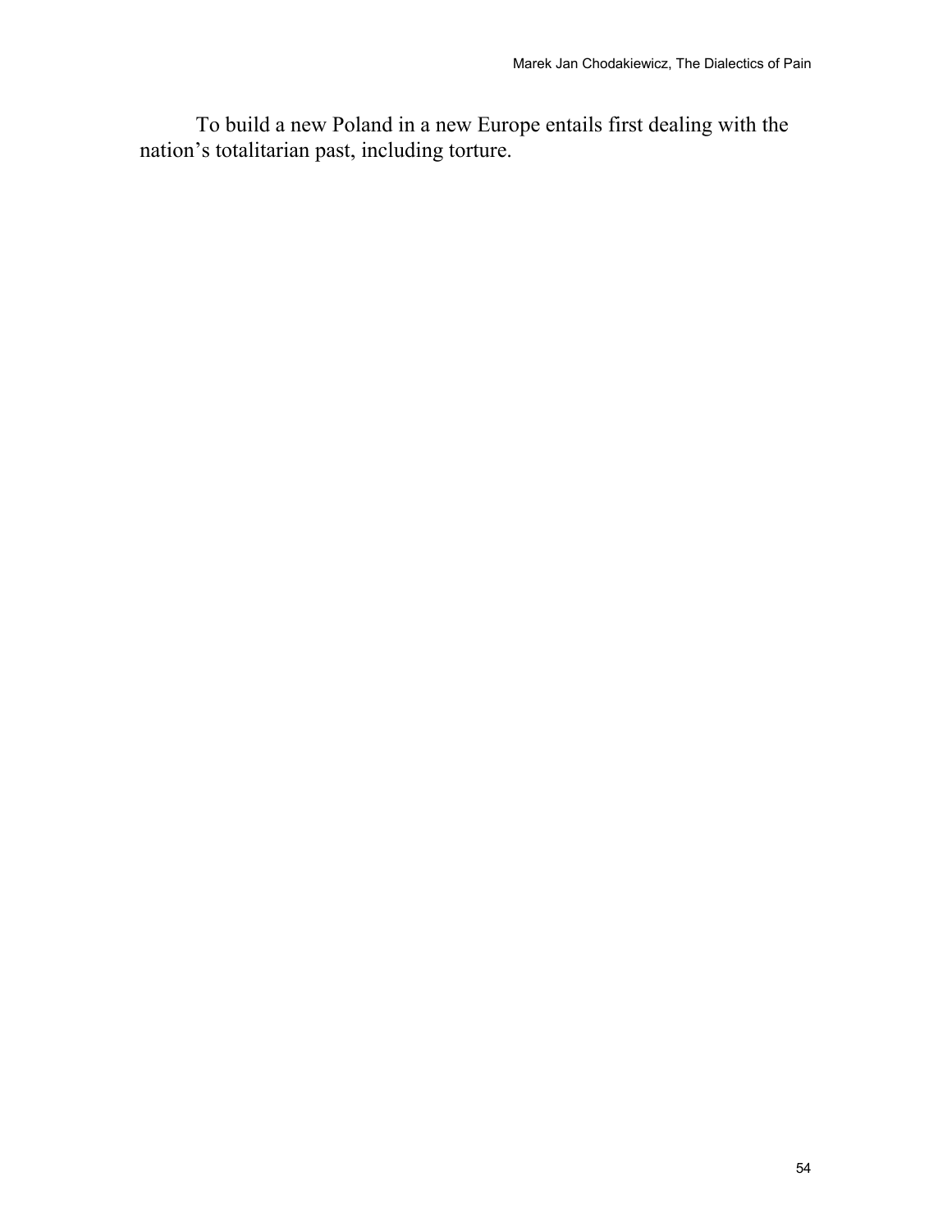To build a new Poland in a new Europe entails first dealing with the nation's totalitarian past, including torture.